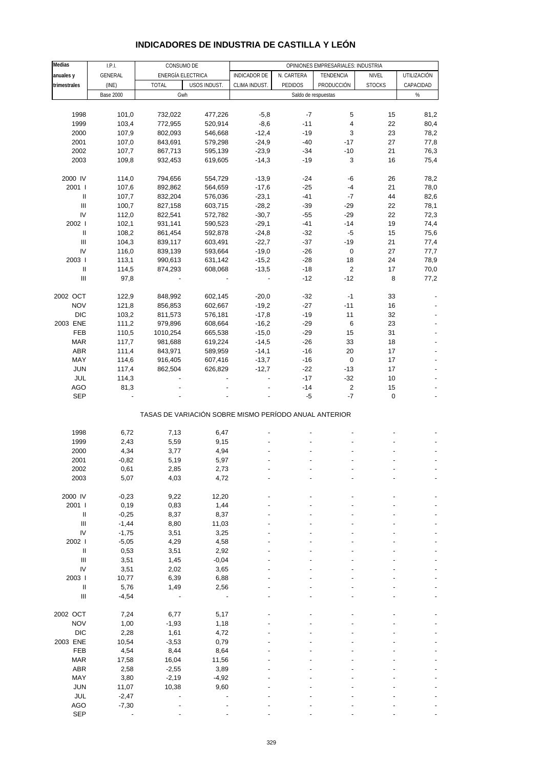# INDICADORES DE INDUSTRIA DE CASTILLA Y LEÓN

| Medias anuales y trimestrales | I.P.I. GENERAL (INE) | CONSUMO DE ENERGÍA ELECTRICA | | OPINIONES EMPRESARIALES: INDUSTRIA | | | | |
|---|---|---|---|---|---|---|---|---|
| | | TOTAL | USOS INDUST. | INDICADOR DE CLIMA INDUST. | N. CARTERA PEDIDOS | TENDENCIA PRODUCCIÓN | NIVEL STOCKS | UTILIZACIÓN CAPACIDAD |
| | Base 2000 | Gwh | | Saldo de respuestas | | | | % |
| 1998 | 101,0 | 732,022 | 477,226 | -5,8 | -7 | 5 | 15 | 81,2 |
| 1999 | 103,4 | 772,955 | 520,914 | -8,6 | -11 | 4 | 22 | 80,4 |
| 2000 | 107,9 | 802,093 | 546,668 | -12,4 | -19 | 3 | 23 | 78,2 |
| 2001 | 107,0 | 843,691 | 579,298 | -24,9 | -40 | -17 | 27 | 77,8 |
| 2002 | 107,7 | 867,713 | 595,139 | -23,9 | -34 | -10 | 21 | 76,3 |
| 2003 | 109,8 | 932,453 | 619,605 | -14,3 | -19 | 3 | 16 | 75,4 |
| 2000 IV | 114,0 | 794,656 | 554,729 | -13,9 | -24 | -6 | 26 | 78,2 |
| 2001 I | 107,6 | 892,862 | 564,659 | -17,6 | -25 | -4 | 21 | 78,0 |
| II | 107,7 | 832,204 | 576,036 | -23,1 | -41 | -7 | 44 | 82,6 |
| III | 100,7 | 827,158 | 603,715 | -28,2 | -39 | -29 | 22 | 78,1 |
| IV | 112,0 | 822,541 | 572,782 | -30,7 | -55 | -29 | 22 | 72,3 |
| 2002 I | 102,1 | 931,141 | 590,523 | -29,1 | -41 | -14 | 19 | 74,4 |
| II | 108,2 | 861,454 | 592,878 | -24,8 | -32 | -5 | 15 | 75,6 |
| III | 104,3 | 839,117 | 603,491 | -22,7 | -37 | -19 | 21 | 77,4 |
| IV | 116,0 | 839,139 | 593,664 | -19,0 | -26 | 0 | 27 | 77,7 |
| 2003 I | 113,1 | 990,613 | 631,142 | -15,2 | -28 | 18 | 24 | 78,9 |
| II | 114,5 | 874,293 | 608,068 | -13,5 | -18 | 2 | 17 | 70,0 |
| III | 97,8 | - | - | - | -12 | -12 | 8 | 77,2 |
| 2002 OCT | 122,9 | 848,992 | 602,145 | -20,0 | -32 | -1 | 33 | - |
| NOV | 121,8 | 856,853 | 602,667 | -19,2 | -27 | -11 | 16 | - |
| DIC | 103,2 | 811,573 | 576,181 | -17,8 | -19 | 11 | 32 | - |
| 2003 ENE | 111,2 | 979,896 | 608,664 | -16,2 | -29 | 6 | 23 | - |
| FEB | 110,5 | 1010,254 | 665,538 | -15,0 | -29 | 15 | 31 | - |
| MAR | 117,7 | 981,688 | 619,224 | -14,5 | -26 | 33 | 18 | - |
| ABR | 111,4 | 843,971 | 589,959 | -14,1 | -16 | 20 | 17 | - |
| MAY | 114,6 | 916,405 | 607,416 | -13,7 | -16 | 0 | 17 | - |
| JUN | 117,4 | 862,504 | 626,829 | -12,7 | -22 | -13 | 17 | - |
| JUL | 114,3 | - | - | - | -17 | -32 | 10 | - |
| AGO | 81,3 | - | - | - | -14 | 2 | 15 | - |
| SEP | - | - | - | - | -5 | -7 | 0 | - |

TASAS DE VARIACIÓN SOBRE MISMO PERÍODO ANUAL ANTERIOR

| | I.P.I. GENERAL | TOTAL | USOS INDUST. | INDICADOR DE CLIMA INDUST. | N. CARTERA PEDIDOS | TENDENCIA PRODUCCIÓN | NIVEL STOCKS | UTILIZACIÓN CAPACIDAD |
|---|---|---|---|---|---|---|---|---|
| 1998 | 6,72 | 7,13 | 6,47 | - | - | - | - | - |
| 1999 | 2,43 | 5,59 | 9,15 | - | - | - | - | - |
| 2000 | 4,34 | 3,77 | 4,94 | - | - | - | - | - |
| 2001 | -0,82 | 5,19 | 5,97 | - | - | - | - | - |
| 2002 | 0,61 | 2,85 | 2,73 | - | - | - | - | - |
| 2003 | 5,07 | 4,03 | 4,72 | - | - | - | - | - |
| 2000 IV | -0,23 | 9,22 | 12,20 | - | - | - | - | - |
| 2001 I | 0,19 | 0,83 | 1,44 | - | - | - | - | - |
| II | -0,25 | 8,37 | 8,37 | - | - | - | - | - |
| III | -1,44 | 8,80 | 11,03 | - | - | - | - | - |
| IV | -1,75 | 3,51 | 3,25 | - | - | - | - | - |
| 2002 I | -5,05 | 4,29 | 4,58 | - | - | - | - | - |
| II | 0,53 | 3,51 | 2,92 | - | - | - | - | - |
| III | 3,51 | 1,45 | -0,04 | - | - | - | - | - |
| IV | 3,51 | 2,02 | 3,65 | - | - | - | - | - |
| 2003 I | 10,77 | 6,39 | 6,88 | - | - | - | - | - |
| II | 5,76 | 1,49 | 2,56 | - | - | - | - | - |
| III | -4,54 | - | - | - | - | - | - | - |
| 2002 OCT | 7,24 | 6,77 | 5,17 | - | - | - | - | - |
| NOV | 1,00 | -1,93 | 1,18 | - | - | - | - | - |
| DIC | 2,28 | 1,61 | 4,72 | - | - | - | - | - |
| 2003 ENE | 10,54 | -3,53 | 0,79 | - | - | - | - | - |
| FEB | 4,54 | 8,44 | 8,64 | - | - | - | - | - |
| MAR | 17,58 | 16,04 | 11,56 | - | - | - | - | - |
| ABR | 2,58 | -2,55 | 3,89 | - | - | - | - | - |
| MAY | 3,80 | -2,19 | -4,92 | - | - | - | - | - |
| JUN | 11,07 | 10,38 | 9,60 | - | - | - | - | - |
| JUL | -2,47 | - | - | - | - | - | - | - |
| AGO | -7,30 | - | - | - | - | - | - | - |
| SEP | - | - | - | - | - | - | - | - |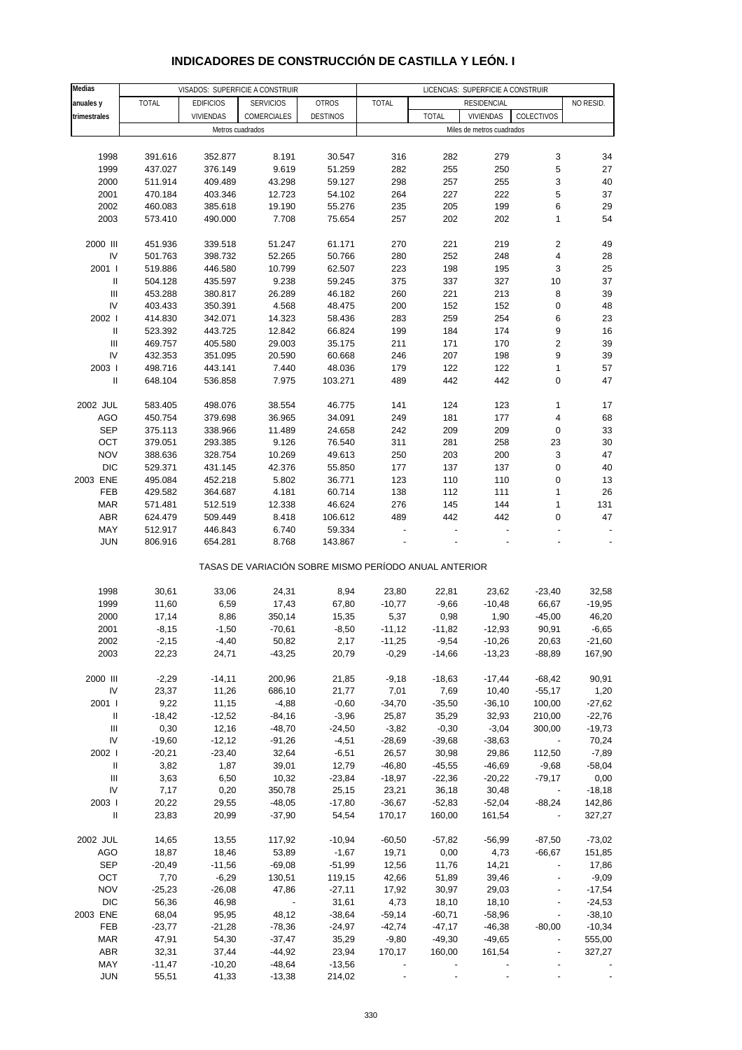# INDICADORES DE CONSTRUCCIÓN DE CASTILLA Y LEÓN. I

| Medias anuales y trimestrales | VISADOS: SUPERFICIE A CONSTRUIR | | | | LICENCIAS: SUPERFICIE A CONSTRUIR | | | | |
|---|---|---|---|---|---|---|---|---|---|
| | TOTAL | EDIFICIOS VIVIENDAS | SERVICIOS COMERCIALES | OTROS DESTINOS | TOTAL | RESIDENCIAL | | | NO RESID. |
| | | | | | | TOTAL | VIVIENDAS | COLECTIVOS | |
| | Metros cuadrados | | | | Miles de metros cuadrados | | | | |
| 1998 | 391.616 | 352.877 | 8.191 | 30.547 | 316 | 282 | 279 | 3 | 34 |
| 1999 | 437.027 | 376.149 | 9.619 | 51.259 | 282 | 255 | 250 | 5 | 27 |
| 2000 | 511.914 | 409.489 | 43.298 | 59.127 | 298 | 257 | 255 | 3 | 40 |
| 2001 | 470.184 | 403.346 | 12.723 | 54.102 | 264 | 227 | 222 | 5 | 37 |
| 2002 | 460.083 | 385.618 | 19.190 | 55.276 | 235 | 205 | 199 | 6 | 29 |
| 2003 | 573.410 | 490.000 | 7.708 | 75.654 | 257 | 202 | 202 | 1 | 54 |
| 2000 III | 451.936 | 339.518 | 51.247 | 61.171 | 270 | 221 | 219 | 2 | 49 |
| IV | 501.763 | 398.732 | 52.265 | 50.766 | 280 | 252 | 248 | 4 | 28 |
| 2001 I | 519.886 | 446.580 | 10.799 | 62.507 | 223 | 198 | 195 | 3 | 25 |
| II | 504.128 | 435.597 | 9.238 | 59.245 | 375 | 337 | 327 | 10 | 37 |
| III | 453.288 | 380.817 | 26.289 | 46.182 | 260 | 221 | 213 | 8 | 39 |
| IV | 403.433 | 350.391 | 4.568 | 48.475 | 200 | 152 | 152 | 0 | 48 |
| 2002 I | 414.830 | 342.071 | 14.323 | 58.436 | 283 | 259 | 254 | 6 | 23 |
| II | 523.392 | 443.725 | 12.842 | 66.824 | 199 | 184 | 174 | 9 | 16 |
| III | 469.757 | 405.580 | 29.003 | 35.175 | 211 | 171 | 170 | 2 | 39 |
| IV | 432.353 | 351.095 | 20.590 | 60.668 | 246 | 207 | 198 | 9 | 39 |
| 2003 I | 498.716 | 443.141 | 7.440 | 48.036 | 179 | 122 | 122 | 1 | 57 |
| II | 648.104 | 536.858 | 7.975 | 103.271 | 489 | 442 | 442 | 0 | 47 |
| 2002 JUL | 583.405 | 498.076 | 38.554 | 46.775 | 141 | 124 | 123 | 1 | 17 |
| AGO | 450.754 | 379.698 | 36.965 | 34.091 | 249 | 181 | 177 | 4 | 68 |
| SEP | 375.113 | 338.966 | 11.489 | 24.658 | 242 | 209 | 209 | 0 | 33 |
| OCT | 379.051 | 293.385 | 9.126 | 76.540 | 311 | 281 | 258 | 23 | 30 |
| NOV | 388.636 | 328.754 | 10.269 | 49.613 | 250 | 203 | 200 | 3 | 47 |
| DIC | 529.371 | 431.145 | 42.376 | 55.850 | 177 | 137 | 137 | 0 | 40 |
| 2003 ENE | 495.084 | 452.218 | 5.802 | 36.771 | 123 | 110 | 110 | 0 | 13 |
| FEB | 429.582 | 364.687 | 4.181 | 60.714 | 138 | 112 | 111 | 1 | 26 |
| MAR | 571.481 | 512.519 | 12.338 | 46.624 | 276 | 145 | 144 | 1 | 131 |
| ABR | 624.479 | 509.449 | 8.418 | 106.612 | 489 | 442 | 442 | 0 | 47 |
| MAY | 512.917 | 446.843 | 6.740 | 59.334 | - | - | - | - | - |
| JUN | 806.916 | 654.281 | 8.768 | 143.867 | - | - | - | - | - |
| TASAS DE VARIACIÓN SOBRE MISMO PERÍODO ANUAL ANTERIOR | | | | | | | | | |
| 1998 | 30,61 | 33,06 | 24,31 | 8,94 | 23,80 | 22,81 | 23,62 | -23,40 | 32,58 |
| 1999 | 11,60 | 6,59 | 17,43 | 67,80 | -10,77 | -9,66 | -10,48 | 66,67 | -19,95 |
| 2000 | 17,14 | 8,86 | 350,14 | 15,35 | 5,37 | 0,98 | 1,90 | -45,00 | 46,20 |
| 2001 | -8,15 | -1,50 | -70,61 | -8,50 | -11,12 | -11,82 | -12,93 | 90,91 | -6,65 |
| 2002 | -2,15 | -4,40 | 50,82 | 2,17 | -11,25 | -9,54 | -10,26 | 20,63 | -21,60 |
| 2003 | 22,23 | 24,71 | -43,25 | 20,79 | -0,29 | -14,66 | -13,23 | -88,89 | 167,90 |
| 2000 III | -2,29 | -14,11 | 200,96 | 21,85 | -9,18 | -18,63 | -17,44 | -68,42 | 90,91 |
| IV | 23,37 | 11,26 | 686,10 | 21,77 | 7,01 | 7,69 | 10,40 | -55,17 | 1,20 |
| 2001 I | 9,22 | 11,15 | -4,88 | -0,60 | -34,70 | -35,50 | -36,10 | 100,00 | -27,62 |
| II | -18,42 | -12,52 | -84,16 | -3,96 | 25,87 | 35,29 | 32,93 | 210,00 | -22,76 |
| III | 0,30 | 12,16 | -48,70 | -24,50 | -3,82 | -0,30 | -3,04 | 300,00 | -19,73 |
| IV | -19,60 | -12,12 | -91,26 | -4,51 | -28,69 | -39,68 | -38,63 | - | 70,24 |
| 2002 I | -20,21 | -23,40 | 32,64 | -6,51 | 26,57 | 30,98 | 29,86 | 112,50 | -7,89 |
| II | 3,82 | 1,87 | 39,01 | 12,79 | -46,80 | -45,55 | -46,69 | -9,68 | -58,04 |
| III | 3,63 | 6,50 | 10,32 | -23,84 | -18,97 | -22,36 | -20,22 | -79,17 | 0,00 |
| IV | 7,17 | 0,20 | 350,78 | 25,15 | 23,21 | 36,18 | 30,48 | - | -18,18 |
| 2003 I | 20,22 | 29,55 | -48,05 | -17,80 | -36,67 | -52,83 | -52,04 | -88,24 | 142,86 |
| II | 23,83 | 20,99 | -37,90 | 54,54 | 170,17 | 160,00 | 161,54 | - | 327,27 |
| 2002 JUL | 14,65 | 13,55 | 117,92 | -10,94 | -60,50 | -57,82 | -56,99 | -87,50 | -73,02 |
| AGO | 18,87 | 18,46 | 53,89 | -1,67 | 19,71 | 0,00 | 4,73 | -66,67 | 151,85 |
| SEP | -20,49 | -11,56 | -69,08 | -51,99 | 12,56 | 11,76 | 14,21 | - | 17,86 |
| OCT | 7,70 | -6,29 | 130,51 | 119,15 | 42,66 | 51,89 | 39,46 | - | -9,09 |
| NOV | -25,23 | -26,08 | 47,86 | -27,11 | 17,92 | 30,97 | 29,03 | - | -17,54 |
| DIC | 56,36 | 46,98 | - | 31,61 | 4,73 | 18,10 | 18,10 | - | -24,53 |
| 2003 ENE | 68,04 | 95,95 | 48,12 | -38,64 | -59,14 | -60,71 | -58,96 | - | -38,10 |
| FEB | -23,77 | -21,28 | -78,36 | -24,97 | -42,74 | -47,17 | -46,38 | -80,00 | -10,34 |
| MAR | 47,91 | 54,30 | -37,47 | 35,29 | -9,80 | -49,30 | -49,65 | - | 555,00 |
| ABR | 32,31 | 37,44 | -44,92 | 23,94 | 170,17 | 160,00 | 161,54 | - | 327,27 |
| MAY | -11,47 | -10,20 | -48,64 | -13,56 | - | - | - | - | - |
| JUN | 55,51 | 41,33 | -13,38 | 214,02 | - | - | - | - | - |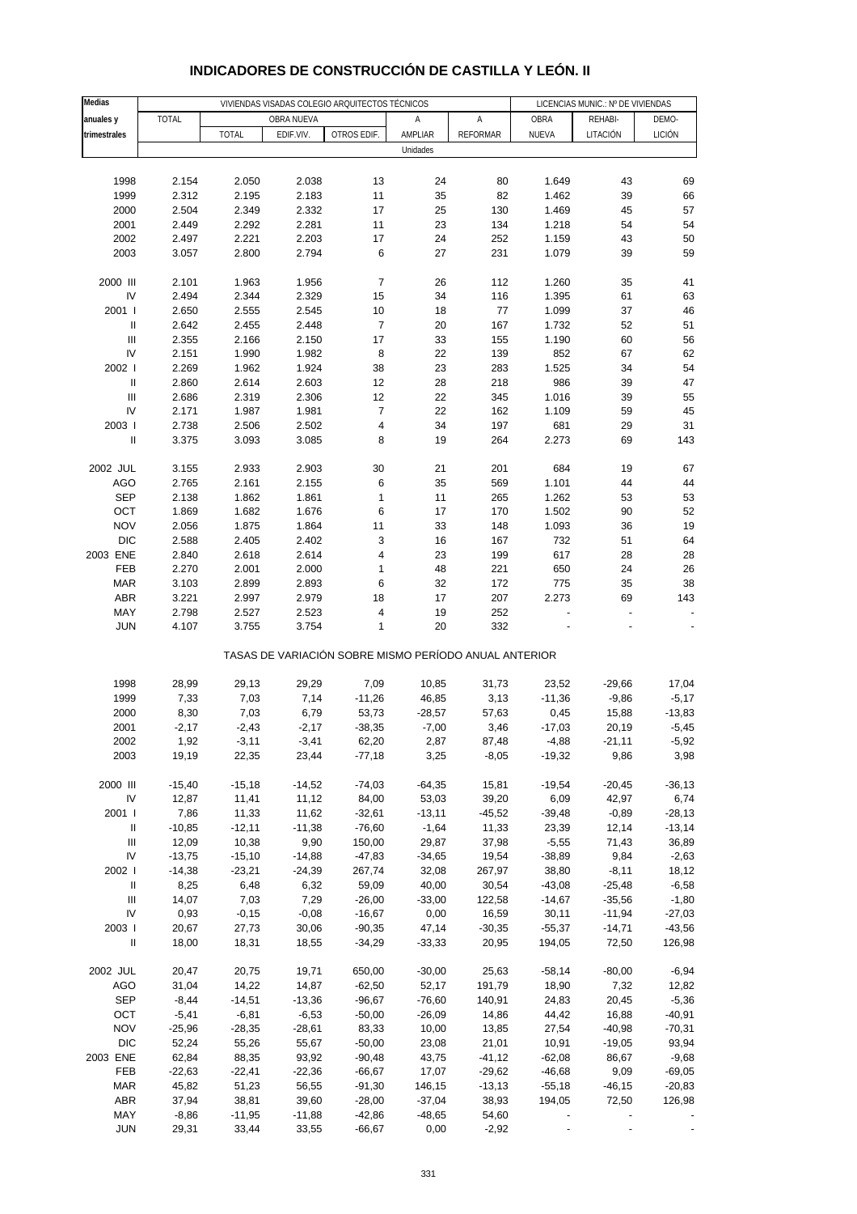# INDICADORES DE CONSTRUCCIÓN DE CASTILLA Y LEÓN. II

| Medias anuales y trimestrales | VIVIENDAS VISADAS COLEGIO ARQUITECTOS TÉCNICOS | | | | | | LICENCIAS MUNIC.: Nº DE VIVIENDAS | | |
|---|---|---|---|---|---|---|---|---|---|
| | TOTAL | OBRA NUEVA | | | A | A | OBRA | REHABI- | DEMO- |
| | | TOTAL | EDIF.VIV. | OTROS EDIF. | AMPLIAR | REFORMAR | NUEVA | LITACIÓN | LICIÓN |
| | Unidades | | | | | | | | |
| 1998 | 2.154 | 2.050 | 2.038 | 13 | 24 | 80 | 1.649 | 43 | 69 |
| 1999 | 2.312 | 2.195 | 2.183 | 11 | 35 | 82 | 1.462 | 39 | 66 |
| 2000 | 2.504 | 2.349 | 2.332 | 17 | 25 | 130 | 1.469 | 45 | 57 |
| 2001 | 2.449 | 2.292 | 2.281 | 11 | 23 | 134 | 1.218 | 54 | 54 |
| 2002 | 2.497 | 2.221 | 2.203 | 17 | 24 | 252 | 1.159 | 43 | 50 |
| 2003 | 3.057 | 2.800 | 2.794 | 6 | 27 | 231 | 1.079 | 39 | 59 |
| 2000 III | 2.101 | 1.963 | 1.956 | 7 | 26 | 112 | 1.260 | 35 | 41 |
| IV | 2.494 | 2.344 | 2.329 | 15 | 34 | 116 | 1.395 | 61 | 63 |
| 2001 I | 2.650 | 2.555 | 2.545 | 10 | 18 | 77 | 1.099 | 37 | 46 |
| II | 2.642 | 2.455 | 2.448 | 7 | 20 | 167 | 1.732 | 52 | 51 |
| III | 2.355 | 2.166 | 2.150 | 17 | 33 | 155 | 1.190 | 60 | 56 |
| IV | 2.151 | 1.990 | 1.982 | 8 | 22 | 139 | 852 | 67 | 62 |
| 2002 I | 2.269 | 1.962 | 1.924 | 38 | 23 | 283 | 1.525 | 34 | 54 |
| II | 2.860 | 2.614 | 2.603 | 12 | 28 | 218 | 986 | 39 | 47 |
| III | 2.686 | 2.319 | 2.306 | 12 | 22 | 345 | 1.016 | 39 | 55 |
| IV | 2.171 | 1.987 | 1.981 | 7 | 22 | 162 | 1.109 | 59 | 45 |
| 2003 I | 2.738 | 2.506 | 2.502 | 4 | 34 | 197 | 681 | 29 | 31 |
| II | 3.375 | 3.093 | 3.085 | 8 | 19 | 264 | 2.273 | 69 | 143 |
| 2002 JUL | 3.155 | 2.933 | 2.903 | 30 | 21 | 201 | 684 | 19 | 67 |
| AGO | 2.765 | 2.161 | 2.155 | 6 | 35 | 569 | 1.101 | 44 | 44 |
| SEP | 2.138 | 1.862 | 1.861 | 1 | 11 | 265 | 1.262 | 53 | 53 |
| OCT | 1.869 | 1.682 | 1.676 | 6 | 17 | 170 | 1.502 | 90 | 52 |
| NOV | 2.056 | 1.875 | 1.864 | 11 | 33 | 148 | 1.093 | 36 | 19 |
| DIC | 2.588 | 2.405 | 2.402 | 3 | 16 | 167 | 732 | 51 | 64 |
| 2003 ENE | 2.840 | 2.618 | 2.614 | 4 | 23 | 199 | 617 | 28 | 28 |
| FEB | 2.270 | 2.001 | 2.000 | 1 | 48 | 221 | 650 | 24 | 26 |
| MAR | 3.103 | 2.899 | 2.893 | 6 | 32 | 172 | 775 | 35 | 38 |
| ABR | 3.221 | 2.997 | 2.979 | 18 | 17 | 207 | 2.273 | 69 | 143 |
| MAY | 2.798 | 2.527 | 2.523 | 4 | 19 | 252 | - | - | - |
| JUN | 4.107 | 3.755 | 3.754 | 1 | 20 | 332 | - | - | - |
| | TASAS DE VARIACIÓN SOBRE MISMO PERÍODO ANUAL ANTERIOR | | | | | | | | |
| 1998 | 28,99 | 29,13 | 29,29 | 7,09 | 10,85 | 31,73 | 23,52 | -29,66 | 17,04 |
| 1999 | 7,33 | 7,03 | 7,14 | -11,26 | 46,85 | 3,13 | -11,36 | -9,86 | -5,17 |
| 2000 | 8,30 | 7,03 | 6,79 | 53,73 | -28,57 | 57,63 | 0,45 | 15,88 | -13,83 |
| 2001 | -2,17 | -2,43 | -2,17 | -38,35 | -7,00 | 3,46 | -17,03 | 20,19 | -5,45 |
| 2002 | 1,92 | -3,11 | -3,41 | 62,20 | 2,87 | 87,48 | -4,88 | -21,11 | -5,92 |
| 2003 | 19,19 | 22,35 | 23,44 | -77,18 | 3,25 | -8,05 | -19,32 | 9,86 | 3,98 |
| 2000 III | -15,40 | -15,18 | -14,52 | -74,03 | -64,35 | 15,81 | -19,54 | -20,45 | -36,13 |
| IV | 12,87 | 11,41 | 11,12 | 84,00 | 53,03 | 39,20 | 6,09 | 42,97 | 6,74 |
| 2001 I | 7,86 | 11,33 | 11,62 | -32,61 | -13,11 | -45,52 | -39,48 | -0,89 | -28,13 |
| II | -10,85 | -12,11 | -11,38 | -76,60 | -1,64 | 11,33 | 23,39 | 12,14 | -13,14 |
| III | 12,09 | 10,38 | 9,90 | 150,00 | 29,87 | 37,98 | -5,55 | 71,43 | 36,89 |
| IV | -13,75 | -15,10 | -14,88 | -47,83 | -34,65 | 19,54 | -38,89 | 9,84 | -2,63 |
| 2002 I | -14,38 | -23,21 | -24,39 | 267,74 | 32,08 | 267,97 | 38,80 | -8,11 | 18,12 |
| II | 8,25 | 6,48 | 6,32 | 59,09 | 40,00 | 30,54 | -43,08 | -25,48 | -6,58 |
| III | 14,07 | 7,03 | 7,29 | -26,00 | -33,00 | 122,58 | -14,67 | -35,56 | -1,80 |
| IV | 0,93 | -0,15 | -0,08 | -16,67 | 0,00 | 16,59 | 30,11 | -11,94 | -27,03 |
| 2003 I | 20,67 | 27,73 | 30,06 | -90,35 | 47,14 | -30,35 | -55,37 | -14,71 | -43,56 |
| II | 18,00 | 18,31 | 18,55 | -34,29 | -33,33 | 20,95 | 194,05 | 72,50 | 126,98 |
| 2002 JUL | 20,47 | 20,75 | 19,71 | 650,00 | -30,00 | 25,63 | -58,14 | -80,00 | -6,94 |
| AGO | 31,04 | 14,22 | 14,87 | -62,50 | 52,17 | 191,79 | 18,90 | 7,32 | 12,82 |
| SEP | -8,44 | -14,51 | -13,36 | -96,67 | -76,60 | 140,91 | 24,83 | 20,45 | -5,36 |
| OCT | -5,41 | -6,81 | -6,53 | -50,00 | -26,09 | 14,86 | 44,42 | 16,88 | -40,91 |
| NOV | -25,96 | -28,35 | -28,61 | 83,33 | 10,00 | 13,85 | 27,54 | -40,98 | -70,31 |
| DIC | 52,24 | 55,26 | 55,67 | -50,00 | 23,08 | 21,01 | 10,91 | -19,05 | 93,94 |
| 2003 ENE | 62,84 | 88,35 | 93,92 | -90,48 | 43,75 | -41,12 | -62,08 | 86,67 | -9,68 |
| FEB | -22,63 | -22,41 | -22,36 | -66,67 | 17,07 | -29,62 | -46,68 | 9,09 | -69,05 |
| MAR | 45,82 | 51,23 | 56,55 | -91,30 | 146,15 | -13,13 | -55,18 | -46,15 | -20,83 |
| ABR | 37,94 | 38,81 | 39,60 | -28,00 | -37,04 | 38,93 | 194,05 | 72,50 | 126,98 |
| MAY | -8,86 | -11,95 | -11,88 | -42,86 | -48,65 | 54,60 | - | - | - |
| JUN | 29,31 | 33,44 | 33,55 | -66,67 | 0,00 | -2,92 | - | - | - |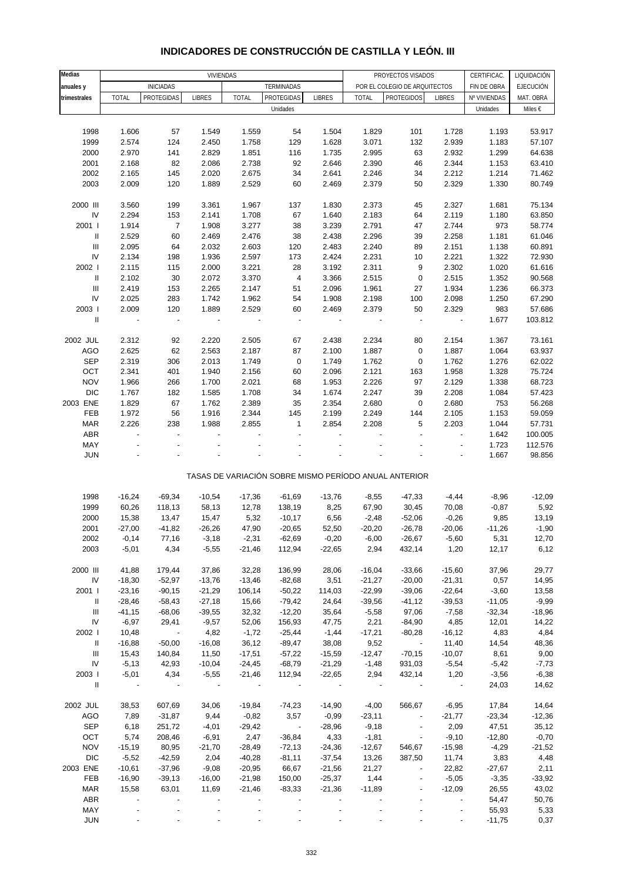# INDICADORES DE CONSTRUCCIÓN DE CASTILLA Y LEÓN. III

| Medias anuales y trimestrales | VIVIENDAS | | | | | | PROYECTOS VISADOS POR EL COLEGIO DE ARQUITECTOS | | | CERTIFICAC. FIN DE OBRA | LIQUIDACIÓN EJECUCIÓN MAT. OBRA |
|---|---|---|---|---|---|---|---|---|---|---|---|
| | INICIADAS | | | TERMINADAS | | | | | | | |
| | TOTAL | PROTEGIDAS | LIBRES | TOTAL | PROTEGIDAS | LIBRES | TOTAL | PROTEGIDOS | LIBRES | Nº VIVIENDAS | MAT. OBRA |
| | Unidades | | | | | | | | | Unidades | Miles € |
| 1998 | 1.606 | 57 | 1.549 | 1.559 | 54 | 1.504 | 1.829 | 101 | 1.728 | 1.193 | 53.917 |
| 1999 | 2.574 | 124 | 2.450 | 1.758 | 129 | 1.628 | 3.071 | 132 | 2.939 | 1.183 | 57.107 |
| 2000 | 2.970 | 141 | 2.829 | 1.851 | 116 | 1.735 | 2.995 | 63 | 2.932 | 1.299 | 64.638 |
| 2001 | 2.168 | 82 | 2.086 | 2.738 | 92 | 2.646 | 2.390 | 46 | 2.344 | 1.153 | 63.410 |
| 2002 | 2.165 | 145 | 2.020 | 2.675 | 34 | 2.641 | 2.246 | 34 | 2.212 | 1.214 | 71.462 |
| 2003 | 2.009 | 120 | 1.889 | 2.529 | 60 | 2.469 | 2.379 | 50 | 2.329 | 1.330 | 80.749 |
| 2000 III | 3.560 | 199 | 3.361 | 1.967 | 137 | 1.830 | 2.373 | 45 | 2.327 | 1.681 | 75.134 |
| IV | 2.294 | 153 | 2.141 | 1.708 | 67 | 1.640 | 2.183 | 64 | 2.119 | 1.180 | 63.850 |
| 2001 I | 1.914 | 7 | 1.908 | 3.277 | 38 | 3.239 | 2.791 | 47 | 2.744 | 973 | 58.774 |
| II | 2.529 | 60 | 2.469 | 2.476 | 38 | 2.438 | 2.296 | 39 | 2.258 | 1.181 | 61.046 |
| III | 2.095 | 64 | 2.032 | 2.603 | 120 | 2.483 | 2.240 | 89 | 2.151 | 1.138 | 60.891 |
| IV | 2.134 | 198 | 1.936 | 2.597 | 173 | 2.424 | 2.231 | 10 | 2.221 | 1.322 | 72.930 |
| 2002 I | 2.115 | 115 | 2.000 | 3.221 | 28 | 3.192 | 2.311 | 9 | 2.302 | 1.020 | 61.616 |
| II | 2.102 | 30 | 2.072 | 3.370 | 4 | 3.366 | 2.515 | 0 | 2.515 | 1.352 | 90.568 |
| III | 2.419 | 153 | 2.265 | 2.147 | 51 | 2.096 | 1.961 | 27 | 1.934 | 1.236 | 66.373 |
| IV | 2.025 | 283 | 1.742 | 1.962 | 54 | 1.908 | 2.198 | 100 | 2.098 | 1.250 | 67.290 |
| 2003 I | 2.009 | 120 | 1.889 | 2.529 | 60 | 2.469 | 2.379 | 50 | 2.329 | 983 | 57.686 |
| II | - | - | - | - | - | - | - | - | - | 1.677 | 103.812 |
| 2002 JUL | 2.312 | 92 | 2.220 | 2.505 | 67 | 2.438 | 2.234 | 80 | 2.154 | 1.367 | 73.161 |
| AGO | 2.625 | 62 | 2.563 | 2.187 | 87 | 2.100 | 1.887 | 0 | 1.887 | 1.064 | 63.937 |
| SEP | 2.319 | 306 | 2.013 | 1.749 | 0 | 1.749 | 1.762 | 0 | 1.762 | 1.276 | 62.022 |
| OCT | 2.341 | 401 | 1.940 | 2.156 | 60 | 2.096 | 2.121 | 163 | 1.958 | 1.328 | 75.724 |
| NOV | 1.966 | 266 | 1.700 | 2.021 | 68 | 1.953 | 2.226 | 97 | 2.129 | 1.338 | 68.723 |
| DIC | 1.767 | 182 | 1.585 | 1.708 | 34 | 1.674 | 2.247 | 39 | 2.208 | 1.084 | 57.423 |
| 2003 ENE | 1.829 | 67 | 1.762 | 2.389 | 35 | 2.354 | 2.680 | 0 | 2.680 | 753 | 56.268 |
| FEB | 1.972 | 56 | 1.916 | 2.344 | 145 | 2.199 | 2.249 | 144 | 2.105 | 1.153 | 59.059 |
| MAR | 2.226 | 238 | 1.988 | 2.855 | 1 | 2.854 | 2.208 | 5 | 2.203 | 1.044 | 57.731 |
| ABR | - | - | - | - | - | - | - | - | - | 1.642 | 100.005 |
| MAY | - | - | - | - | - | - | - | - | - | 1.723 | 112.576 |
| JUN | - | - | - | - | - | - | - | - | - | 1.667 | 98.856 |
| | TASAS DE VARIACIÓN SOBRE MISMO PERÍODO ANUAL ANTERIOR | | | | | | | | | | |
| 1998 | -16,24 | -69,34 | -10,54 | -17,36 | -61,69 | -13,76 | -8,55 | -47,33 | -4,44 | -8,96 | -12,09 |
| 1999 | 60,26 | 118,13 | 58,13 | 12,78 | 138,19 | 8,25 | 67,90 | 30,45 | 70,08 | -0,87 | 5,92 |
| 2000 | 15,38 | 13,47 | 15,47 | 5,32 | -10,17 | 6,56 | -2,48 | -52,06 | -0,26 | 9,85 | 13,19 |
| 2001 | -27,00 | -41,82 | -26,26 | 47,90 | -20,65 | 52,50 | -20,20 | -26,78 | -20,06 | -11,26 | -1,90 |
| 2002 | -0,14 | 77,16 | -3,18 | -2,31 | -62,69 | -0,20 | -6,00 | -26,67 | -5,60 | 5,31 | 12,70 |
| 2003 | -5,01 | 4,34 | -5,55 | -21,46 | 112,94 | -22,65 | 2,94 | 432,14 | 1,20 | 12,17 | 6,12 |
| 2000 III | 41,88 | 179,44 | 37,86 | 32,28 | 136,99 | 28,06 | -16,04 | -33,66 | -15,60 | 37,96 | 29,77 |
| IV | -18,30 | -52,97 | -13,76 | -13,46 | -82,68 | 3,51 | -21,27 | -20,00 | -21,31 | 0,57 | 14,95 |
| 2001 I | -23,16 | -90,15 | -21,29 | 106,14 | -50,22 | 114,03 | -22,99 | -39,06 | -22,64 | -3,60 | 13,58 |
| II | -28,46 | -58,43 | -27,18 | 15,66 | -79,42 | 24,64 | -39,56 | -41,12 | -39,53 | -11,05 | -9,99 |
| III | -41,15 | -68,06 | -39,55 | 32,32 | -12,20 | 35,64 | -5,58 | 97,06 | -7,58 | -32,34 | -18,96 |
| IV | -6,97 | 29,41 | -9,57 | 52,06 | 156,93 | 47,75 | 2,21 | -84,90 | 4,85 | 12,01 | 14,22 |
| 2002 I | 10,48 | - | 4,82 | -1,72 | -25,44 | -1,44 | -17,21 | -80,28 | -16,12 | 4,83 | 4,84 |
| II | -16,88 | -50,00 | -16,08 | 36,12 | -89,47 | 38,08 | 9,52 | - | 11,40 | 14,54 | 48,36 |
| III | 15,43 | 140,84 | 11,50 | -17,51 | -57,22 | -15,59 | -12,47 | -70,15 | -10,07 | 8,61 | 9,00 |
| IV | -5,13 | 42,93 | -10,04 | -24,45 | -68,79 | -21,29 | -1,48 | 931,03 | -5,54 | -5,42 | -7,73 |
| 2003 I | -5,01 | 4,34 | -5,55 | -21,46 | 112,94 | -22,65 | 2,94 | 432,14 | 1,20 | -3,56 | -6,38 |
| II | - | - | - | - | - | - | - | - | - | 24,03 | 14,62 |
| 2002 JUL | 38,53 | 607,69 | 34,06 | -19,84 | -74,23 | -14,90 | -4,00 | 566,67 | -6,95 | 17,84 | 14,64 |
| AGO | 7,89 | -31,87 | 9,44 | -0,82 | 3,57 | -0,99 | -23,11 | - | -21,77 | -23,34 | -12,36 |
| SEP | 6,18 | 251,72 | -4,01 | -29,42 | - | -28,96 | -9,18 | - | 2,09 | 47,51 | 35,12 |
| OCT | 5,74 | 208,46 | -6,91 | 2,47 | -36,84 | 4,33 | -1,81 | - | -9,10 | -12,80 | -0,70 |
| NOV | -15,19 | 80,95 | -21,70 | -28,49 | -72,13 | -24,36 | -12,67 | 546,67 | -15,98 | -4,29 | -21,52 |
| DIC | -5,52 | -42,59 | 2,04 | -40,28 | -81,11 | -37,54 | 13,26 | 387,50 | 11,74 | 3,83 | 4,48 |
| 2003 ENE | -10,61 | -37,96 | -9,08 | -20,95 | 66,67 | -21,56 | 21,27 | - | 22,82 | -27,67 | 2,11 |
| FEB | -16,90 | -39,13 | -16,00 | -21,98 | 150,00 | -25,37 | 1,44 | - | -5,05 | -3,35 | -33,92 |
| MAR | 15,58 | 63,01 | 11,69 | -21,46 | -83,33 | -21,36 | -11,89 | - | -12,09 | 26,55 | 43,02 |
| ABR | - | - | - | - | - | - | - | - | - | 54,47 | 50,76 |
| MAY | - | - | - | - | - | - | - | - | - | 55,93 | 5,33 |
| JUN | - | - | - | - | - | - | - | - | - | -11,75 | 0,37 |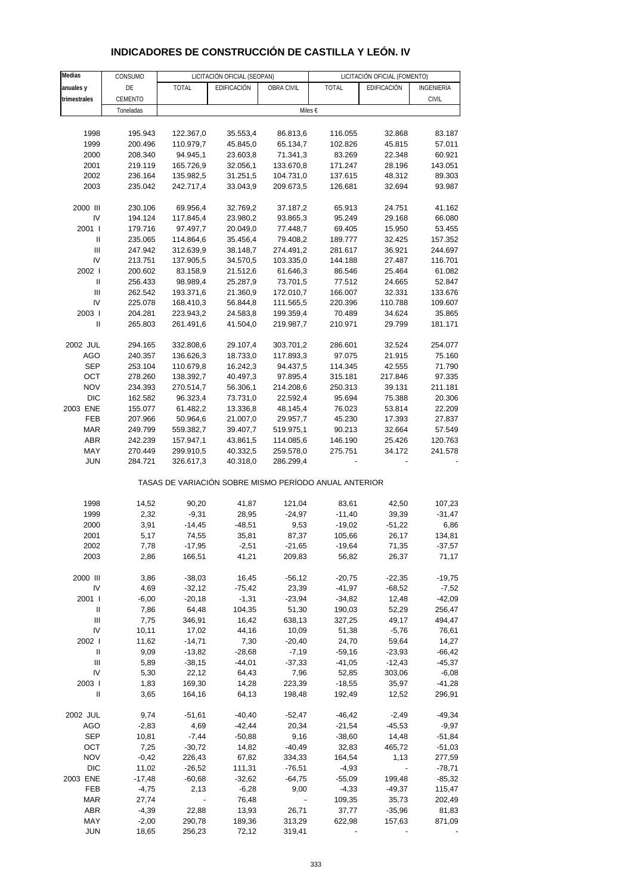# INDICADORES DE CONSTRUCCIÓN DE CASTILLA Y LEÓN. IV

| Medias anuales y trimestrales | CONSUMO DE CEMENTO | LICITACIÓN OFICIAL (SEOPAN) | | | LICITACIÓN OFICIAL (FOMENTO) | | |
|---|---|---|---|---|---|---|---|
| | | TOTAL | EDIFICACIÓN | OBRA CIVIL | TOTAL | EDIFICACIÓN | INGENIERÍA CIVIL |
| | Toneladas | Miles € | | | | | |
| 1998 | 195.943 | 122.367,0 | 35.553,4 | 86.813,6 | 116.055 | 32.868 | 83.187 |
| 1999 | 200.496 | 110.979,7 | 45.845,0 | 65.134,7 | 102.826 | 45.815 | 57.011 |
| 2000 | 208.340 | 94.945,1 | 23.603,8 | 71.341,3 | 83.269 | 22.348 | 60.921 |
| 2001 | 219.119 | 165.726,9 | 32.056,1 | 133.670,8 | 171.247 | 28.196 | 143.051 |
| 2002 | 236.164 | 135.982,5 | 31.251,5 | 104.731,0 | 137.615 | 48.312 | 89.303 |
| 2003 | 235.042 | 242.717,4 | 33.043,9 | 209.673,5 | 126.681 | 32.694 | 93.987 |
| 2000 III | 230.106 | 69.956,4 | 32.769,2 | 37.187,2 | 65.913 | 24.751 | 41.162 |
| IV | 194.124 | 117.845,4 | 23.980,2 | 93.865,3 | 95.249 | 29.168 | 66.080 |
| 2001 I | 179.716 | 97.497,7 | 20.049,0 | 77.448,7 | 69.405 | 15.950 | 53.455 |
| II | 235.065 | 114.864,6 | 35.456,4 | 79.408,2 | 189.777 | 32.425 | 157.352 |
| III | 247.942 | 312.639,9 | 38.148,7 | 274.491,2 | 281.617 | 36.921 | 244.697 |
| IV | 213.751 | 137.905,5 | 34.570,5 | 103.335,0 | 144.188 | 27.487 | 116.701 |
| 2002 I | 200.602 | 83.158,9 | 21.512,6 | 61.646,3 | 86.546 | 25.464 | 61.082 |
| II | 256.433 | 98.989,4 | 25.287,9 | 73.701,5 | 77.512 | 24.665 | 52.847 |
| III | 262.542 | 193.371,6 | 21.360,9 | 172.010,7 | 166.007 | 32.331 | 133.676 |
| IV | 225.078 | 168.410,3 | 56.844,8 | 111.565,5 | 220.396 | 110.788 | 109.607 |
| 2003 I | 204.281 | 223.943,2 | 24.583,8 | 199.359,4 | 70.489 | 34.624 | 35.865 |
| II | 265.803 | 261.491,6 | 41.504,0 | 219.987,7 | 210.971 | 29.799 | 181.171 |
| 2002 JUL | 294.165 | 332.808,6 | 29.107,4 | 303.701,2 | 286.601 | 32.524 | 254.077 |
| AGO | 240.357 | 136.626,3 | 18.733,0 | 117.893,3 | 97.075 | 21.915 | 75.160 |
| SEP | 253.104 | 110.679,8 | 16.242,3 | 94.437,5 | 114.345 | 42.555 | 71.790 |
| OCT | 278.260 | 138.392,7 | 40.497,3 | 97.895,4 | 315.181 | 217.846 | 97.335 |
| NOV | 234.393 | 270.514,7 | 56.306,1 | 214.208,6 | 250.313 | 39.131 | 211.181 |
| DIC | 162.582 | 96.323,4 | 73.731,0 | 22.592,4 | 95.694 | 75.388 | 20.306 |
| 2003 ENE | 155.077 | 61.482,2 | 13.336,8 | 48.145,4 | 76.023 | 53.814 | 22.209 |
| FEB | 207.966 | 50.964,6 | 21.007,0 | 29.957,7 | 45.230 | 17.393 | 27.837 |
| MAR | 249.799 | 559.382,7 | 39.407,7 | 519.975,1 | 90.213 | 32.664 | 57.549 |
| ABR | 242.239 | 157.947,1 | 43.861,5 | 114.085,6 | 146.190 | 25.426 | 120.763 |
| MAY | 270.449 | 299.910,5 | 40.332,5 | 259.578,0 | 275.751 | 34.172 | 241.578 |
| JUN | 284.721 | 326.617,3 | 40.318,0 | 286.299,4 | - | - | - |
| **TASAS DE VARIACIÓN SOBRE MISMO PERÍODO ANUAL ANTERIOR** | | | | | | | |
| 1998 | 14,52 | 90,20 | 41,87 | 121,04 | 83,61 | 42,50 | 107,23 |
| 1999 | 2,32 | -9,31 | 28,95 | -24,97 | -11,40 | 39,39 | -31,47 |
| 2000 | 3,91 | -14,45 | -48,51 | 9,53 | -19,02 | -51,22 | 6,86 |
| 2001 | 5,17 | 74,55 | 35,81 | 87,37 | 105,66 | 26,17 | 134,81 |
| 2002 | 7,78 | -17,95 | -2,51 | -21,65 | -19,64 | 71,35 | -37,57 |
| 2003 | 2,86 | 166,51 | 41,21 | 209,83 | 56,82 | 26,37 | 71,17 |
| 2000 III | 3,86 | -38,03 | 16,45 | -56,12 | -20,75 | -22,35 | -19,75 |
| IV | 4,69 | -32,12 | -75,42 | 23,39 | -41,97 | -68,52 | -7,52 |
| 2001 I | -6,00 | -20,18 | -1,31 | -23,94 | -34,82 | 12,48 | -42,09 |
| II | 7,86 | 64,48 | 104,35 | 51,30 | 190,03 | 52,29 | 256,47 |
| III | 7,75 | 346,91 | 16,42 | 638,13 | 327,25 | 49,17 | 494,47 |
| IV | 10,11 | 17,02 | 44,16 | 10,09 | 51,38 | -5,76 | 76,61 |
| 2002 I | 11,62 | -14,71 | 7,30 | -20,40 | 24,70 | 59,64 | 14,27 |
| II | 9,09 | -13,82 | -28,68 | -7,19 | -59,16 | -23,93 | -66,42 |
| III | 5,89 | -38,15 | -44,01 | -37,33 | -41,05 | -12,43 | -45,37 |
| IV | 5,30 | 22,12 | 64,43 | 7,96 | 52,85 | 303,06 | -6,08 |
| 2003 I | 1,83 | 169,30 | 14,28 | 223,39 | -18,55 | 35,97 | -41,28 |
| II | 3,65 | 164,16 | 64,13 | 198,48 | 192,49 | 12,52 | 296,91 |
| 2002 JUL | 9,74 | -51,61 | -40,40 | -52,47 | -46,42 | -2,49 | -49,34 |
| AGO | -2,83 | 4,69 | -42,44 | 20,34 | -21,54 | -45,53 | -9,97 |
| SEP | 10,81 | -7,44 | -50,88 | 9,16 | -38,60 | 14,48 | -51,84 |
| OCT | 7,25 | -30,72 | 14,82 | -40,49 | 32,83 | 465,72 | -51,03 |
| NOV | -0,42 | 226,43 | 67,82 | 334,33 | 164,54 | 1,13 | 277,59 |
| DIC | 11,02 | -26,52 | 111,31 | -76,51 | -4,93 | - | -78,71 |
| 2003 ENE | -17,48 | -60,68 | -32,62 | -64,75 | -55,09 | 199,48 | -85,32 |
| FEB | -4,75 | 2,13 | -6,28 | 9,00 | -4,33 | -49,37 | 115,47 |
| MAR | 27,74 | - | 76,48 | - | 109,35 | 35,73 | 202,49 |
| ABR | -4,39 | 22,88 | 13,93 | 26,71 | 37,77 | -35,96 | 81,83 |
| MAY | -2,00 | 290,78 | 189,36 | 313,29 | 622,98 | 157,63 | 871,09 |
| JUN | 18,65 | 256,23 | 72,12 | 319,41 | - | - | - |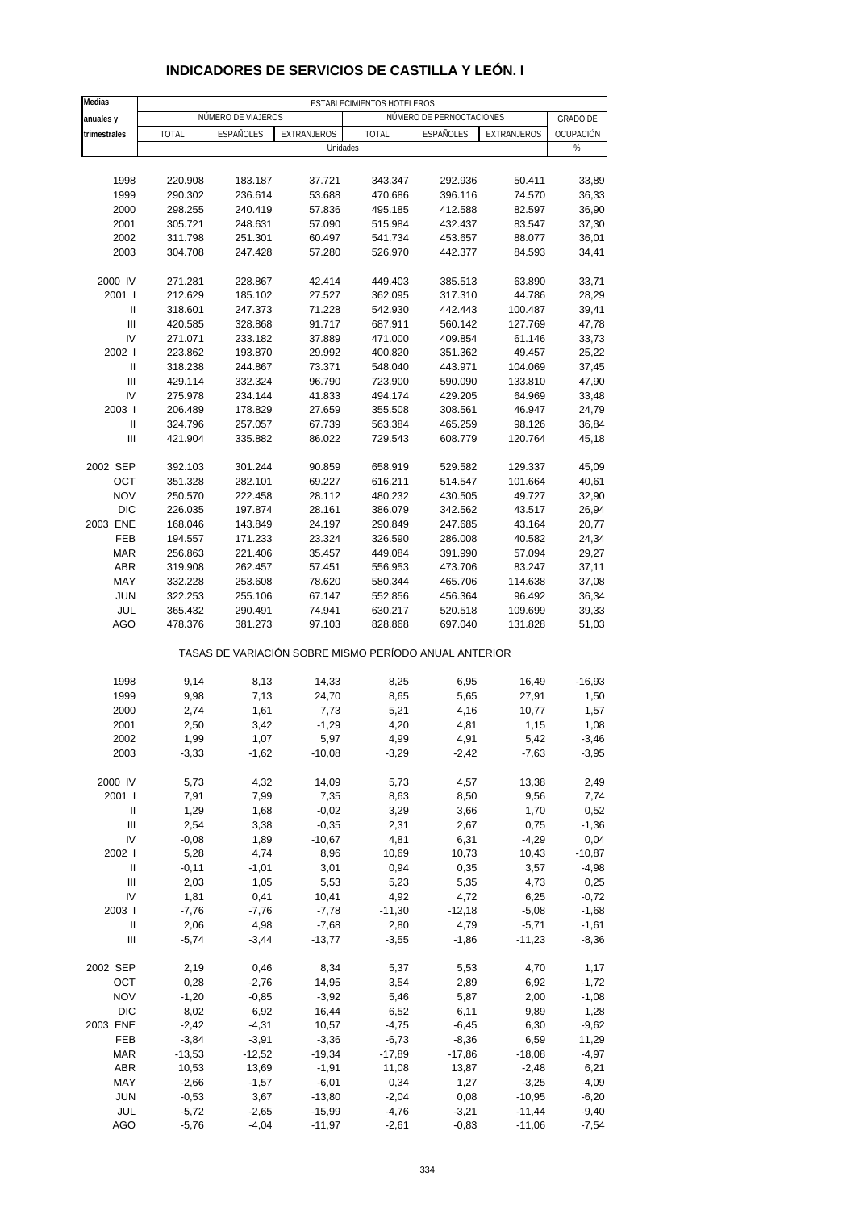# INDICADORES DE SERVICIOS DE CASTILLA Y LEÓN. I

| Medias anuales y trimestrales | ESTABLECIMIENTOS HOTELEROS | | | | | | |
|---|---|---|---|---|---|---|---|
| | NÚMERO DE VIAJEROS | | | NÚMERO DE PERNOCTACIONES | | | GRADO DE OCUPACIÓN |
| | TOTAL | ESPAÑOLES | EXTRANJEROS | TOTAL | ESPAÑOLES | EXTRANJEROS | |
| | Unidades | | | | | | % |
| 1998 | 220.908 | 183.187 | 37.721 | 343.347 | 292.936 | 50.411 | 33,89 |
| 1999 | 290.302 | 236.614 | 53.688 | 470.686 | 396.116 | 74.570 | 36,33 |
| 2000 | 298.255 | 240.419 | 57.836 | 495.185 | 412.588 | 82.597 | 36,90 |
| 2001 | 305.721 | 248.631 | 57.090 | 515.984 | 432.437 | 83.547 | 37,30 |
| 2002 | 311.798 | 251.301 | 60.497 | 541.734 | 453.657 | 88.077 | 36,01 |
| 2003 | 304.708 | 247.428 | 57.280 | 526.970 | 442.377 | 84.593 | 34,41 |
| 2000 IV | 271.281 | 228.867 | 42.414 | 449.403 | 385.513 | 63.890 | 33,71 |
| 2001 I | 212.629 | 185.102 | 27.527 | 362.095 | 317.310 | 44.786 | 28,29 |
| II | 318.601 | 247.373 | 71.228 | 542.930 | 442.443 | 100.487 | 39,41 |
| III | 420.585 | 328.868 | 91.717 | 687.911 | 560.142 | 127.769 | 47,78 |
| IV | 271.071 | 233.182 | 37.889 | 471.000 | 409.854 | 61.146 | 33,73 |
| 2002 I | 223.862 | 193.870 | 29.992 | 400.820 | 351.362 | 49.457 | 25,22 |
| II | 318.238 | 244.867 | 73.371 | 548.040 | 443.971 | 104.069 | 37,45 |
| III | 429.114 | 332.324 | 96.790 | 723.900 | 590.090 | 133.810 | 47,90 |
| IV | 275.978 | 234.144 | 41.833 | 494.174 | 429.205 | 64.969 | 33,48 |
| 2003 I | 206.489 | 178.829 | 27.659 | 355.508 | 308.561 | 46.947 | 24,79 |
| II | 324.796 | 257.057 | 67.739 | 563.384 | 465.259 | 98.126 | 36,84 |
| III | 421.904 | 335.882 | 86.022 | 729.543 | 608.779 | 120.764 | 45,18 |
| 2002 SEP | 392.103 | 301.244 | 90.859 | 658.919 | 529.582 | 129.337 | 45,09 |
| OCT | 351.328 | 282.101 | 69.227 | 616.211 | 514.547 | 101.664 | 40,61 |
| NOV | 250.570 | 222.458 | 28.112 | 480.232 | 430.505 | 49.727 | 32,90 |
| DIC | 226.035 | 197.874 | 28.161 | 386.079 | 342.562 | 43.517 | 26,94 |
| 2003 ENE | 168.046 | 143.849 | 24.197 | 290.849 | 247.685 | 43.164 | 20,77 |
| FEB | 194.557 | 171.233 | 23.324 | 326.590 | 286.008 | 40.582 | 24,34 |
| MAR | 256.863 | 221.406 | 35.457 | 449.084 | 391.990 | 57.094 | 29,27 |
| ABR | 319.908 | 262.457 | 57.451 | 556.953 | 473.706 | 83.247 | 37,11 |
| MAY | 332.228 | 253.608 | 78.620 | 580.344 | 465.706 | 114.638 | 37,08 |
| JUN | 322.253 | 255.106 | 67.147 | 552.856 | 456.364 | 96.492 | 36,34 |
| JUL | 365.432 | 290.491 | 74.941 | 630.217 | 520.518 | 109.699 | 39,33 |
| AGO | 478.376 | 381.273 | 97.103 | 828.868 | 697.040 | 131.828 | 51,03 |
| | TASAS DE VARIACIÓN SOBRE MISMO PERÍODO ANUAL ANTERIOR | | | | | | |
| 1998 | 9,14 | 8,13 | 14,33 | 8,25 | 6,95 | 16,49 | -16,93 |
| 1999 | 9,98 | 7,13 | 24,70 | 8,65 | 5,65 | 27,91 | 1,50 |
| 2000 | 2,74 | 1,61 | 7,73 | 5,21 | 4,16 | 10,77 | 1,57 |
| 2001 | 2,50 | 3,42 | -1,29 | 4,20 | 4,81 | 1,15 | 1,08 |
| 2002 | 1,99 | 1,07 | 5,97 | 4,99 | 4,91 | 5,42 | -3,46 |
| 2003 | -3,33 | -1,62 | -10,08 | -3,29 | -2,42 | -7,63 | -3,95 |
| 2000 IV | 5,73 | 4,32 | 14,09 | 5,73 | 4,57 | 13,38 | 2,49 |
| 2001 I | 7,91 | 7,99 | 7,35 | 8,63 | 8,50 | 9,56 | 7,74 |
| II | 1,29 | 1,68 | -0,02 | 3,29 | 3,66 | 1,70 | 0,52 |
| III | 2,54 | 3,38 | -0,35 | 2,31 | 2,67 | 0,75 | -1,36 |
| IV | -0,08 | 1,89 | -10,67 | 4,81 | 6,31 | -4,29 | 0,04 |
| 2002 I | 5,28 | 4,74 | 8,96 | 10,69 | 10,73 | 10,43 | -10,87 |
| II | -0,11 | -1,01 | 3,01 | 0,94 | 0,35 | 3,57 | -4,98 |
| III | 2,03 | 1,05 | 5,53 | 5,23 | 5,35 | 4,73 | 0,25 |
| IV | 1,81 | 0,41 | 10,41 | 4,92 | 4,72 | 6,25 | -0,72 |
| 2003 I | -7,76 | -7,76 | -7,78 | -11,30 | -12,18 | -5,08 | -1,68 |
| II | 2,06 | 4,98 | -7,68 | 2,80 | 4,79 | -5,71 | -1,61 |
| III | -5,74 | -3,44 | -13,77 | -3,55 | -1,86 | -11,23 | -8,36 |
| 2002 SEP | 2,19 | 0,46 | 8,34 | 5,37 | 5,53 | 4,70 | 1,17 |
| OCT | 0,28 | -2,76 | 14,95 | 3,54 | 2,89 | 6,92 | -1,72 |
| NOV | -1,20 | -0,85 | -3,92 | 5,46 | 5,87 | 2,00 | -1,08 |
| DIC | 8,02 | 6,92 | 16,44 | 6,52 | 6,11 | 9,89 | 1,28 |
| 2003 ENE | -2,42 | -4,31 | 10,57 | -4,75 | -6,45 | 6,30 | -9,62 |
| FEB | -3,84 | -3,91 | -3,36 | -6,73 | -8,36 | 6,59 | 11,29 |
| MAR | -13,53 | -12,52 | -19,34 | -17,89 | -17,86 | -18,08 | -4,97 |
| ABR | 10,53 | 13,69 | -1,91 | 11,08 | 13,87 | -2,48 | 6,21 |
| MAY | -2,66 | -1,57 | -6,01 | 0,34 | 1,27 | -3,25 | -4,09 |
| JUN | -0,53 | 3,67 | -13,80 | -2,04 | 0,08 | -10,95 | -6,20 |
| JUL | -5,72 | -2,65 | -15,99 | -4,76 | -3,21 | -11,44 | -9,40 |
| AGO | -5,76 | -4,04 | -11,97 | -2,61 | -0,83 | -11,06 | -7,54 |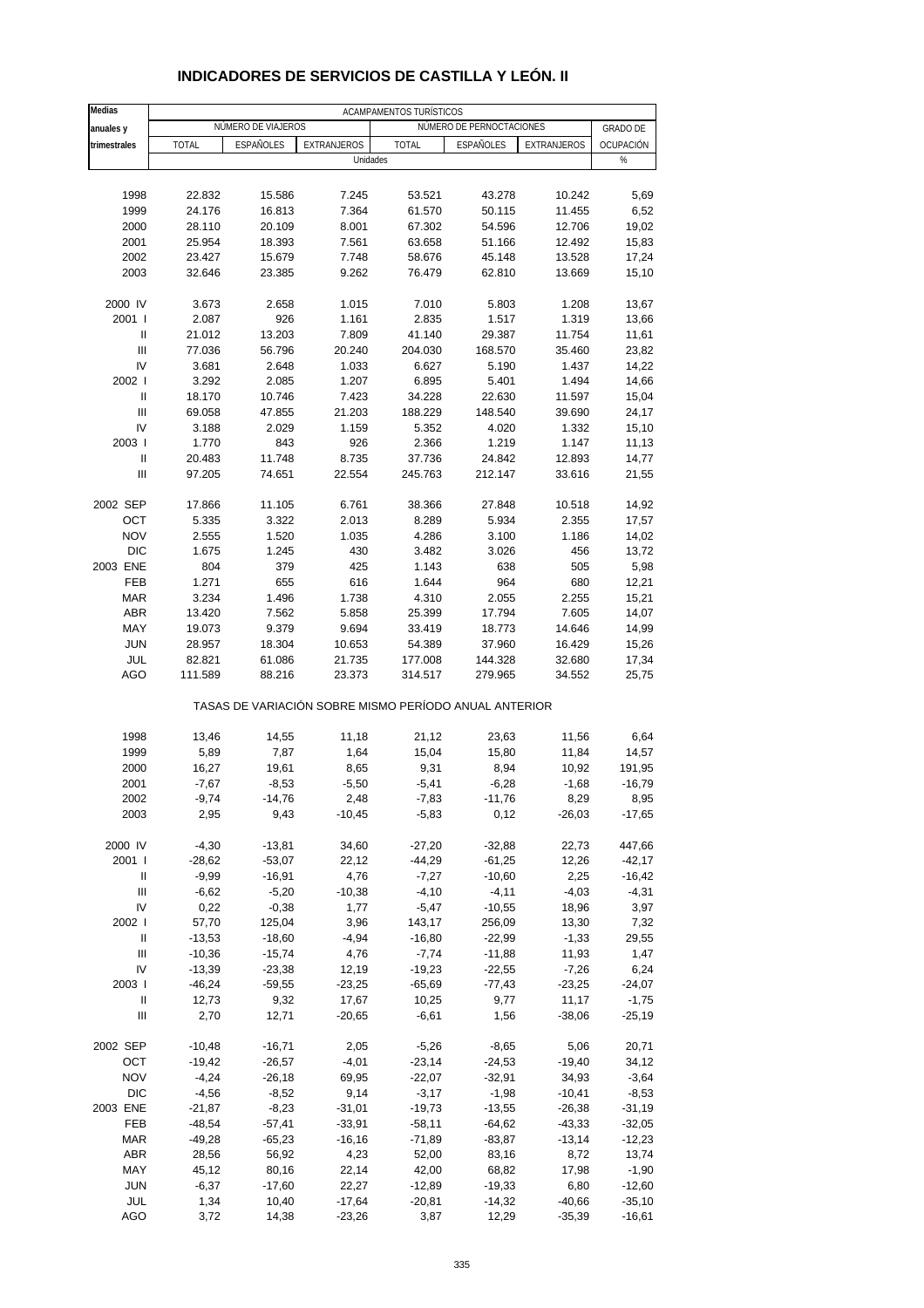# INDICADORES DE SERVICIOS DE CASTILLA Y LEÓN. II

| Medias anuales y trimestrales | ACAMPAMENTOS TURÍSTICOS | | | | | | |
|---|---|---|---|---|---|---|---|
| | NÚMERO DE VIAJEROS | | | NÚMERO DE PERNOCTACIONES | | | GRADO DE |
| | TOTAL | ESPAÑOLES | EXTRANJEROS | TOTAL | ESPAÑOLES | EXTRANJEROS | OCUPACIÓN |
| | Unidades | | | | | | % |
| 1998 | 22.832 | 15.586 | 7.245 | 53.521 | 43.278 | 10.242 | 5,69 |
| 1999 | 24.176 | 16.813 | 7.364 | 61.570 | 50.115 | 11.455 | 6,52 |
| 2000 | 28.110 | 20.109 | 8.001 | 67.302 | 54.596 | 12.706 | 19,02 |
| 2001 | 25.954 | 18.393 | 7.561 | 63.658 | 51.166 | 12.492 | 15,83 |
| 2002 | 23.427 | 15.679 | 7.748 | 58.676 | 45.148 | 13.528 | 17,24 |
| 2003 | 32.646 | 23.385 | 9.262 | 76.479 | 62.810 | 13.669 | 15,10 |
| 2000 IV | 3.673 | 2.658 | 1.015 | 7.010 | 5.803 | 1.208 | 13,67 |
| 2001 I | 2.087 | 926 | 1.161 | 2.835 | 1.517 | 1.319 | 13,66 |
| II | 21.012 | 13.203 | 7.809 | 41.140 | 29.387 | 11.754 | 11,61 |
| III | 77.036 | 56.796 | 20.240 | 204.030 | 168.570 | 35.460 | 23,82 |
| IV | 3.681 | 2.648 | 1.033 | 6.627 | 5.190 | 1.437 | 14,22 |
| 2002 I | 3.292 | 2.085 | 1.207 | 6.895 | 5.401 | 1.494 | 14,66 |
| II | 18.170 | 10.746 | 7.423 | 34.228 | 22.630 | 11.597 | 15,04 |
| III | 69.058 | 47.855 | 21.203 | 188.229 | 148.540 | 39.690 | 24,17 |
| IV | 3.188 | 2.029 | 1.159 | 5.352 | 4.020 | 1.332 | 15,10 |
| 2003 I | 1.770 | 843 | 926 | 2.366 | 1.219 | 1.147 | 11,13 |
| II | 20.483 | 11.748 | 8.735 | 37.736 | 24.842 | 12.893 | 14,77 |
| III | 97.205 | 74.651 | 22.554 | 245.763 | 212.147 | 33.616 | 21,55 |
| 2002 SEP | 17.866 | 11.105 | 6.761 | 38.366 | 27.848 | 10.518 | 14,92 |
| OCT | 5.335 | 3.322 | 2.013 | 8.289 | 5.934 | 2.355 | 17,57 |
| NOV | 2.555 | 1.520 | 1.035 | 4.286 | 3.100 | 1.186 | 14,02 |
| DIC | 1.675 | 1.245 | 430 | 3.482 | 3.026 | 456 | 13,72 |
| 2003 ENE | 804 | 379 | 425 | 1.143 | 638 | 505 | 5,98 |
| FEB | 1.271 | 655 | 616 | 1.644 | 964 | 680 | 12,21 |
| MAR | 3.234 | 1.496 | 1.738 | 4.310 | 2.055 | 2.255 | 15,21 |
| ABR | 13.420 | 7.562 | 5.858 | 25.399 | 17.794 | 7.605 | 14,07 |
| MAY | 19.073 | 9.379 | 9.694 | 33.419 | 18.773 | 14.646 | 14,99 |
| JUN | 28.957 | 18.304 | 10.653 | 54.389 | 37.960 | 16.429 | 15,26 |
| JUL | 82.821 | 61.086 | 21.735 | 177.008 | 144.328 | 32.680 | 17,34 |
| AGO | 111.589 | 88.216 | 23.373 | 314.517 | 279.965 | 34.552 | 25,75 |
| | TASAS DE VARIACIÓN SOBRE MISMO PERÍODO ANUAL ANTERIOR | | | | | | |
| 1998 | 13,46 | 14,55 | 11,18 | 21,12 | 23,63 | 11,56 | 6,64 |
| 1999 | 5,89 | 7,87 | 1,64 | 15,04 | 15,80 | 11,84 | 14,57 |
| 2000 | 16,27 | 19,61 | 8,65 | 9,31 | 8,94 | 10,92 | 191,95 |
| 2001 | -7,67 | -8,53 | -5,50 | -5,41 | -6,28 | -1,68 | -16,79 |
| 2002 | -9,74 | -14,76 | 2,48 | -7,83 | -11,76 | 8,29 | 8,95 |
| 2003 | 2,95 | 9,43 | -10,45 | -5,83 | 0,12 | -26,03 | -17,65 |
| 2000 IV | -4,30 | -13,81 | 34,60 | -27,20 | -32,88 | 22,73 | 447,66 |
| 2001 I | -28,62 | -53,07 | 22,12 | -44,29 | -61,25 | 12,26 | -42,17 |
| II | -9,99 | -16,91 | 4,76 | -7,27 | -10,60 | 2,25 | -16,42 |
| III | -6,62 | -5,20 | -10,38 | -4,10 | -4,11 | -4,03 | -4,31 |
| IV | 0,22 | -0,38 | 1,77 | -5,47 | -10,55 | 18,96 | 3,97 |
| 2002 I | 57,70 | 125,04 | 3,96 | 143,17 | 256,09 | 13,30 | 7,32 |
| II | -13,53 | -18,60 | -4,94 | -16,80 | -22,99 | -1,33 | 29,55 |
| III | -10,36 | -15,74 | 4,76 | -7,74 | -11,88 | 11,93 | 1,47 |
| IV | -13,39 | -23,38 | 12,19 | -19,23 | -22,55 | -7,26 | 6,24 |
| 2003 I | -46,24 | -59,55 | -23,25 | -65,69 | -77,43 | -23,25 | -24,07 |
| II | 12,73 | 9,32 | 17,67 | 10,25 | 9,77 | 11,17 | -1,75 |
| III | 2,70 | 12,71 | -20,65 | -6,61 | 1,56 | -38,06 | -25,19 |
| 2002 SEP | -10,48 | -16,71 | 2,05 | -5,26 | -8,65 | 5,06 | 20,71 |
| OCT | -19,42 | -26,57 | -4,01 | -23,14 | -24,53 | -19,40 | 34,12 |
| NOV | -4,24 | -26,18 | 69,95 | -22,07 | -32,91 | 34,93 | -3,64 |
| DIC | -4,56 | -8,52 | 9,14 | -3,17 | -1,98 | -10,41 | -8,53 |
| 2003 ENE | -21,87 | -8,23 | -31,01 | -19,73 | -13,55 | -26,38 | -31,19 |
| FEB | -48,54 | -57,41 | -33,91 | -58,11 | -64,62 | -43,33 | -32,05 |
| MAR | -49,28 | -65,23 | -16,16 | -71,89 | -83,87 | -13,14 | -12,23 |
| ABR | 28,56 | 56,92 | 4,23 | 52,00 | 83,16 | 8,72 | 13,74 |
| MAY | 45,12 | 80,16 | 22,14 | 42,00 | 68,82 | 17,98 | -1,90 |
| JUN | -6,37 | -17,60 | 22,27 | -12,89 | -19,33 | 6,80 | -12,60 |
| JUL | 1,34 | 10,40 | -17,64 | -20,81 | -14,32 | -40,66 | -35,10 |
| AGO | 3,72 | 14,38 | -23,26 | 3,87 | 12,29 | -35,39 | -16,61 |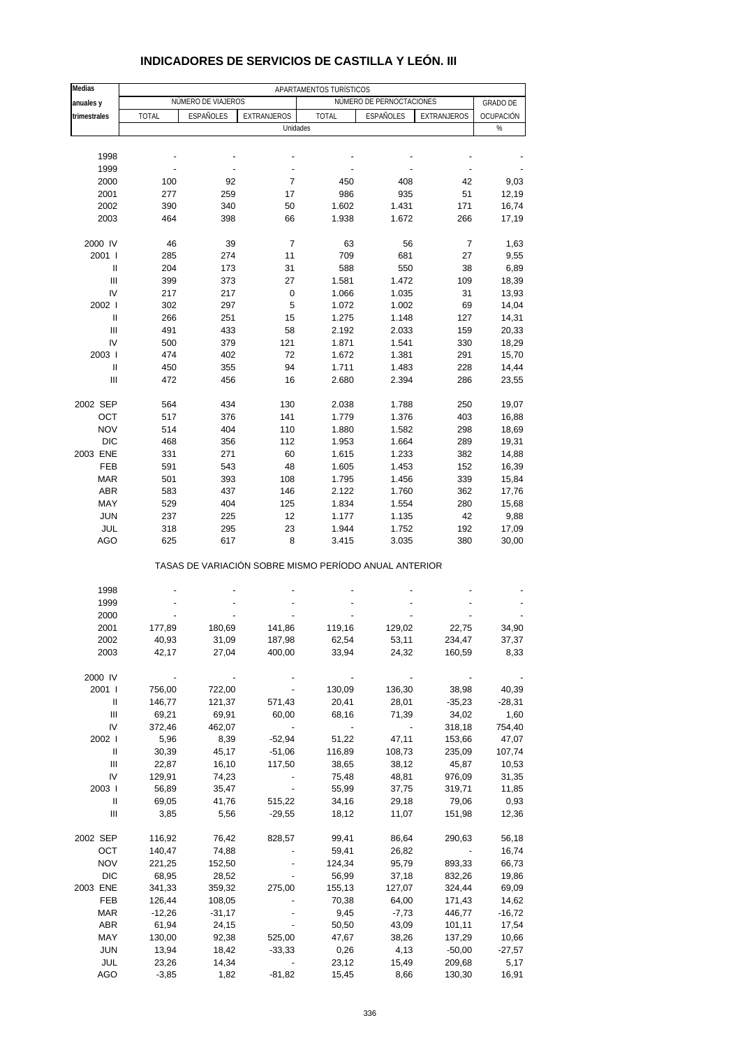# INDICADORES DE SERVICIOS DE CASTILLA Y LEÓN. III

| Medias anuales y trimestrales | APARTAMENTOS TURÍSTICOS | | | | | | |
|---|---|---|---|---|---|---|---|
| | NÚMERO DE VIAJEROS | | | NÚMERO DE PERNOCTACIONES | | | GRADO DE OCUPACIÓN |
| | TOTAL | ESPAÑOLES | EXTRANJEROS | TOTAL | ESPAÑOLES | EXTRANJEROS | |
| | Unidades | | | | | | % |
| 1998 | - | - | - | - | - | - | - |
| 1999 | - | - | - | - | - | - | - |
| 2000 | 100 | 92 | 7 | 450 | 408 | 42 | 9,03 |
| 2001 | 277 | 259 | 17 | 986 | 935 | 51 | 12,19 |
| 2002 | 390 | 340 | 50 | 1.602 | 1.431 | 171 | 16,74 |
| 2003 | 464 | 398 | 66 | 1.938 | 1.672 | 266 | 17,19 |
| 2000 IV | 46 | 39 | 7 | 63 | 56 | 7 | 1,63 |
| 2001 I | 285 | 274 | 11 | 709 | 681 | 27 | 9,55 |
| II | 204 | 173 | 31 | 588 | 550 | 38 | 6,89 |
| III | 399 | 373 | 27 | 1.581 | 1.472 | 109 | 18,39 |
| IV | 217 | 217 | 0 | 1.066 | 1.035 | 31 | 13,93 |
| 2002 I | 302 | 297 | 5 | 1.072 | 1.002 | 69 | 14,04 |
| II | 266 | 251 | 15 | 1.275 | 1.148 | 127 | 14,31 |
| III | 491 | 433 | 58 | 2.192 | 2.033 | 159 | 20,33 |
| IV | 500 | 379 | 121 | 1.871 | 1.541 | 330 | 18,29 |
| 2003 I | 474 | 402 | 72 | 1.672 | 1.381 | 291 | 15,70 |
| II | 450 | 355 | 94 | 1.711 | 1.483 | 228 | 14,44 |
| III | 472 | 456 | 16 | 2.680 | 2.394 | 286 | 23,55 |
| 2002 SEP | 564 | 434 | 130 | 2.038 | 1.788 | 250 | 19,07 |
| OCT | 517 | 376 | 141 | 1.779 | 1.376 | 403 | 16,88 |
| NOV | 514 | 404 | 110 | 1.880 | 1.582 | 298 | 18,69 |
| DIC | 468 | 356 | 112 | 1.953 | 1.664 | 289 | 19,31 |
| 2003 ENE | 331 | 271 | 60 | 1.615 | 1.233 | 382 | 14,88 |
| FEB | 591 | 543 | 48 | 1.605 | 1.453 | 152 | 16,39 |
| MAR | 501 | 393 | 108 | 1.795 | 1.456 | 339 | 15,84 |
| ABR | 583 | 437 | 146 | 2.122 | 1.760 | 362 | 17,76 |
| MAY | 529 | 404 | 125 | 1.834 | 1.554 | 280 | 15,68 |
| JUN | 237 | 225 | 12 | 1.177 | 1.135 | 42 | 9,88 |
| JUL | 318 | 295 | 23 | 1.944 | 1.752 | 192 | 17,09 |
| AGO | 625 | 617 | 8 | 3.415 | 3.035 | 380 | 30,00 |
| | TASAS DE VARIACIÓN SOBRE MISMO PERÍODO ANUAL ANTERIOR | | | | | | |
| 1998 | - | - | - | - | - | - | - |
| 1999 | - | - | - | - | - | - | - |
| 2000 | - | - | - | - | - | - | - |
| 2001 | 177,89 | 180,69 | 141,86 | 119,16 | 129,02 | 22,75 | 34,90 |
| 2002 | 40,93 | 31,09 | 187,98 | 62,54 | 53,11 | 234,47 | 37,37 |
| 2003 | 42,17 | 27,04 | 400,00 | 33,94 | 24,32 | 160,59 | 8,33 |
| 2000 IV | - | - | - | - | - | - | - |
| 2001 I | 756,00 | 722,00 | - | 130,09 | 136,30 | 38,98 | 40,39 |
| II | 146,77 | 121,37 | 571,43 | 20,41 | 28,01 | -35,23 | -28,31 |
| III | 69,21 | 69,91 | 60,00 | 68,16 | 71,39 | 34,02 | 1,60 |
| IV | 372,46 | 462,07 | - | - | - | 318,18 | 754,40 |
| 2002 I | 5,96 | 8,39 | -52,94 | 51,22 | 47,11 | 153,66 | 47,07 |
| II | 30,39 | 45,17 | -51,06 | 116,89 | 108,73 | 235,09 | 107,74 |
| III | 22,87 | 16,10 | 117,50 | 38,65 | 38,12 | 45,87 | 10,53 |
| IV | 129,91 | 74,23 | - | 75,48 | 48,81 | 976,09 | 31,35 |
| 2003 I | 56,89 | 35,47 | - | 55,99 | 37,75 | 319,71 | 11,85 |
| II | 69,05 | 41,76 | 515,22 | 34,16 | 29,18 | 79,06 | 0,93 |
| III | 3,85 | 5,56 | -29,55 | 18,12 | 11,07 | 151,98 | 12,36 |
| 2002 SEP | 116,92 | 76,42 | 828,57 | 99,41 | 86,64 | 290,63 | 56,18 |
| OCT | 140,47 | 74,88 | - | 59,41 | 26,82 | - | 16,74 |
| NOV | 221,25 | 152,50 | - | 124,34 | 95,79 | 893,33 | 66,73 |
| DIC | 68,95 | 28,52 | - | 56,99 | 37,18 | 832,26 | 19,86 |
| 2003 ENE | 341,33 | 359,32 | 275,00 | 155,13 | 127,07 | 324,44 | 69,09 |
| FEB | 126,44 | 108,05 | - | 70,38 | 64,00 | 171,43 | 14,62 |
| MAR | -12,26 | -31,17 | - | 9,45 | -7,73 | 446,77 | -16,72 |
| ABR | 61,94 | 24,15 | - | 50,50 | 43,09 | 101,11 | 17,54 |
| MAY | 130,00 | 92,38 | 525,00 | 47,67 | 38,26 | 137,29 | 10,66 |
| JUN | 13,94 | 18,42 | -33,33 | 0,26 | 4,13 | -50,00 | -27,57 |
| JUL | 23,26 | 14,34 | - | 23,12 | 15,49 | 209,68 | 5,17 |
| AGO | -3,85 | 1,82 | -81,82 | 15,45 | 8,66 | 130,30 | 16,91 |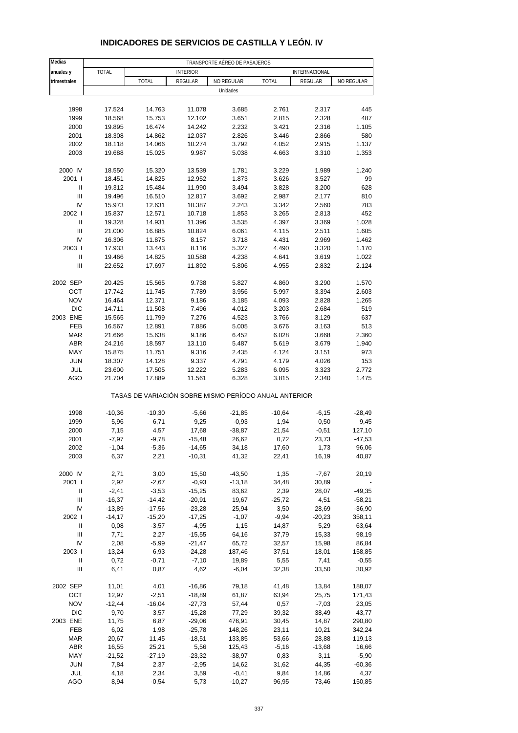# INDICADORES DE SERVICIOS DE CASTILLA Y LEÓN. IV

| Medias anuales y trimestrales | TRANSPORTE AÉREO DE PASAJEROS | | | | | | |
|---|---|---|---|---|---|---|---|
| | TOTAL | INTERIOR | | | INTERNACIONAL | | |
| | | TOTAL | REGULAR | NO REGULAR | TOTAL | REGULAR | NO REGULAR |
| | Unidades | | | | | | |
| 1998 | 17.524 | 14.763 | 11.078 | 3.685 | 2.761 | 2.317 | 445 |
| 1999 | 18.568 | 15.753 | 12.102 | 3.651 | 2.815 | 2.328 | 487 |
| 2000 | 19.895 | 16.474 | 14.242 | 2.232 | 3.421 | 2.316 | 1.105 |
| 2001 | 18.308 | 14.862 | 12.037 | 2.826 | 3.446 | 2.866 | 580 |
| 2002 | 18.118 | 14.066 | 10.274 | 3.792 | 4.052 | 2.915 | 1.137 |
| 2003 | 19.688 | 15.025 | 9.987 | 5.038 | 4.663 | 3.310 | 1.353 |
| 2000 IV | 18.550 | 15.320 | 13.539 | 1.781 | 3.229 | 1.989 | 1.240 |
| 2001 I | 18.451 | 14.825 | 12.952 | 1.873 | 3.626 | 3.527 | 99 |
| II | 19.312 | 15.484 | 11.990 | 3.494 | 3.828 | 3.200 | 628 |
| III | 19.496 | 16.510 | 12.817 | 3.692 | 2.987 | 2.177 | 810 |
| IV | 15.973 | 12.631 | 10.387 | 2.243 | 3.342 | 2.560 | 783 |
| 2002 I | 15.837 | 12.571 | 10.718 | 1.853 | 3.265 | 2.813 | 452 |
| II | 19.328 | 14.931 | 11.396 | 3.535 | 4.397 | 3.369 | 1.028 |
| III | 21.000 | 16.885 | 10.824 | 6.061 | 4.115 | 2.511 | 1.605 |
| IV | 16.306 | 11.875 | 8.157 | 3.718 | 4.431 | 2.969 | 1.462 |
| 2003 I | 17.933 | 13.443 | 8.116 | 5.327 | 4.490 | 3.320 | 1.170 |
| II | 19.466 | 14.825 | 10.588 | 4.238 | 4.641 | 3.619 | 1.022 |
| III | 22.652 | 17.697 | 11.892 | 5.806 | 4.955 | 2.832 | 2.124 |
| 2002 SEP | 20.425 | 15.565 | 9.738 | 5.827 | 4.860 | 3.290 | 1.570 |
| OCT | 17.742 | 11.745 | 7.789 | 3.956 | 5.997 | 3.394 | 2.603 |
| NOV | 16.464 | 12.371 | 9.186 | 3.185 | 4.093 | 2.828 | 1.265 |
| DIC | 14.711 | 11.508 | 7.496 | 4.012 | 3.203 | 2.684 | 519 |
| 2003 ENE | 15.565 | 11.799 | 7.276 | 4.523 | 3.766 | 3.129 | 637 |
| FEB | 16.567 | 12.891 | 7.886 | 5.005 | 3.676 | 3.163 | 513 |
| MAR | 21.666 | 15.638 | 9.186 | 6.452 | 6.028 | 3.668 | 2.360 |
| ABR | 24.216 | 18.597 | 13.110 | 5.487 | 5.619 | 3.679 | 1.940 |
| MAY | 15.875 | 11.751 | 9.316 | 2.435 | 4.124 | 3.151 | 973 |
| JUN | 18.307 | 14.128 | 9.337 | 4.791 | 4.179 | 4.026 | 153 |
| JUL | 23.600 | 17.505 | 12.222 | 5.283 | 6.095 | 3.323 | 2.772 |
| AGO | 21.704 | 17.889 | 11.561 | 6.328 | 3.815 | 2.340 | 1.475 |
| | TASAS DE VARIACIÓN SOBRE MISMO PERÍODO ANUAL ANTERIOR | | | | | | |
| 1998 | -10,36 | -10,30 | -5,66 | -21,85 | -10,64 | -6,15 | -28,49 |
| 1999 | 5,96 | 6,71 | 9,25 | -0,93 | 1,94 | 0,50 | 9,45 |
| 2000 | 7,15 | 4,57 | 17,68 | -38,87 | 21,54 | -0,51 | 127,10 |
| 2001 | -7,97 | -9,78 | -15,48 | 26,62 | 0,72 | 23,73 | -47,53 |
| 2002 | -1,04 | -5,36 | -14,65 | 34,18 | 17,60 | 1,73 | 96,06 |
| 2003 | 6,37 | 2,21 | -10,31 | 41,32 | 22,41 | 16,19 | 40,87 |
| 2000 IV | 2,71 | 3,00 | 15,50 | -43,50 | 1,35 | -7,67 | 20,19 |
| 2001 I | 2,92 | -2,67 | -0,93 | -13,18 | 34,48 | 30,89 | - |
| II | -2,41 | -3,53 | -15,25 | 83,62 | 2,39 | 28,07 | -49,35 |
| III | -16,37 | -14,42 | -20,91 | 19,67 | -25,72 | 4,51 | -58,21 |
| IV | -13,89 | -17,56 | -23,28 | 25,94 | 3,50 | 28,69 | -36,90 |
| 2002 I | -14,17 | -15,20 | -17,25 | -1,07 | -9,94 | -20,23 | 358,11 |
| II | 0,08 | -3,57 | -4,95 | 1,15 | 14,87 | 5,29 | 63,64 |
| III | 7,71 | 2,27 | -15,55 | 64,16 | 37,79 | 15,33 | 98,19 |
| IV | 2,08 | -5,99 | -21,47 | 65,72 | 32,57 | 15,98 | 86,84 |
| 2003 I | 13,24 | 6,93 | -24,28 | 187,46 | 37,51 | 18,01 | 158,85 |
| II | 0,72 | -0,71 | -7,10 | 19,89 | 5,55 | 7,41 | -0,55 |
| III | 6,41 | 0,87 | 4,62 | -6,04 | 32,38 | 33,50 | 30,92 |
| 2002 SEP | 11,01 | 4,01 | -16,86 | 79,18 | 41,48 | 13,84 | 188,07 |
| OCT | 12,97 | -2,51 | -18,89 | 61,87 | 63,94 | 25,75 | 171,43 |
| NOV | -12,44 | -16,04 | -27,73 | 57,44 | 0,57 | -7,03 | 23,05 |
| DIC | 9,70 | 3,57 | -15,28 | 77,29 | 39,32 | 38,49 | 43,77 |
| 2003 ENE | 11,75 | 6,87 | -29,06 | 476,91 | 30,45 | 14,87 | 290,80 |
| FEB | 6,02 | 1,98 | -25,78 | 148,26 | 23,11 | 10,21 | 342,24 |
| MAR | 20,67 | 11,45 | -18,51 | 133,85 | 53,66 | 28,88 | 119,13 |
| ABR | 16,55 | 25,21 | 5,56 | 125,43 | -5,16 | -13,68 | 16,66 |
| MAY | -21,52 | -27,19 | -23,32 | -38,97 | 0,83 | 3,11 | -5,90 |
| JUN | 7,84 | 2,37 | -2,95 | 14,62 | 31,62 | 44,35 | -60,36 |
| JUL | 4,18 | 2,34 | 3,59 | -0,41 | 9,84 | 14,86 | 4,37 |
| AGO | 8,94 | -0,54 | 5,73 | -10,27 | 96,95 | 73,46 | 150,85 |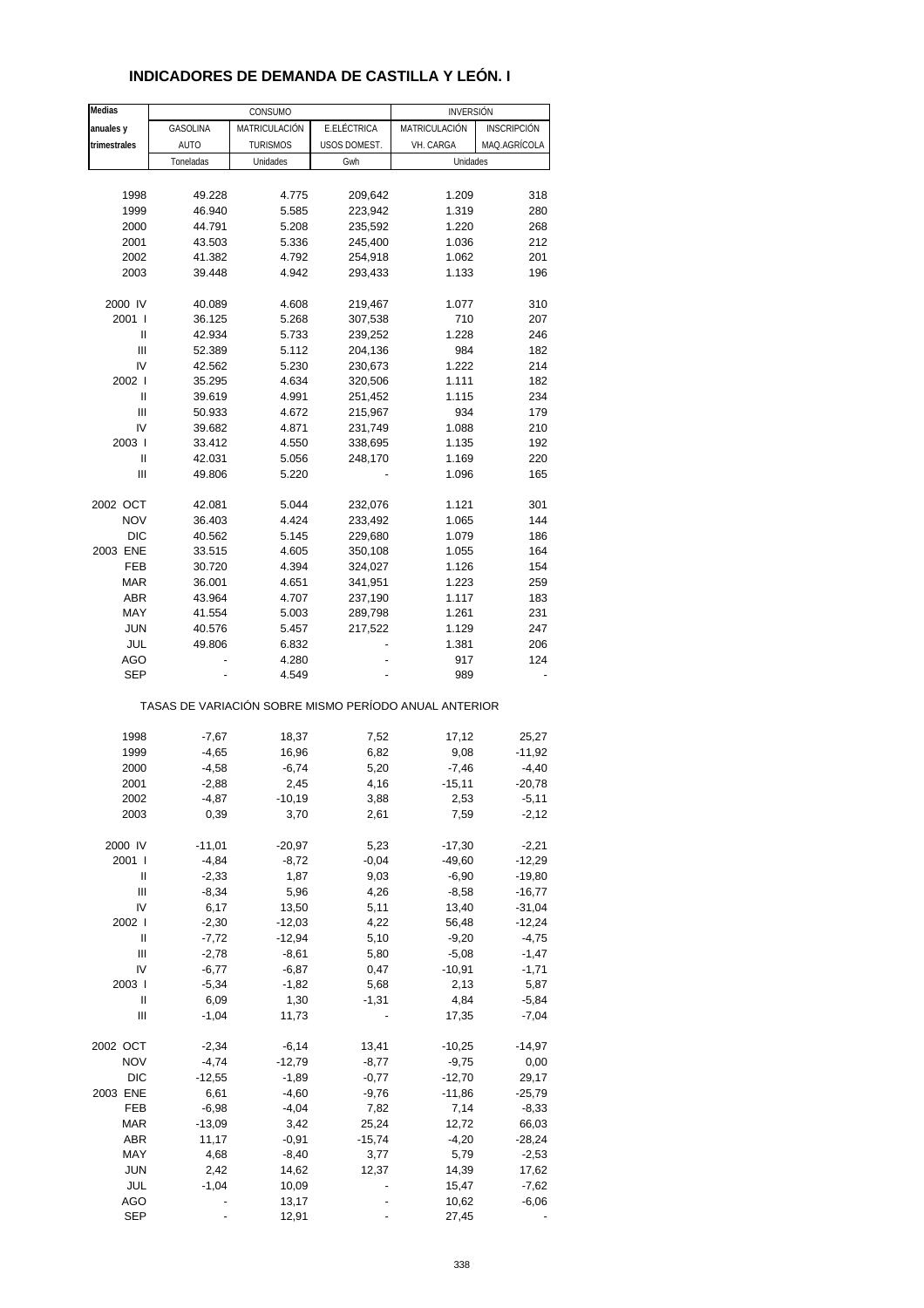# INDICADORES DE DEMANDA DE CASTILLA Y LEÓN. I

| Medias anuales y trimestrales | CONSUMO | | | INVERSIÓN | |
|---|---|---|---|---|---|
| | GASOLINA AUTO | MATRICULACIÓN TURISMOS | E.ELÉCTRICA USOS DOMEST. | MATRICULACIÓN VH. CARGA | INSCRIPCIÓN MAQ.AGRÍCOLA |
| | Toneladas | Unidades | Gwh | Unidades | |
| 1998 | 49.228 | 4.775 | 209,642 | 1.209 | 318 |
| 1999 | 46.940 | 5.585 | 223,942 | 1.319 | 280 |
| 2000 | 44.791 | 5.208 | 235,592 | 1.220 | 268 |
| 2001 | 43.503 | 5.336 | 245,400 | 1.036 | 212 |
| 2002 | 41.382 | 4.792 | 254,918 | 1.062 | 201 |
| 2003 | 39.448 | 4.942 | 293,433 | 1.133 | 196 |
| 2000 IV | 40.089 | 4.608 | 219,467 | 1.077 | 310 |
| 2001 I | 36.125 | 5.268 | 307,538 | 710 | 207 |
| II | 42.934 | 5.733 | 239,252 | 1.228 | 246 |
| III | 52.389 | 5.112 | 204,136 | 984 | 182 |
| IV | 42.562 | 5.230 | 230,673 | 1.222 | 214 |
| 2002 I | 35.295 | 4.634 | 320,506 | 1.111 | 182 |
| II | 39.619 | 4.991 | 251,452 | 1.115 | 234 |
| III | 50.933 | 4.672 | 215,967 | 934 | 179 |
| IV | 39.682 | 4.871 | 231,749 | 1.088 | 210 |
| 2003 I | 33.412 | 4.550 | 338,695 | 1.135 | 192 |
| II | 42.031 | 5.056 | 248,170 | 1.169 | 220 |
| III | 49.806 | 5.220 | - | 1.096 | 165 |
| 2002 OCT | 42.081 | 5.044 | 232,076 | 1.121 | 301 |
| NOV | 36.403 | 4.424 | 233,492 | 1.065 | 144 |
| DIC | 40.562 | 5.145 | 229,680 | 1.079 | 186 |
| 2003 ENE | 33.515 | 4.605 | 350,108 | 1.055 | 164 |
| FEB | 30.720 | 4.394 | 324,027 | 1.126 | 154 |
| MAR | 36.001 | 4.651 | 341,951 | 1.223 | 259 |
| ABR | 43.964 | 4.707 | 237,190 | 1.117 | 183 |
| MAY | 41.554 | 5.003 | 289,798 | 1.261 | 231 |
| JUN | 40.576 | 5.457 | 217,522 | 1.129 | 247 |
| JUL | 49.806 | 6.832 | - | 1.381 | 206 |
| AGO | - | 4.280 | - | 917 | 124 |
| SEP | - | 4.549 | - | 989 | - |

TASAS DE VARIACIÓN SOBRE MISMO PERÍODO ANUAL ANTERIOR

| | GASOLINA AUTO | MATRICULACIÓN TURISMOS | E.ELÉCTRICA USOS DOMEST. | MATRICULACIÓN VH. CARGA | INSCRIPCIÓN MAQ.AGRÍCOLA |
|---|---|---|---|---|---|
| 1998 | -7,67 | 18,37 | 7,52 | 17,12 | 25,27 |
| 1999 | -4,65 | 16,96 | 6,82 | 9,08 | -11,92 |
| 2000 | -4,58 | -6,74 | 5,20 | -7,46 | -4,40 |
| 2001 | -2,88 | 2,45 | 4,16 | -15,11 | -20,78 |
| 2002 | -4,87 | -10,19 | 3,88 | 2,53 | -5,11 |
| 2003 | 0,39 | 3,70 | 2,61 | 7,59 | -2,12 |
| 2000 IV | -11,01 | -20,97 | 5,23 | -17,30 | -2,21 |
| 2001 I | -4,84 | -8,72 | -0,04 | -49,60 | -12,29 |
| II | -2,33 | 1,87 | 9,03 | -6,90 | -19,80 |
| III | -8,34 | 5,96 | 4,26 | -8,58 | -16,77 |
| IV | 6,17 | 13,50 | 5,11 | 13,40 | -31,04 |
| 2002 I | -2,30 | -12,03 | 4,22 | 56,48 | -12,24 |
| II | -7,72 | -12,94 | 5,10 | -9,20 | -4,75 |
| III | -2,78 | -8,61 | 5,80 | -5,08 | -1,47 |
| IV | -6,77 | -6,87 | 0,47 | -10,91 | -1,71 |
| 2003 I | -5,34 | -1,82 | 5,68 | 2,13 | 5,87 |
| II | 6,09 | 1,30 | -1,31 | 4,84 | -5,84 |
| III | -1,04 | 11,73 | - | 17,35 | -7,04 |
| 2002 OCT | -2,34 | -6,14 | 13,41 | -10,25 | -14,97 |
| NOV | -4,74 | -12,79 | -8,77 | -9,75 | 0,00 |
| DIC | -12,55 | -1,89 | -0,77 | -12,70 | 29,17 |
| 2003 ENE | 6,61 | -4,60 | -9,76 | -11,86 | -25,79 |
| FEB | -6,98 | -4,04 | 7,82 | 7,14 | -8,33 |
| MAR | -13,09 | 3,42 | 25,24 | 12,72 | 66,03 |
| ABR | 11,17 | -0,91 | -15,74 | -4,20 | -28,24 |
| MAY | 4,68 | -8,40 | 3,77 | 5,79 | -2,53 |
| JUN | 2,42 | 14,62 | 12,37 | 14,39 | 17,62 |
| JUL | -1,04 | 10,09 | - | 15,47 | -7,62 |
| AGO | - | 13,17 | - | 10,62 | -6,06 |
| SEP | - | 12,91 | - | 27,45 | - |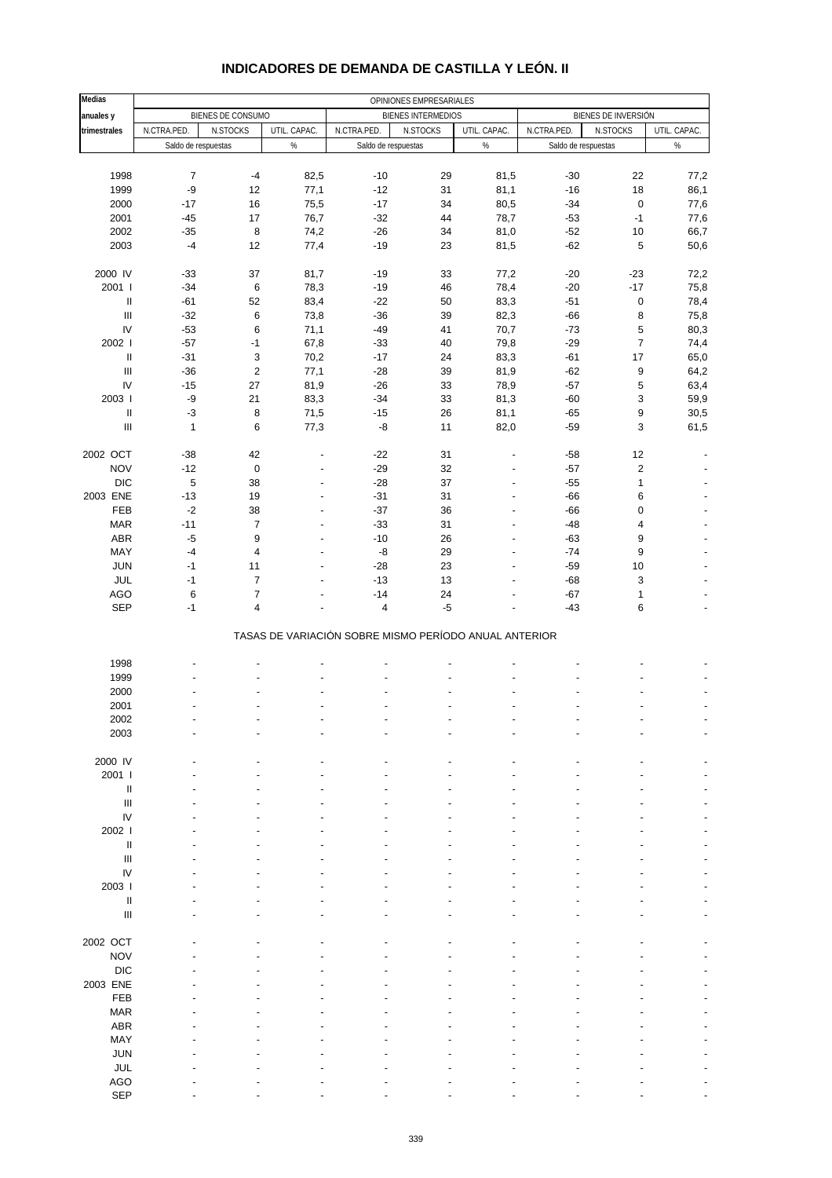# INDICADORES DE DEMANDA DE CASTILLA Y LEÓN. II

| Medias anuales y trimestrales | OPINIONES EMPRESARIALES | | | | | | | | |
|---|---|---|---|---|---|---|---|---|---|
| | BIENES DE CONSUMO | | | BIENES INTERMEDIOS | | | BIENES DE INVERSIÓN | | |
| | N.CTRA.PED. | N.STOCKS | UTIL. CAPAC. | N.CTRA.PED. | N.STOCKS | UTIL. CAPAC. | N.CTRA.PED. | N.STOCKS | UTIL. CAPAC. |
| | Saldo de respuestas | | % | Saldo de respuestas | | % | Saldo de respuestas | | % |
| 1998 | 7 | -4 | 82,5 | -10 | 29 | 81,5 | -30 | 22 | 77,2 |
| 1999 | -9 | 12 | 77,1 | -12 | 31 | 81,1 | -16 | 18 | 86,1 |
| 2000 | -17 | 16 | 75,5 | -17 | 34 | 80,5 | -34 | 0 | 77,6 |
| 2001 | -45 | 17 | 76,7 | -32 | 44 | 78,7 | -53 | -1 | 77,6 |
| 2002 | -35 | 8 | 74,2 | -26 | 34 | 81,0 | -52 | 10 | 66,7 |
| 2003 | -4 | 12 | 77,4 | -19 | 23 | 81,5 | -62 | 5 | 50,6 |
| 2000 IV | -33 | 37 | 81,7 | -19 | 33 | 77,2 | -20 | -23 | 72,2 |
| 2001 I | -34 | 6 | 78,3 | -19 | 46 | 78,4 | -20 | -17 | 75,8 |
| II | -61 | 52 | 83,4 | -22 | 50 | 83,3 | -51 | 0 | 78,4 |
| III | -32 | 6 | 73,8 | -36 | 39 | 82,3 | -66 | 8 | 75,8 |
| IV | -53 | 6 | 71,1 | -49 | 41 | 70,7 | -73 | 5 | 80,3 |
| 2002 I | -57 | -1 | 67,8 | -33 | 40 | 79,8 | -29 | 7 | 74,4 |
| II | -31 | 3 | 70,2 | -17 | 24 | 83,3 | -61 | 17 | 65,0 |
| III | -36 | 2 | 77,1 | -28 | 39 | 81,9 | -62 | 9 | 64,2 |
| IV | -15 | 27 | 81,9 | -26 | 33 | 78,9 | -57 | 5 | 63,4 |
| 2003 I | -9 | 21 | 83,3 | -34 | 33 | 81,3 | -60 | 3 | 59,9 |
| II | -3 | 8 | 71,5 | -15 | 26 | 81,1 | -65 | 9 | 30,5 |
| III | 1 | 6 | 77,3 | -8 | 11 | 82,0 | -59 | 3 | 61,5 |
| 2002 OCT | -38 | 42 | - | -22 | 31 | - | -58 | 12 | - |
| NOV | -12 | 0 | - | -29 | 32 | - | -57 | 2 | - |
| DIC | 5 | 38 | - | -28 | 37 | - | -55 | 1 | - |
| 2003 ENE | -13 | 19 | - | -31 | 31 | - | -66 | 6 | - |
| FEB | -2 | 38 | - | -37 | 36 | - | -66 | 0 | - |
| MAR | -11 | 7 | - | -33 | 31 | - | -48 | 4 | - |
| ABR | -5 | 9 | - | -10 | 26 | - | -63 | 9 | - |
| MAY | -4 | 4 | - | -8 | 29 | - | -74 | 9 | - |
| JUN | -1 | 11 | - | -28 | 23 | - | -59 | 10 | - |
| JUL | -1 | 7 | - | -13 | 13 | - | -68 | 3 | - |
| AGO | 6 | 7 | - | -14 | 24 | - | -67 | 1 | - |
| SEP | -1 | 4 | - | 4 | -5 | - | -43 | 6 | - |
| **TASAS DE VARIACIÓN SOBRE MISMO PERÍODO ANUAL ANTERIOR** | | | | | | | | | |
| 1998 | - | - | - | - | - | - | - | - | - |
| 1999 | - | - | - | - | - | - | - | - | - |
| 2000 | - | - | - | - | - | - | - | - | - |
| 2001 | - | - | - | - | - | - | - | - | - |
| 2002 | - | - | - | - | - | - | - | - | - |
| 2003 | - | - | - | - | - | - | - | - | - |
| 2000 IV | - | - | - | - | - | - | - | - | - |
| 2001 I | - | - | - | - | - | - | - | - | - |
| II | - | - | - | - | - | - | - | - | - |
| III | - | - | - | - | - | - | - | - | - |
| IV | - | - | - | - | - | - | - | - | - |
| 2002 I | - | - | - | - | - | - | - | - | - |
| II | - | - | - | - | - | - | - | - | - |
| III | - | - | - | - | - | - | - | - | - |
| IV | - | - | - | - | - | - | - | - | - |
| 2003 I | - | - | - | - | - | - | - | - | - |
| II | - | - | - | - | - | - | - | - | - |
| III | - | - | - | - | - | - | - | - | - |
| 2002 OCT | - | - | - | - | - | - | - | - | - |
| NOV | - | - | - | - | - | - | - | - | - |
| DIC | - | - | - | - | - | - | - | - | - |
| 2003 ENE | - | - | - | - | - | - | - | - | - |
| FEB | - | - | - | - | - | - | - | - | - |
| MAR | - | - | - | - | - | - | - | - | - |
| ABR | - | - | - | - | - | - | - | - | - |
| MAY | - | - | - | - | - | - | - | - | - |
| JUN | - | - | - | - | - | - | - | - | - |
| JUL | - | - | - | - | - | - | - | - | - |
| AGO | - | - | - | - | - | - | - | - | - |
| SEP | - | - | - | - | - | - | - | - | - |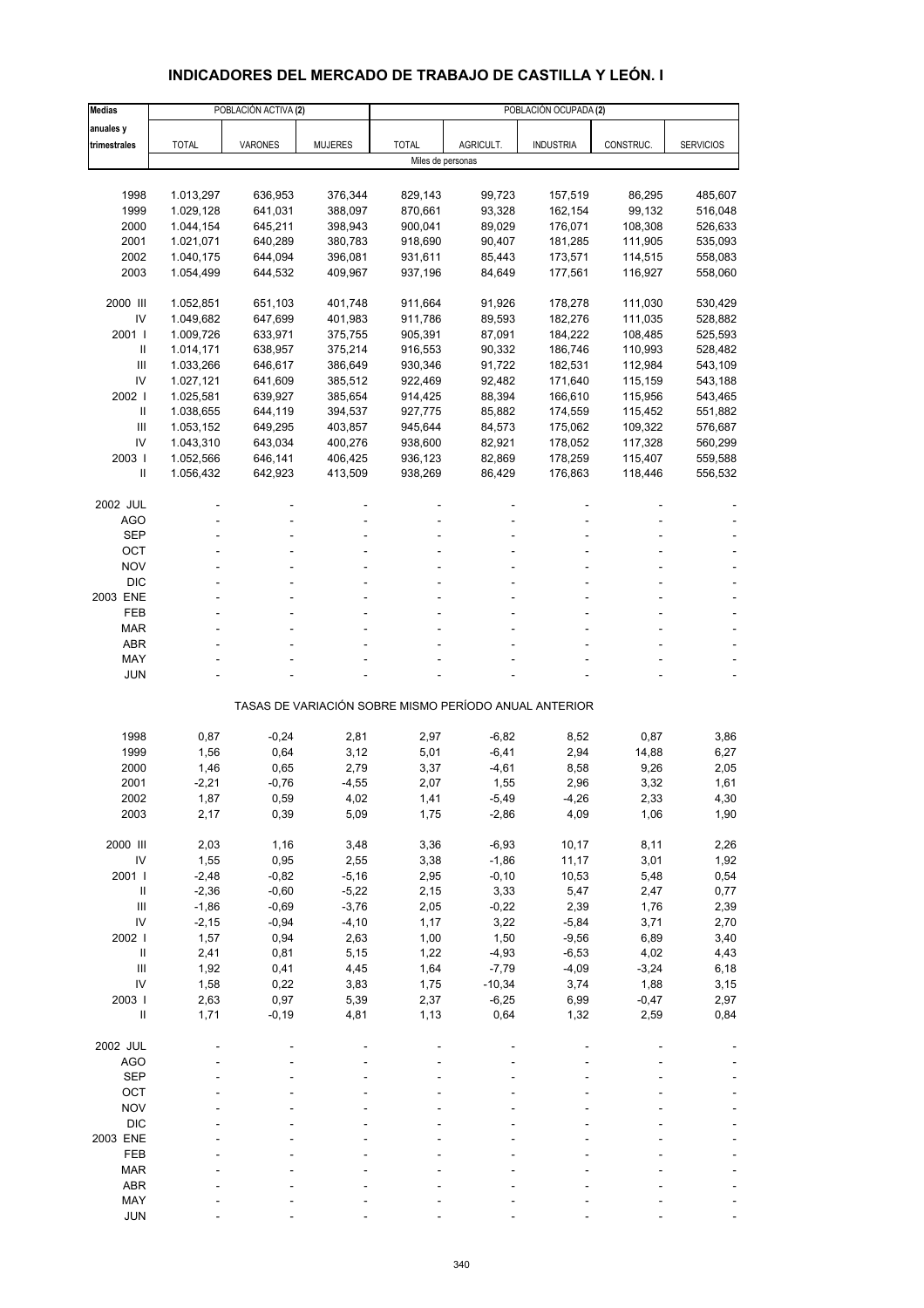# INDICADORES DEL MERCADO DE TRABAJO DE CASTILLA Y LEÓN. I

| Medias anuales y trimestrales | POBLACIÓN ACTIVA (2) | | | POBLACIÓN OCUPADA (2) | | | | |
|---|---|---|---|---|---|---|---|---|
| | TOTAL | VARONES | MUJERES | TOTAL | AGRICULT. | INDUSTRIA | CONSTRUC. | SERVICIOS |
| | Miles de personas | | | | | | | |
| 1998 | 1.013,297 | 636,953 | 376,344 | 829,143 | 99,723 | 157,519 | 86,295 | 485,607 |
| 1999 | 1.029,128 | 641,031 | 388,097 | 870,661 | 93,328 | 162,154 | 99,132 | 516,048 |
| 2000 | 1.044,154 | 645,211 | 398,943 | 900,041 | 89,029 | 176,071 | 108,308 | 526,633 |
| 2001 | 1.021,071 | 640,289 | 380,783 | 918,690 | 90,407 | 181,285 | 111,905 | 535,093 |
| 2002 | 1.040,175 | 644,094 | 396,081 | 931,611 | 85,443 | 173,571 | 114,515 | 558,083 |
| 2003 | 1.054,499 | 644,532 | 409,967 | 937,196 | 84,649 | 177,561 | 116,927 | 558,060 |
| 2000 III | 1.052,851 | 651,103 | 401,748 | 911,664 | 91,926 | 178,278 | 111,030 | 530,429 |
| IV | 1.049,682 | 647,699 | 401,983 | 911,786 | 89,593 | 182,276 | 111,035 | 528,882 |
| 2001 I | 1.009,726 | 633,971 | 375,755 | 905,391 | 87,091 | 184,222 | 108,485 | 525,593 |
| II | 1.014,171 | 638,957 | 375,214 | 916,553 | 90,332 | 186,746 | 110,993 | 528,482 |
| III | 1.033,266 | 646,617 | 386,649 | 930,346 | 91,722 | 182,531 | 112,984 | 543,109 |
| IV | 1.027,121 | 641,609 | 385,512 | 922,469 | 92,482 | 171,640 | 115,159 | 543,188 |
| 2002 I | 1.025,581 | 639,927 | 385,654 | 914,425 | 88,394 | 166,610 | 115,956 | 543,465 |
| II | 1.038,655 | 644,119 | 394,537 | 927,775 | 85,882 | 174,559 | 115,452 | 551,882 |
| III | 1.053,152 | 649,295 | 403,857 | 945,644 | 84,573 | 175,062 | 109,322 | 576,687 |
| IV | 1.043,310 | 643,034 | 400,276 | 938,600 | 82,921 | 178,052 | 117,328 | 560,299 |
| 2003 I | 1.052,566 | 646,141 | 406,425 | 936,123 | 82,869 | 178,259 | 115,407 | 559,588 |
| II | 1.056,432 | 642,923 | 413,509 | 938,269 | 86,429 | 176,863 | 118,446 | 556,532 |
| 2002 JUL | - | - | - | - | - | - | - | - |
| AGO | - | - | - | - | - | - | - | - |
| SEP | - | - | - | - | - | - | - | - |
| OCT | - | - | - | - | - | - | - | - |
| NOV | - | - | - | - | - | - | - | - |
| DIC | - | - | - | - | - | - | - | - |
| 2003 ENE | - | - | - | - | - | - | - | - |
| FEB | - | - | - | - | - | - | - | - |
| MAR | - | - | - | - | - | - | - | - |
| ABR | - | - | - | - | - | - | - | - |
| MAY | - | - | - | - | - | - | - | - |
| JUN | - | - | - | - | - | - | - | - |
| | TASAS DE VARIACIÓN SOBRE MISMO PERÍODO ANUAL ANTERIOR | | | | | | | |
| 1998 | 0,87 | -0,24 | 2,81 | 2,97 | -6,82 | 8,52 | 0,87 | 3,86 |
| 1999 | 1,56 | 0,64 | 3,12 | 5,01 | -6,41 | 2,94 | 14,88 | 6,27 |
| 2000 | 1,46 | 0,65 | 2,79 | 3,37 | -4,61 | 8,58 | 9,26 | 2,05 |
| 2001 | -2,21 | -0,76 | -4,55 | 2,07 | 1,55 | 2,96 | 3,32 | 1,61 |
| 2002 | 1,87 | 0,59 | 4,02 | 1,41 | -5,49 | -4,26 | 2,33 | 4,30 |
| 2003 | 2,17 | 0,39 | 5,09 | 1,75 | -2,86 | 4,09 | 1,06 | 1,90 |
| 2000 III | 2,03 | 1,16 | 3,48 | 3,36 | -6,93 | 10,17 | 8,11 | 2,26 |
| IV | 1,55 | 0,95 | 2,55 | 3,38 | -1,86 | 11,17 | 3,01 | 1,92 |
| 2001 I | -2,48 | -0,82 | -5,16 | 2,95 | -0,10 | 10,53 | 5,48 | 0,54 |
| II | -2,36 | -0,60 | -5,22 | 2,15 | 3,33 | 5,47 | 2,47 | 0,77 |
| III | -1,86 | -0,69 | -3,76 | 2,05 | -0,22 | 2,39 | 1,76 | 2,39 |
| IV | -2,15 | -0,94 | -4,10 | 1,17 | 3,22 | -5,84 | 3,71 | 2,70 |
| 2002 I | 1,57 | 0,94 | 2,63 | 1,00 | 1,50 | -9,56 | 6,89 | 3,40 |
| II | 2,41 | 0,81 | 5,15 | 1,22 | -4,93 | -6,53 | 4,02 | 4,43 |
| III | 1,92 | 0,41 | 4,45 | 1,64 | -7,79 | -4,09 | -3,24 | 6,18 |
| IV | 1,58 | 0,22 | 3,83 | 1,75 | -10,34 | 3,74 | 1,88 | 3,15 |
| 2003 I | 2,63 | 0,97 | 5,39 | 2,37 | -6,25 | 6,99 | -0,47 | 2,97 |
| II | 1,71 | -0,19 | 4,81 | 1,13 | 0,64 | 1,32 | 2,59 | 0,84 |
| 2002 JUL | - | - | - | - | - | - | - | - |
| AGO | - | - | - | - | - | - | - | - |
| SEP | - | - | - | - | - | - | - | - |
| OCT | - | - | - | - | - | - | - | - |
| NOV | - | - | - | - | - | - | - | - |
| DIC | - | - | - | - | - | - | - | - |
| 2003 ENE | - | - | - | - | - | - | - | - |
| FEB | - | - | - | - | - | - | - | - |
| MAR | - | - | - | - | - | - | - | - |
| ABR | - | - | - | - | - | - | - | - |
| MAY | - | - | - | - | - | - | - | - |
| JUN | - | - | - | - | - | - | - | - |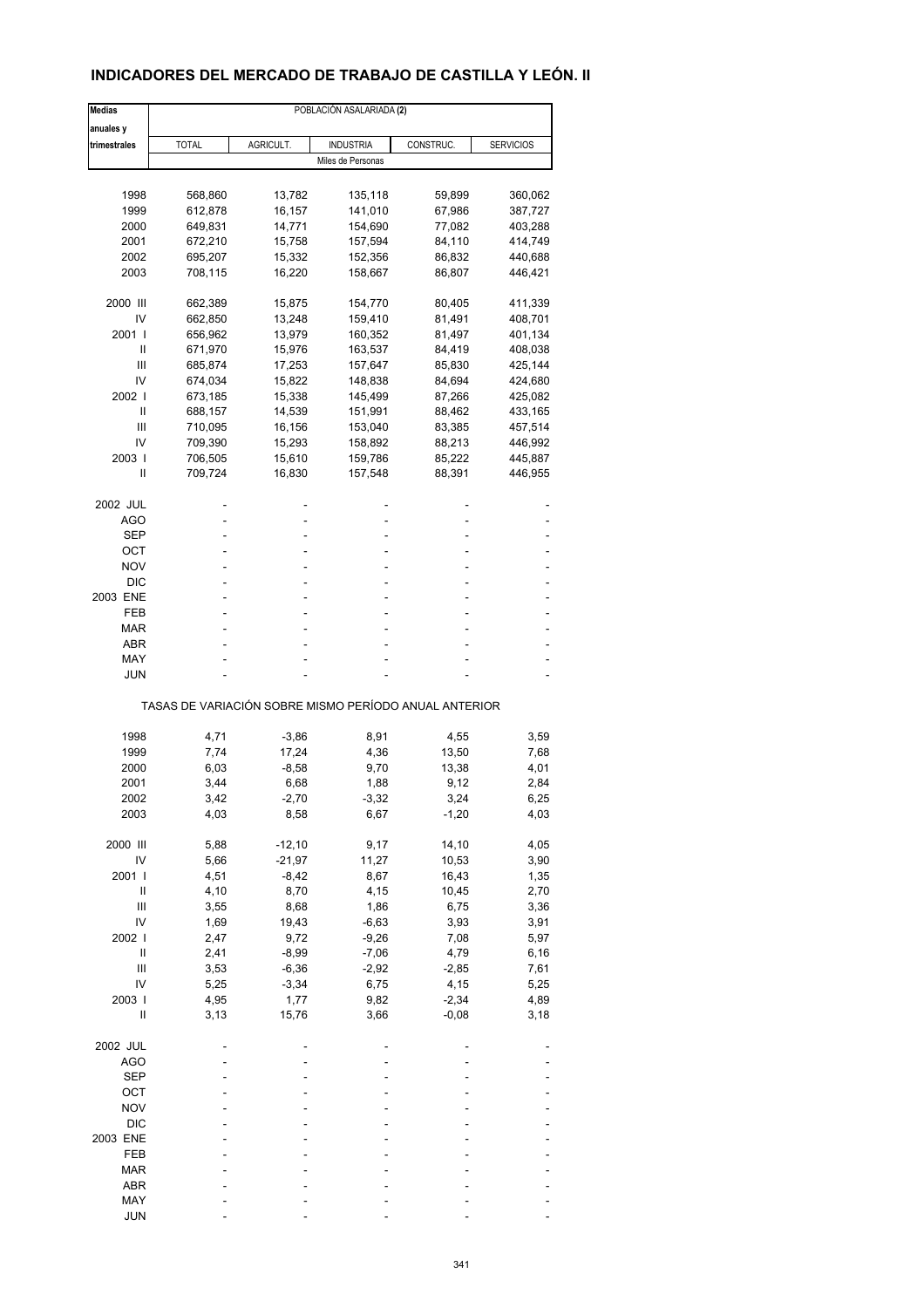## INDICADORES DEL MERCADO DE TRABAJO DE CASTILLA Y LEÓN. II

| Medias anuales y trimestrales | POBLACIÓN ASALARIADA **(2)** | | | | |
|---|---|---|---|---|---|
| | TOTAL | AGRICULT. | INDUSTRIA | CONSTRUC. | SERVICIOS |
| | Miles de Personas | | | | |
| 1998 | 568,860 | 13,782 | 135,118 | 59,899 | 360,062 |
| 1999 | 612,878 | 16,157 | 141,010 | 67,986 | 387,727 |
| 2000 | 649,831 | 14,771 | 154,690 | 77,082 | 403,288 |
| 2001 | 672,210 | 15,758 | 157,594 | 84,110 | 414,749 |
| 2002 | 695,207 | 15,332 | 152,356 | 86,832 | 440,688 |
| 2003 | 708,115 | 16,220 | 158,667 | 86,807 | 446,421 |
| 2000 III | 662,389 | 15,875 | 154,770 | 80,405 | 411,339 |
| IV | 662,850 | 13,248 | 159,410 | 81,491 | 408,701 |
| 2001 I | 656,962 | 13,979 | 160,352 | 81,497 | 401,134 |
| II | 671,970 | 15,976 | 163,537 | 84,419 | 408,038 |
| III | 685,874 | 17,253 | 157,647 | 85,830 | 425,144 |
| IV | 674,034 | 15,822 | 148,838 | 84,694 | 424,680 |
| 2002 I | 673,185 | 15,338 | 145,499 | 87,266 | 425,082 |
| II | 688,157 | 14,539 | 151,991 | 88,462 | 433,165 |
| III | 710,095 | 16,156 | 153,040 | 83,385 | 457,514 |
| IV | 709,390 | 15,293 | 158,892 | 88,213 | 446,992 |
| 2003 I | 706,505 | 15,610 | 159,786 | 85,222 | 445,887 |
| II | 709,724 | 16,830 | 157,548 | 88,391 | 446,955 |
| 2002 JUL | - | - | - | - | - |
| AGO | - | - | - | - | - |
| SEP | - | - | - | - | - |
| OCT | - | - | - | - | - |
| NOV | - | - | - | - | - |
| DIC | - | - | - | - | - |
| 2003 ENE | - | - | - | - | - |
| FEB | - | - | - | - | - |
| MAR | - | - | - | - | - |
| ABR | - | - | - | - | - |
| MAY | - | - | - | - | - |
| JUN | - | - | - | - | - |
| | TASAS DE VARIACIÓN SOBRE MISMO PERÍODO ANUAL ANTERIOR | | | | |
| 1998 | 4,71 | -3,86 | 8,91 | 4,55 | 3,59 |
| 1999 | 7,74 | 17,24 | 4,36 | 13,50 | 7,68 |
| 2000 | 6,03 | -8,58 | 9,70 | 13,38 | 4,01 |
| 2001 | 3,44 | 6,68 | 1,88 | 9,12 | 2,84 |
| 2002 | 3,42 | -2,70 | -3,32 | 3,24 | 6,25 |
| 2003 | 4,03 | 8,58 | 6,67 | -1,20 | 4,03 |
| 2000 III | 5,88 | -12,10 | 9,17 | 14,10 | 4,05 |
| IV | 5,66 | -21,97 | 11,27 | 10,53 | 3,90 |
| 2001 I | 4,51 | -8,42 | 8,67 | 16,43 | 1,35 |
| II | 4,10 | 8,70 | 4,15 | 10,45 | 2,70 |
| III | 3,55 | 8,68 | 1,86 | 6,75 | 3,36 |
| IV | 1,69 | 19,43 | -6,63 | 3,93 | 3,91 |
| 2002 I | 2,47 | 9,72 | -9,26 | 7,08 | 5,97 |
| II | 2,41 | -8,99 | -7,06 | 4,79 | 6,16 |
| III | 3,53 | -6,36 | -2,92 | -2,85 | 7,61 |
| IV | 5,25 | -3,34 | 6,75 | 4,15 | 5,25 |
| 2003 I | 4,95 | 1,77 | 9,82 | -2,34 | 4,89 |
| II | 3,13 | 15,76 | 3,66 | -0,08 | 3,18 |
| 2002 JUL | - | - | - | - | - |
| AGO | - | - | - | - | - |
| SEP | - | - | - | - | - |
| OCT | - | - | - | - | - |
| NOV | - | - | - | - | - |
| DIC | - | - | - | - | - |
| 2003 ENE | - | - | - | - | - |
| FEB | - | - | - | - | - |
| MAR | - | - | - | - | - |
| ABR | - | - | - | - | - |
| MAY | - | - | - | - | - |
| JUN | - | - | - | - | - |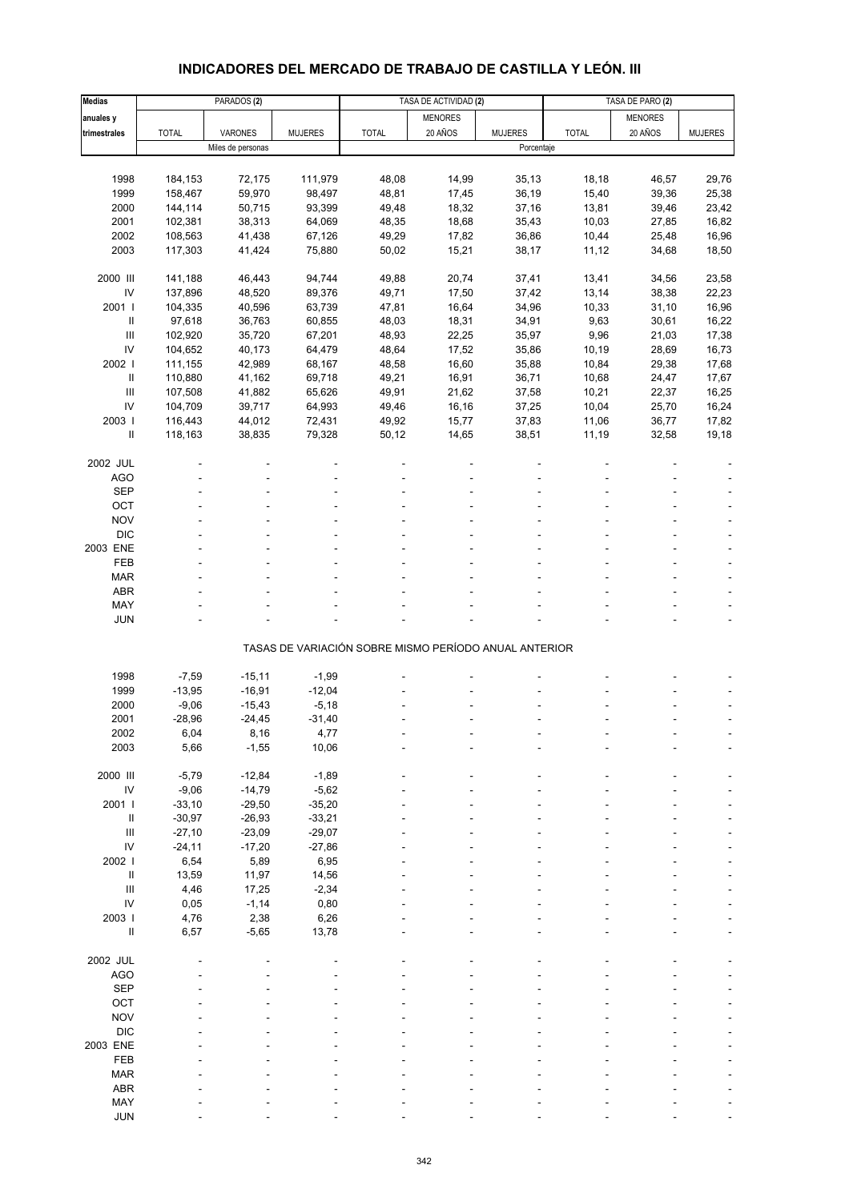# INDICADORES DEL MERCADO DE TRABAJO DE CASTILLA Y LEÓN. III

| Medias anuales y trimestrales | PARADOS (2) | | | TASA DE ACTIVIDAD (2) | | | TASA DE PARO (2) | | |
|---|---|---|---|---|---|---|---|---|---|
| | TOTAL | VARONES | MUJERES | TOTAL | MENORES 20 AÑOS | MUJERES | TOTAL | MENORES 20 AÑOS | MUJERES |
| | Miles de personas | | | Porcentaje | | | | | |
| 1998 | 184,153 | 72,175 | 111,979 | 48,08 | 14,99 | 35,13 | 18,18 | 46,57 | 29,76 |
| 1999 | 158,467 | 59,970 | 98,497 | 48,81 | 17,45 | 36,19 | 15,40 | 39,36 | 25,38 |
| 2000 | 144,114 | 50,715 | 93,399 | 49,48 | 18,32 | 37,16 | 13,81 | 39,46 | 23,42 |
| 2001 | 102,381 | 38,313 | 64,069 | 48,35 | 18,68 | 35,43 | 10,03 | 27,85 | 16,82 |
| 2002 | 108,563 | 41,438 | 67,126 | 49,29 | 17,82 | 36,86 | 10,44 | 25,48 | 16,96 |
| 2003 | 117,303 | 41,424 | 75,880 | 50,02 | 15,21 | 38,17 | 11,12 | 34,68 | 18,50 |
| 2000 III | 141,188 | 46,443 | 94,744 | 49,88 | 20,74 | 37,41 | 13,41 | 34,56 | 23,58 |
| IV | 137,896 | 48,520 | 89,376 | 49,71 | 17,50 | 37,42 | 13,14 | 38,38 | 22,23 |
| 2001 I | 104,335 | 40,596 | 63,739 | 47,81 | 16,64 | 34,96 | 10,33 | 31,10 | 16,96 |
| II | 97,618 | 36,763 | 60,855 | 48,03 | 18,31 | 34,91 | 9,63 | 30,61 | 16,22 |
| III | 102,920 | 35,720 | 67,201 | 48,93 | 22,25 | 35,97 | 9,96 | 21,03 | 17,38 |
| IV | 104,652 | 40,173 | 64,479 | 48,64 | 17,52 | 35,86 | 10,19 | 28,69 | 16,73 |
| 2002 I | 111,155 | 42,989 | 68,167 | 48,58 | 16,60 | 35,88 | 10,84 | 29,38 | 17,68 |
| II | 110,880 | 41,162 | 69,718 | 49,21 | 16,91 | 36,71 | 10,68 | 24,47 | 17,67 |
| III | 107,508 | 41,882 | 65,626 | 49,91 | 21,62 | 37,58 | 10,21 | 22,37 | 16,25 |
| IV | 104,709 | 39,717 | 64,993 | 49,46 | 16,16 | 37,25 | 10,04 | 25,70 | 16,24 |
| 2003 I | 116,443 | 44,012 | 72,431 | 49,92 | 15,77 | 37,83 | 11,06 | 36,77 | 17,82 |
| II | 118,163 | 38,835 | 79,328 | 50,12 | 14,65 | 38,51 | 11,19 | 32,58 | 19,18 |
| 2002 JUL | - | - | - | - | - | - | - | - | - |
| AGO | - | - | - | - | - | - | - | - | - |
| SEP | - | - | - | - | - | - | - | - | - |
| OCT | - | - | - | - | - | - | - | - | - |
| NOV | - | - | - | - | - | - | - | - | - |
| DIC | - | - | - | - | - | - | - | - | - |
| 2003 ENE | - | - | - | - | - | - | - | - | - |
| FEB | - | - | - | - | - | - | - | - | - |
| MAR | - | - | - | - | - | - | - | - | - |
| ABR | - | - | - | - | - | - | - | - | - |
| MAY | - | - | - | - | - | - | - | - | - |
| JUN | - | - | - | - | - | - | - | - | - |
| | TASAS DE VARIACIÓN SOBRE MISMO PERÍODO ANUAL ANTERIOR | | | | | | | | |
| 1998 | -7,59 | -15,11 | -1,99 | - | - | - | - | - | - |
| 1999 | -13,95 | -16,91 | -12,04 | - | - | - | - | - | - |
| 2000 | -9,06 | -15,43 | -5,18 | - | - | - | - | - | - |
| 2001 | -28,96 | -24,45 | -31,40 | - | - | - | - | - | - |
| 2002 | 6,04 | 8,16 | 4,77 | - | - | - | - | - | - |
| 2003 | 5,66 | -1,55 | 10,06 | - | - | - | - | - | - |
| 2000 III | -5,79 | -12,84 | -1,89 | - | - | - | - | - | - |
| IV | -9,06 | -14,79 | -5,62 | - | - | - | - | - | - |
| 2001 I | -33,10 | -29,50 | -35,20 | - | - | - | - | - | - |
| II | -30,97 | -26,93 | -33,21 | - | - | - | - | - | - |
| III | -27,10 | -23,09 | -29,07 | - | - | - | - | - | - |
| IV | -24,11 | -17,20 | -27,86 | - | - | - | - | - | - |
| 2002 I | 6,54 | 5,89 | 6,95 | - | - | - | - | - | - |
| II | 13,59 | 11,97 | 14,56 | - | - | - | - | - | - |
| III | 4,46 | 17,25 | -2,34 | - | - | - | - | - | - |
| IV | 0,05 | -1,14 | 0,80 | - | - | - | - | - | - |
| 2003 I | 4,76 | 2,38 | 6,26 | - | - | - | - | - | - |
| II | 6,57 | -5,65 | 13,78 | - | - | - | - | - | - |
| 2002 JUL | - | - | - | - | - | - | - | - | - |
| AGO | - | - | - | - | - | - | - | - | - |
| SEP | - | - | - | - | - | - | - | - | - |
| OCT | - | - | - | - | - | - | - | - | - |
| NOV | - | - | - | - | - | - | - | - | - |
| DIC | - | - | - | - | - | - | - | - | - |
| 2003 ENE | - | - | - | - | - | - | - | - | - |
| FEB | - | - | - | - | - | - | - | - | - |
| MAR | - | - | - | - | - | - | - | - | - |
| ABR | - | - | - | - | - | - | - | - | - |
| MAY | - | - | - | - | - | - | - | - | - |
| JUN | - | - | - | - | - | - | - | - | - |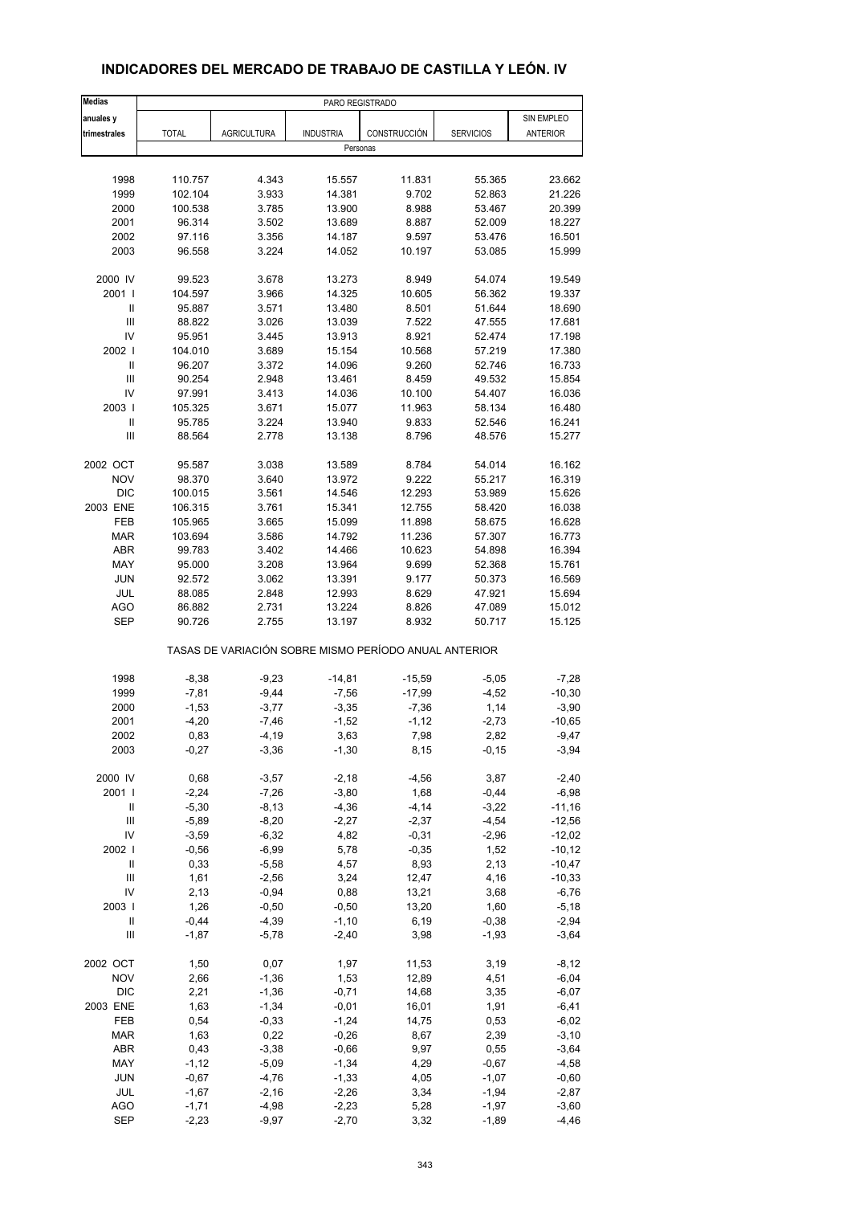# INDICADORES DEL MERCADO DE TRABAJO DE CASTILLA Y LEÓN. IV

| Medias anuales y trimestrales | PARO REGISTRADO | | | | | |
|---|---|---|---|---|---|---|
| | TOTAL | AGRICULTURA | INDUSTRIA | CONSTRUCCIÓN | SERVICIOS | SIN EMPLEO ANTERIOR |
| | Personas | | | | | |
| 1998 | 110.757 | 4.343 | 15.557 | 11.831 | 55.365 | 23.662 |
| 1999 | 102.104 | 3.933 | 14.381 | 9.702 | 52.863 | 21.226 |
| 2000 | 100.538 | 3.785 | 13.900 | 8.988 | 53.467 | 20.399 |
| 2001 | 96.314 | 3.502 | 13.689 | 8.887 | 52.009 | 18.227 |
| 2002 | 97.116 | 3.356 | 14.187 | 9.597 | 53.476 | 16.501 |
| 2003 | 96.558 | 3.224 | 14.052 | 10.197 | 53.085 | 15.999 |
| 2000 IV | 99.523 | 3.678 | 13.273 | 8.949 | 54.074 | 19.549 |
| 2001 I | 104.597 | 3.966 | 14.325 | 10.605 | 56.362 | 19.337 |
| II | 95.887 | 3.571 | 13.480 | 8.501 | 51.644 | 18.690 |
| III | 88.822 | 3.026 | 13.039 | 7.522 | 47.555 | 17.681 |
| IV | 95.951 | 3.445 | 13.913 | 8.921 | 52.474 | 17.198 |
| 2002 I | 104.010 | 3.689 | 15.154 | 10.568 | 57.219 | 17.380 |
| II | 96.207 | 3.372 | 14.096 | 9.260 | 52.746 | 16.733 |
| III | 90.254 | 2.948 | 13.461 | 8.459 | 49.532 | 15.854 |
| IV | 97.991 | 3.413 | 14.036 | 10.100 | 54.407 | 16.036 |
| 2003 I | 105.325 | 3.671 | 15.077 | 11.963 | 58.134 | 16.480 |
| II | 95.785 | 3.224 | 13.940 | 9.833 | 52.546 | 16.241 |
| III | 88.564 | 2.778 | 13.138 | 8.796 | 48.576 | 15.277 |
| 2002 OCT | 95.587 | 3.038 | 13.589 | 8.784 | 54.014 | 16.162 |
| NOV | 98.370 | 3.640 | 13.972 | 9.222 | 55.217 | 16.319 |
| DIC | 100.015 | 3.561 | 14.546 | 12.293 | 53.989 | 15.626 |
| 2003 ENE | 106.315 | 3.761 | 15.341 | 12.755 | 58.420 | 16.038 |
| FEB | 105.965 | 3.665 | 15.099 | 11.898 | 58.675 | 16.628 |
| MAR | 103.694 | 3.586 | 14.792 | 11.236 | 57.307 | 16.773 |
| ABR | 99.783 | 3.402 | 14.466 | 10.623 | 54.898 | 16.394 |
| MAY | 95.000 | 3.208 | 13.964 | 9.699 | 52.368 | 15.761 |
| JUN | 92.572 | 3.062 | 13.391 | 9.177 | 50.373 | 16.569 |
| JUL | 88.085 | 2.848 | 12.993 | 8.629 | 47.921 | 15.694 |
| AGO | 86.882 | 2.731 | 13.224 | 8.826 | 47.089 | 15.012 |
| SEP | 90.726 | 2.755 | 13.197 | 8.932 | 50.717 | 15.125 |
| | TASAS DE VARIACIÓN SOBRE MISMO PERÍODO ANUAL ANTERIOR | | | | | |
| 1998 | -8,38 | -9,23 | -14,81 | -15,59 | -5,05 | -7,28 |
| 1999 | -7,81 | -9,44 | -7,56 | -17,99 | -4,52 | -10,30 |
| 2000 | -1,53 | -3,77 | -3,35 | -7,36 | 1,14 | -3,90 |
| 2001 | -4,20 | -7,46 | -1,52 | -1,12 | -2,73 | -10,65 |
| 2002 | 0,83 | -4,19 | 3,63 | 7,98 | 2,82 | -9,47 |
| 2003 | -0,27 | -3,36 | -1,30 | 8,15 | -0,15 | -3,94 |
| 2000 IV | 0,68 | -3,57 | -2,18 | -4,56 | 3,87 | -2,40 |
| 2001 I | -2,24 | -7,26 | -3,80 | 1,68 | -0,44 | -6,98 |
| II | -5,30 | -8,13 | -4,36 | -4,14 | -3,22 | -11,16 |
| III | -5,89 | -8,20 | -2,27 | -2,37 | -4,54 | -12,56 |
| IV | -3,59 | -6,32 | 4,82 | -0,31 | -2,96 | -12,02 |
| 2002 I | -0,56 | -6,99 | 5,78 | -0,35 | 1,52 | -10,12 |
| II | 0,33 | -5,58 | 4,57 | 8,93 | 2,13 | -10,47 |
| III | 1,61 | -2,56 | 3,24 | 12,47 | 4,16 | -10,33 |
| IV | 2,13 | -0,94 | 0,88 | 13,21 | 3,68 | -6,76 |
| 2003 I | 1,26 | -0,50 | -0,50 | 13,20 | 1,60 | -5,18 |
| II | -0,44 | -4,39 | -1,10 | 6,19 | -0,38 | -2,94 |
| III | -1,87 | -5,78 | -2,40 | 3,98 | -1,93 | -3,64 |
| 2002 OCT | 1,50 | 0,07 | 1,97 | 11,53 | 3,19 | -8,12 |
| NOV | 2,66 | -1,36 | 1,53 | 12,89 | 4,51 | -6,04 |
| DIC | 2,21 | -1,36 | -0,71 | 14,68 | 3,35 | -6,07 |
| 2003 ENE | 1,63 | -1,34 | -0,01 | 16,01 | 1,91 | -6,41 |
| FEB | 0,54 | -0,33 | -1,24 | 14,75 | 0,53 | -6,02 |
| MAR | 1,63 | 0,22 | -0,26 | 8,67 | 2,39 | -3,10 |
| ABR | 0,43 | -3,38 | -0,66 | 9,97 | 0,55 | -3,64 |
| MAY | -1,12 | -5,09 | -1,34 | 4,29 | -0,67 | -4,58 |
| JUN | -0,67 | -4,76 | -1,33 | 4,05 | -1,07 | -0,60 |
| JUL | -1,67 | -2,16 | -2,26 | 3,34 | -1,94 | -2,87 |
| AGO | -1,71 | -4,98 | -2,23 | 5,28 | -1,97 | -3,60 |
| SEP | -2,23 | -9,97 | -2,70 | 3,32 | -1,89 | -4,46 |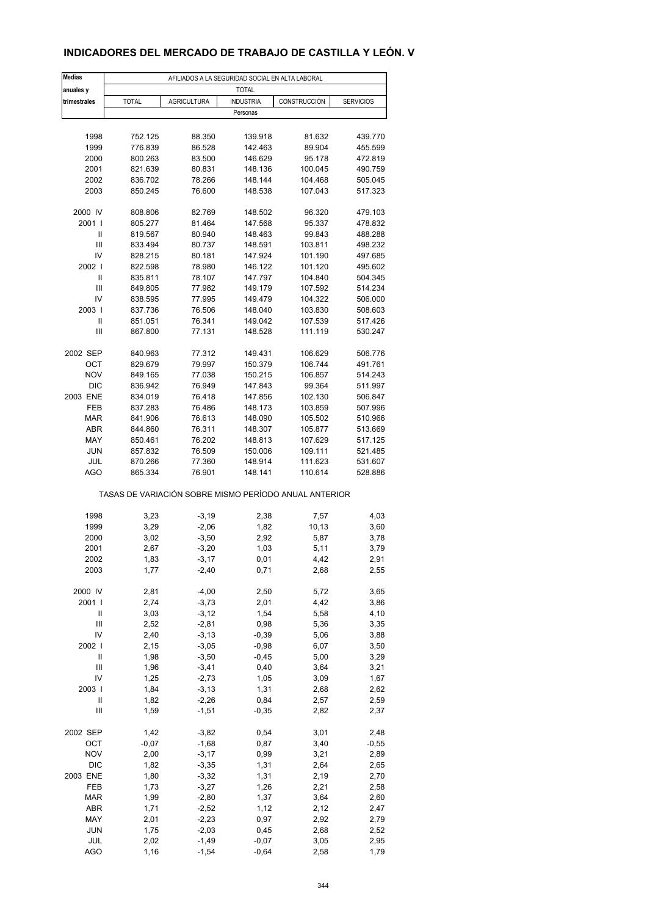# INDICADORES DEL MERCADO DE TRABAJO DE CASTILLA Y LEÓN. V

| Medias anuales y trimestrales | AFILIADOS A LA SEGURIDAD SOCIAL EN ALTA LABORAL | | | | |
|---|---|---|---|---|---|
| | TOTAL | | | | |
| | TOTAL | AGRICULTURA | INDUSTRIA | CONSTRUCCIÓN | SERVICIOS |
| | Personas | | | | |
| 1998 | 752.125 | 88.350 | 139.918 | 81.632 | 439.770 |
| 1999 | 776.839 | 86.528 | 142.463 | 89.904 | 455.599 |
| 2000 | 800.263 | 83.500 | 146.629 | 95.178 | 472.819 |
| 2001 | 821.639 | 80.831 | 148.136 | 100.045 | 490.759 |
| 2002 | 836.702 | 78.266 | 148.144 | 104.468 | 505.045 |
| 2003 | 850.245 | 76.600 | 148.538 | 107.043 | 517.323 |
| 2000 IV | 808.806 | 82.769 | 148.502 | 96.320 | 479.103 |
| 2001 I | 805.277 | 81.464 | 147.568 | 95.337 | 478.832 |
| II | 819.567 | 80.940 | 148.463 | 99.843 | 488.288 |
| III | 833.494 | 80.737 | 148.591 | 103.811 | 498.232 |
| IV | 828.215 | 80.181 | 147.924 | 101.190 | 497.685 |
| 2002 I | 822.598 | 78.980 | 146.122 | 101.120 | 495.602 |
| II | 835.811 | 78.107 | 147.797 | 104.840 | 504.345 |
| III | 849.805 | 77.982 | 149.179 | 107.592 | 514.234 |
| IV | 838.595 | 77.995 | 149.479 | 104.322 | 506.000 |
| 2003 I | 837.736 | 76.506 | 148.040 | 103.830 | 508.603 |
| II | 851.051 | 76.341 | 149.042 | 107.539 | 517.426 |
| III | 867.800 | 77.131 | 148.528 | 111.119 | 530.247 |
| 2002 SEP | 840.963 | 77.312 | 149.431 | 106.629 | 506.776 |
| OCT | 829.679 | 79.997 | 150.379 | 106.744 | 491.761 |
| NOV | 849.165 | 77.038 | 150.215 | 106.857 | 514.243 |
| DIC | 836.942 | 76.949 | 147.843 | 99.364 | 511.997 |
| 2003 ENE | 834.019 | 76.418 | 147.856 | 102.130 | 506.847 |
| FEB | 837.283 | 76.486 | 148.173 | 103.859 | 507.996 |
| MAR | 841.906 | 76.613 | 148.090 | 105.502 | 510.966 |
| ABR | 844.860 | 76.311 | 148.307 | 105.877 | 513.669 |
| MAY | 850.461 | 76.202 | 148.813 | 107.629 | 517.125 |
| JUN | 857.832 | 76.509 | 150.006 | 109.111 | 521.485 |
| JUL | 870.266 | 77.360 | 148.914 | 111.623 | 531.607 |
| AGO | 865.334 | 76.901 | 148.141 | 110.614 | 528.886 |
| | TASAS DE VARIACIÓN SOBRE MISMO PERÍODO ANUAL ANTERIOR | | | | |
| 1998 | 3,23 | -3,19 | 2,38 | 7,57 | 4,03 |
| 1999 | 3,29 | -2,06 | 1,82 | 10,13 | 3,60 |
| 2000 | 3,02 | -3,50 | 2,92 | 5,87 | 3,78 |
| 2001 | 2,67 | -3,20 | 1,03 | 5,11 | 3,79 |
| 2002 | 1,83 | -3,17 | 0,01 | 4,42 | 2,91 |
| 2003 | 1,77 | -2,40 | 0,71 | 2,68 | 2,55 |
| 2000 IV | 2,81 | -4,00 | 2,50 | 5,72 | 3,65 |
| 2001 I | 2,74 | -3,73 | 2,01 | 4,42 | 3,86 |
| II | 3,03 | -3,12 | 1,54 | 5,58 | 4,10 |
| III | 2,52 | -2,81 | 0,98 | 5,36 | 3,35 |
| IV | 2,40 | -3,13 | -0,39 | 5,06 | 3,88 |
| 2002 I | 2,15 | -3,05 | -0,98 | 6,07 | 3,50 |
| II | 1,98 | -3,50 | -0,45 | 5,00 | 3,29 |
| III | 1,96 | -3,41 | 0,40 | 3,64 | 3,21 |
| IV | 1,25 | -2,73 | 1,05 | 3,09 | 1,67 |
| 2003 I | 1,84 | -3,13 | 1,31 | 2,68 | 2,62 |
| II | 1,82 | -2,26 | 0,84 | 2,57 | 2,59 |
| III | 1,59 | -1,51 | -0,35 | 2,82 | 2,37 |
| 2002 SEP | 1,42 | -3,82 | 0,54 | 3,01 | 2,48 |
| OCT | -0,07 | -1,68 | 0,87 | 3,40 | -0,55 |
| NOV | 2,00 | -3,17 | 0,99 | 3,21 | 2,89 |
| DIC | 1,82 | -3,35 | 1,31 | 2,64 | 2,65 |
| 2003 ENE | 1,80 | -3,32 | 1,31 | 2,19 | 2,70 |
| FEB | 1,73 | -3,27 | 1,26 | 2,21 | 2,58 |
| MAR | 1,99 | -2,80 | 1,37 | 3,64 | 2,60 |
| ABR | 1,71 | -2,52 | 1,12 | 2,12 | 2,47 |
| MAY | 2,01 | -2,23 | 0,97 | 2,92 | 2,79 |
| JUN | 1,75 | -2,03 | 0,45 | 2,68 | 2,52 |
| JUL | 2,02 | -1,49 | -0,07 | 3,05 | 2,95 |
| AGO | 1,16 | -1,54 | -0,64 | 2,58 | 1,79 |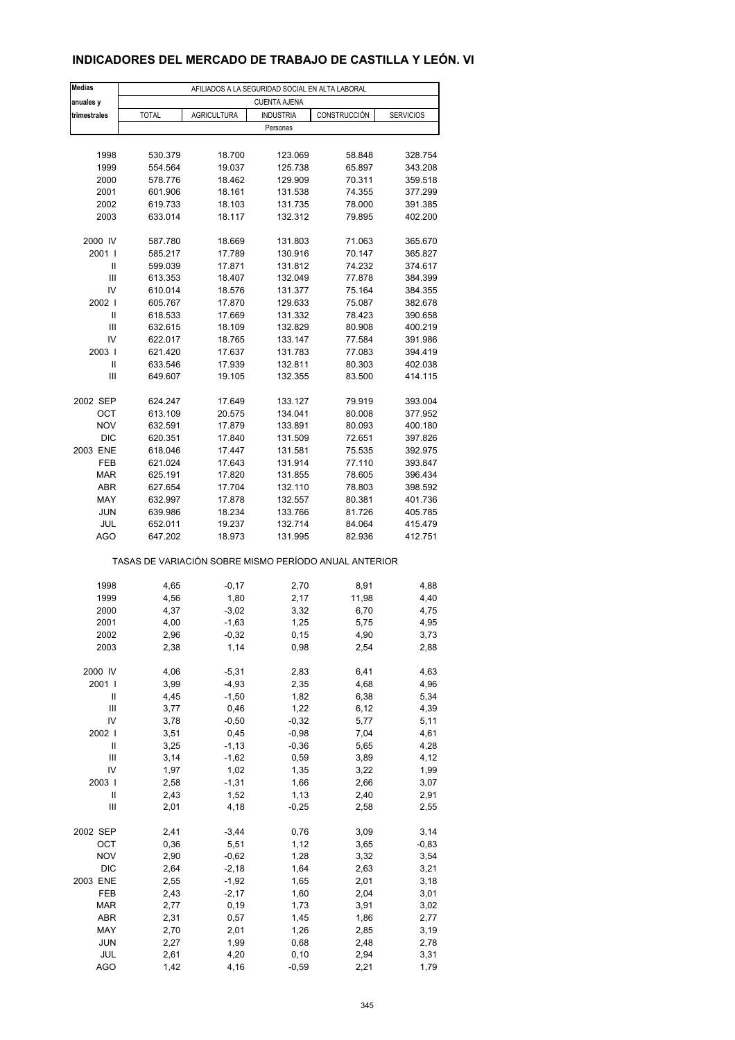# INDICADORES DEL MERCADO DE TRABAJO DE CASTILLA Y LEÓN. VI

| Medias anuales y trimestrales | AFILIADOS A LA SEGURIDAD SOCIAL EN ALTA LABORAL | | | | |
|---|---|---|---|---|---|
| | CUENTA AJENA | | | | |
| | TOTAL | AGRICULTURA | INDUSTRIA | CONSTRUCCIÓN | SERVICIOS |
| | Personas | | | | |
| 1998 | 530.379 | 18.700 | 123.069 | 58.848 | 328.754 |
| 1999 | 554.564 | 19.037 | 125.738 | 65.897 | 343.208 |
| 2000 | 578.776 | 18.462 | 129.909 | 70.311 | 359.518 |
| 2001 | 601.906 | 18.161 | 131.538 | 74.355 | 377.299 |
| 2002 | 619.733 | 18.103 | 131.735 | 78.000 | 391.385 |
| 2003 | 633.014 | 18.117 | 132.312 | 79.895 | 402.200 |
| 2000 IV | 587.780 | 18.669 | 131.803 | 71.063 | 365.670 |
| 2001 I | 585.217 | 17.789 | 130.916 | 70.147 | 365.827 |
| II | 599.039 | 17.871 | 131.812 | 74.232 | 374.617 |
| III | 613.353 | 18.407 | 132.049 | 77.878 | 384.399 |
| IV | 610.014 | 18.576 | 131.377 | 75.164 | 384.355 |
| 2002 I | 605.767 | 17.870 | 129.633 | 75.087 | 382.678 |
| II | 618.533 | 17.669 | 131.332 | 78.423 | 390.658 |
| III | 632.615 | 18.109 | 132.829 | 80.908 | 400.219 |
| IV | 622.017 | 18.765 | 133.147 | 77.584 | 391.986 |
| 2003 I | 621.420 | 17.637 | 131.783 | 77.083 | 394.419 |
| II | 633.546 | 17.939 | 132.811 | 80.303 | 402.038 |
| III | 649.607 | 19.105 | 132.355 | 83.500 | 414.115 |
| 2002 SEP | 624.247 | 17.649 | 133.127 | 79.919 | 393.004 |
| OCT | 613.109 | 20.575 | 134.041 | 80.008 | 377.952 |
| NOV | 632.591 | 17.879 | 133.891 | 80.093 | 400.180 |
| DIC | 620.351 | 17.840 | 131.509 | 72.651 | 397.826 |
| 2003 ENE | 618.046 | 17.447 | 131.581 | 75.535 | 392.975 |
| FEB | 621.024 | 17.643 | 131.914 | 77.110 | 393.847 |
| MAR | 625.191 | 17.820 | 131.855 | 78.605 | 396.434 |
| ABR | 627.654 | 17.704 | 132.110 | 78.803 | 398.592 |
| MAY | 632.997 | 17.878 | 132.557 | 80.381 | 401.736 |
| JUN | 639.986 | 18.234 | 133.766 | 81.726 | 405.785 |
| JUL | 652.011 | 19.237 | 132.714 | 84.064 | 415.479 |
| AGO | 647.202 | 18.973 | 131.995 | 82.936 | 412.751 |
| | TASAS DE VARIACIÓN SOBRE MISMO PERÍODO ANUAL ANTERIOR | | | | |
| 1998 | 4,65 | -0,17 | 2,70 | 8,91 | 4,88 |
| 1999 | 4,56 | 1,80 | 2,17 | 11,98 | 4,40 |
| 2000 | 4,37 | -3,02 | 3,32 | 6,70 | 4,75 |
| 2001 | 4,00 | -1,63 | 1,25 | 5,75 | 4,95 |
| 2002 | 2,96 | -0,32 | 0,15 | 4,90 | 3,73 |
| 2003 | 2,38 | 1,14 | 0,98 | 2,54 | 2,88 |
| 2000 IV | 4,06 | -5,31 | 2,83 | 6,41 | 4,63 |
| 2001 I | 3,99 | -4,93 | 2,35 | 4,68 | 4,96 |
| II | 4,45 | -1,50 | 1,82 | 6,38 | 5,34 |
| III | 3,77 | 0,46 | 1,22 | 6,12 | 4,39 |
| IV | 3,78 | -0,50 | -0,32 | 5,77 | 5,11 |
| 2002 I | 3,51 | 0,45 | -0,98 | 7,04 | 4,61 |
| II | 3,25 | -1,13 | -0,36 | 5,65 | 4,28 |
| III | 3,14 | -1,62 | 0,59 | 3,89 | 4,12 |
| IV | 1,97 | 1,02 | 1,35 | 3,22 | 1,99 |
| 2003 I | 2,58 | -1,31 | 1,66 | 2,66 | 3,07 |
| II | 2,43 | 1,52 | 1,13 | 2,40 | 2,91 |
| III | 2,01 | 4,18 | -0,25 | 2,58 | 2,55 |
| 2002 SEP | 2,41 | -3,44 | 0,76 | 3,09 | 3,14 |
| OCT | 0,36 | 5,51 | 1,12 | 3,65 | -0,83 |
| NOV | 2,90 | -0,62 | 1,28 | 3,32 | 3,54 |
| DIC | 2,64 | -2,18 | 1,64 | 2,63 | 3,21 |
| 2003 ENE | 2,55 | -1,92 | 1,65 | 2,01 | 3,18 |
| FEB | 2,43 | -2,17 | 1,60 | 2,04 | 3,01 |
| MAR | 2,77 | 0,19 | 1,73 | 3,91 | 3,02 |
| ABR | 2,31 | 0,57 | 1,45 | 1,86 | 2,77 |
| MAY | 2,70 | 2,01 | 1,26 | 2,85 | 3,19 |
| JUN | 2,27 | 1,99 | 0,68 | 2,48 | 2,78 |
| JUL | 2,61 | 4,20 | 0,10 | 2,94 | 3,31 |
| AGO | 1,42 | 4,16 | -0,59 | 2,21 | 1,79 |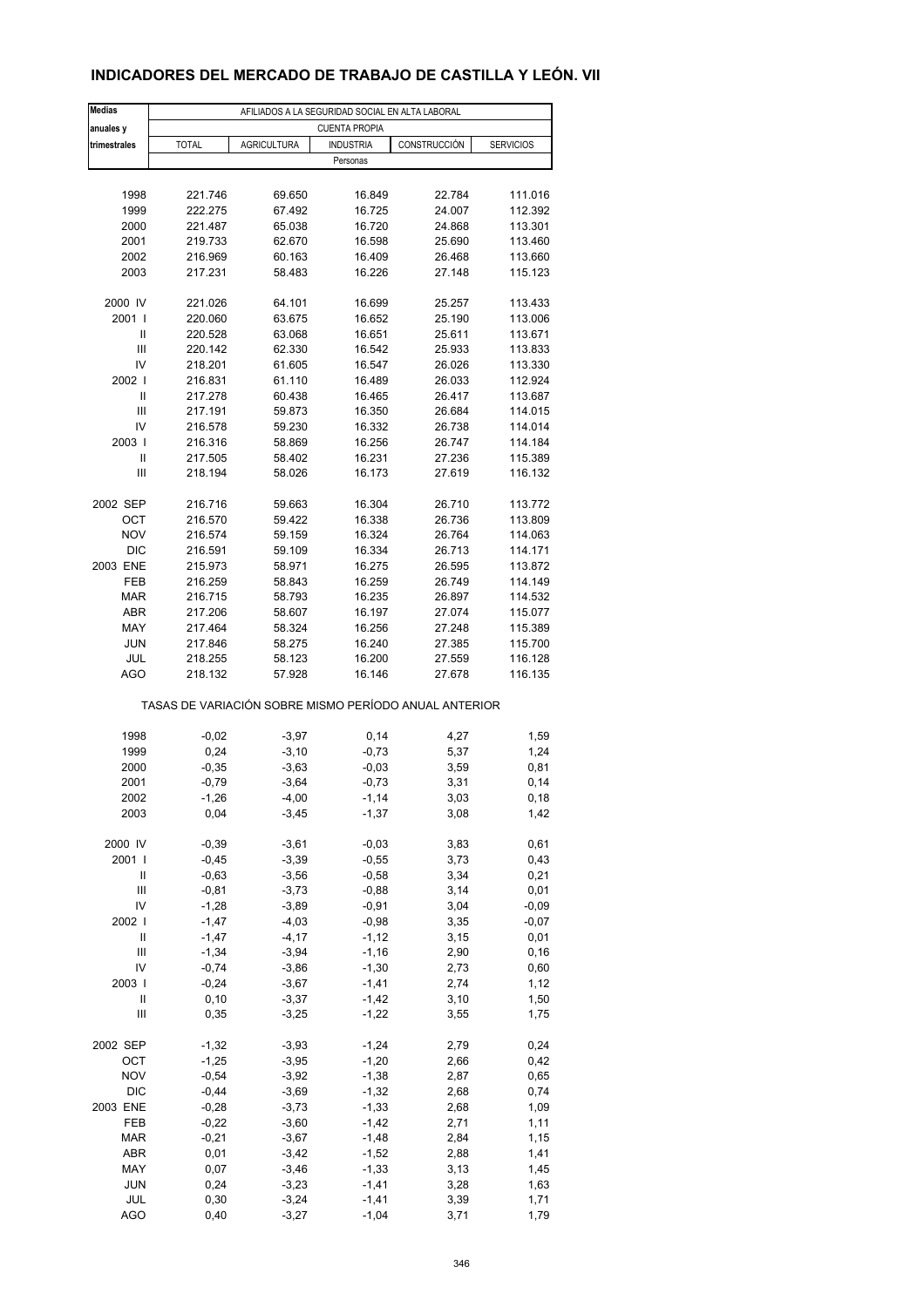# INDICADORES DEL MERCADO DE TRABAJO DE CASTILLA Y LEÓN. VII

| Medias anuales y trimestrales | AFILIADOS A LA SEGURIDAD SOCIAL EN ALTA LABORAL | | | | |
|---|---|---|---|---|---|
| | CUENTA PROPIA | | | | |
| | TOTAL | AGRICULTURA | INDUSTRIA | CONSTRUCCIÓN | SERVICIOS |
| | Personas | | | | |
| 1998 | 221.746 | 69.650 | 16.849 | 22.784 | 111.016 |
| 1999 | 222.275 | 67.492 | 16.725 | 24.007 | 112.392 |
| 2000 | 221.487 | 65.038 | 16.720 | 24.868 | 113.301 |
| 2001 | 219.733 | 62.670 | 16.598 | 25.690 | 113.460 |
| 2002 | 216.969 | 60.163 | 16.409 | 26.468 | 113.660 |
| 2003 | 217.231 | 58.483 | 16.226 | 27.148 | 115.123 |
| 2000 IV | 221.026 | 64.101 | 16.699 | 25.257 | 113.433 |
| 2001 I | 220.060 | 63.675 | 16.652 | 25.190 | 113.006 |
| II | 220.528 | 63.068 | 16.651 | 25.611 | 113.671 |
| III | 220.142 | 62.330 | 16.542 | 25.933 | 113.833 |
| IV | 218.201 | 61.605 | 16.547 | 26.026 | 113.330 |
| 2002 I | 216.831 | 61.110 | 16.489 | 26.033 | 112.924 |
| II | 217.278 | 60.438 | 16.465 | 26.417 | 113.687 |
| III | 217.191 | 59.873 | 16.350 | 26.684 | 114.015 |
| IV | 216.578 | 59.230 | 16.332 | 26.738 | 114.014 |
| 2003 I | 216.316 | 58.869 | 16.256 | 26.747 | 114.184 |
| II | 217.505 | 58.402 | 16.231 | 27.236 | 115.389 |
| III | 218.194 | 58.026 | 16.173 | 27.619 | 116.132 |
| 2002 SEP | 216.716 | 59.663 | 16.304 | 26.710 | 113.772 |
| OCT | 216.570 | 59.422 | 16.338 | 26.736 | 113.809 |
| NOV | 216.574 | 59.159 | 16.324 | 26.764 | 114.063 |
| DIC | 216.591 | 59.109 | 16.334 | 26.713 | 114.171 |
| 2003 ENE | 215.973 | 58.971 | 16.275 | 26.595 | 113.872 |
| FEB | 216.259 | 58.843 | 16.259 | 26.749 | 114.149 |
| MAR | 216.715 | 58.793 | 16.235 | 26.897 | 114.532 |
| ABR | 217.206 | 58.607 | 16.197 | 27.074 | 115.077 |
| MAY | 217.464 | 58.324 | 16.256 | 27.248 | 115.389 |
| JUN | 217.846 | 58.275 | 16.240 | 27.385 | 115.700 |
| JUL | 218.255 | 58.123 | 16.200 | 27.559 | 116.128 |
| AGO | 218.132 | 57.928 | 16.146 | 27.678 | 116.135 |
| | TASAS DE VARIACIÓN SOBRE MISMO PERÍODO ANUAL ANTERIOR | | | | |
| 1998 | -0,02 | -3,97 | 0,14 | 4,27 | 1,59 |
| 1999 | 0,24 | -3,10 | -0,73 | 5,37 | 1,24 |
| 2000 | -0,35 | -3,63 | -0,03 | 3,59 | 0,81 |
| 2001 | -0,79 | -3,64 | -0,73 | 3,31 | 0,14 |
| 2002 | -1,26 | -4,00 | -1,14 | 3,03 | 0,18 |
| 2003 | 0,04 | -3,45 | -1,37 | 3,08 | 1,42 |
| 2000 IV | -0,39 | -3,61 | -0,03 | 3,83 | 0,61 |
| 2001 I | -0,45 | -3,39 | -0,55 | 3,73 | 0,43 |
| II | -0,63 | -3,56 | -0,58 | 3,34 | 0,21 |
| III | -0,81 | -3,73 | -0,88 | 3,14 | 0,01 |
| IV | -1,28 | -3,89 | -0,91 | 3,04 | -0,09 |
| 2002 I | -1,47 | -4,03 | -0,98 | 3,35 | -0,07 |
| II | -1,47 | -4,17 | -1,12 | 3,15 | 0,01 |
| III | -1,34 | -3,94 | -1,16 | 2,90 | 0,16 |
| IV | -0,74 | -3,86 | -1,30 | 2,73 | 0,60 |
| 2003 I | -0,24 | -3,67 | -1,41 | 2,74 | 1,12 |
| II | 0,10 | -3,37 | -1,42 | 3,10 | 1,50 |
| III | 0,35 | -3,25 | -1,22 | 3,55 | 1,75 |
| 2002 SEP | -1,32 | -3,93 | -1,24 | 2,79 | 0,24 |
| OCT | -1,25 | -3,95 | -1,20 | 2,66 | 0,42 |
| NOV | -0,54 | -3,92 | -1,38 | 2,87 | 0,65 |
| DIC | -0,44 | -3,69 | -1,32 | 2,68 | 0,74 |
| 2003 ENE | -0,28 | -3,73 | -1,33 | 2,68 | 1,09 |
| FEB | -0,22 | -3,60 | -1,42 | 2,71 | 1,11 |
| MAR | -0,21 | -3,67 | -1,48 | 2,84 | 1,15 |
| ABR | 0,01 | -3,42 | -1,52 | 2,88 | 1,41 |
| MAY | 0,07 | -3,46 | -1,33 | 3,13 | 1,45 |
| JUN | 0,24 | -3,23 | -1,41 | 3,28 | 1,63 |
| JUL | 0,30 | -3,24 | -1,41 | 3,39 | 1,71 |
| AGO | 0,40 | -3,27 | -1,04 | 3,71 | 1,79 |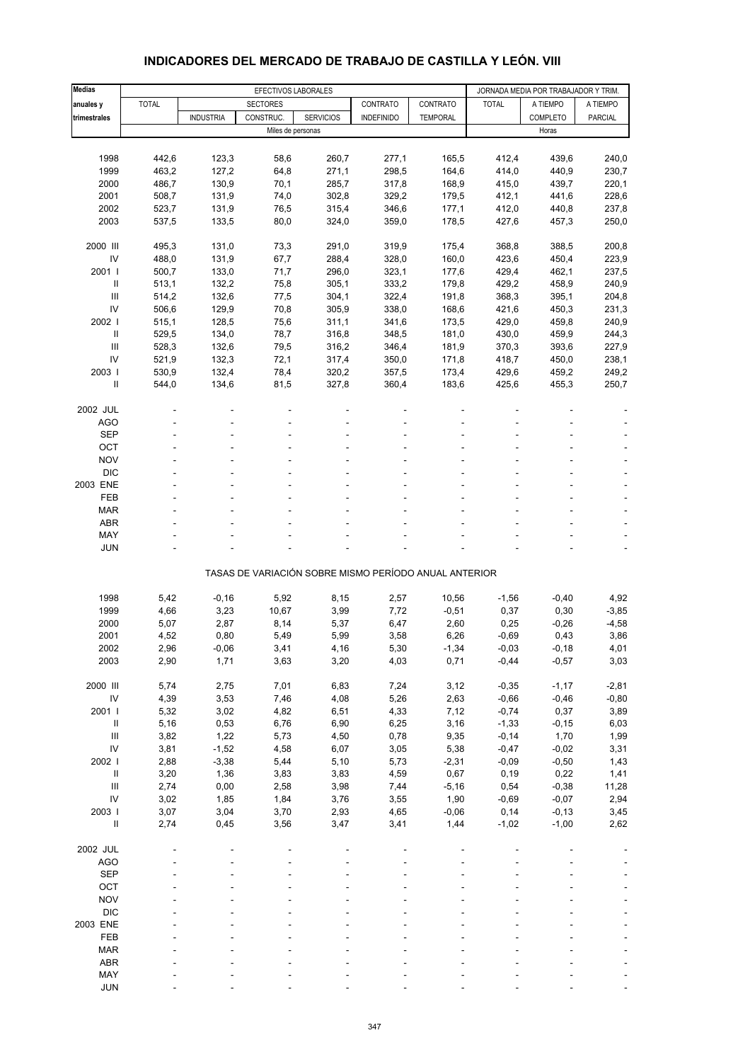# INDICADORES DEL MERCADO DE TRABAJO DE CASTILLA Y LEÓN. VIII

| Medias anuales y trimestrales | EFECTIVOS LABORALES | | | | | | JORNADA MEDIA POR TRABAJADOR Y TRIM. | | |
|---|---|---|---|---|---|---|---|---|---|
| | TOTAL | SECTORES | | | CONTRATO | CONTRATO | TOTAL | A TIEMPO | A TIEMPO |
| | | INDUSTRIA | CONSTRUC. | SERVICIOS | INDEFINIDO | TEMPORAL | | COMPLETO | PARCIAL |
| | Miles de personas | | | | | | Horas | | |
| 1998 | 442,6 | 123,3 | 58,6 | 260,7 | 277,1 | 165,5 | 412,4 | 439,6 | 240,0 |
| 1999 | 463,2 | 127,2 | 64,8 | 271,1 | 298,5 | 164,6 | 414,0 | 440,9 | 230,7 |
| 2000 | 486,7 | 130,9 | 70,1 | 285,7 | 317,8 | 168,9 | 415,0 | 439,7 | 220,1 |
| 2001 | 508,7 | 131,9 | 74,0 | 302,8 | 329,2 | 179,5 | 412,1 | 441,6 | 228,6 |
| 2002 | 523,7 | 131,9 | 76,5 | 315,4 | 346,6 | 177,1 | 412,0 | 440,8 | 237,8 |
| 2003 | 537,5 | 133,5 | 80,0 | 324,0 | 359,0 | 178,5 | 427,6 | 457,3 | 250,0 |
| 2000 III | 495,3 | 131,0 | 73,3 | 291,0 | 319,9 | 175,4 | 368,8 | 388,5 | 200,8 |
| IV | 488,0 | 131,9 | 67,7 | 288,4 | 328,0 | 160,0 | 423,6 | 450,4 | 223,9 |
| 2001 I | 500,7 | 133,0 | 71,7 | 296,0 | 323,1 | 177,6 | 429,4 | 462,1 | 237,5 |
| II | 513,1 | 132,2 | 75,8 | 305,1 | 333,2 | 179,8 | 429,2 | 458,9 | 240,9 |
| III | 514,2 | 132,6 | 77,5 | 304,1 | 322,4 | 191,8 | 368,3 | 395,1 | 204,8 |
| IV | 506,6 | 129,9 | 70,8 | 305,9 | 338,0 | 168,6 | 421,6 | 450,3 | 231,3 |
| 2002 I | 515,1 | 128,5 | 75,6 | 311,1 | 341,6 | 173,5 | 429,0 | 459,8 | 240,9 |
| II | 529,5 | 134,0 | 78,7 | 316,8 | 348,5 | 181,0 | 430,0 | 459,9 | 244,3 |
| III | 528,3 | 132,6 | 79,5 | 316,2 | 346,4 | 181,9 | 370,3 | 393,6 | 227,9 |
| IV | 521,9 | 132,3 | 72,1 | 317,4 | 350,0 | 171,8 | 418,7 | 450,0 | 238,1 |
| 2003 I | 530,9 | 132,4 | 78,4 | 320,2 | 357,5 | 173,4 | 429,6 | 459,2 | 249,2 |
| II | 544,0 | 134,6 | 81,5 | 327,8 | 360,4 | 183,6 | 425,6 | 455,3 | 250,7 |
| 2002 JUL | - | - | - | - | - | - | - | - | - |
| AGO | - | - | - | - | - | - | - | - | - |
| SEP | - | - | - | - | - | - | - | - | - |
| OCT | - | - | - | - | - | - | - | - | - |
| NOV | - | - | - | - | - | - | - | - | - |
| DIC | - | - | - | - | - | - | - | - | - |
| 2003 ENE | - | - | - | - | - | - | - | - | - |
| FEB | - | - | - | - | - | - | - | - | - |
| MAR | - | - | - | - | - | - | - | - | - |
| ABR | - | - | - | - | - | - | - | - | - |
| MAY | - | - | - | - | - | - | - | - | - |
| JUN | - | - | - | - | - | - | - | - | - |
| TASAS DE VARIACIÓN SOBRE MISMO PERÍODO ANUAL ANTERIOR | | | | | | | | | |
| 1998 | 5,42 | -0,16 | 5,92 | 8,15 | 2,57 | 10,56 | -1,56 | -0,40 | 4,92 |
| 1999 | 4,66 | 3,23 | 10,67 | 3,99 | 7,72 | -0,51 | 0,37 | 0,30 | -3,85 |
| 2000 | 5,07 | 2,87 | 8,14 | 5,37 | 6,47 | 2,60 | 0,25 | -0,26 | -4,58 |
| 2001 | 4,52 | 0,80 | 5,49 | 5,99 | 3,58 | 6,26 | -0,69 | 0,43 | 3,86 |
| 2002 | 2,96 | -0,06 | 3,41 | 4,16 | 5,30 | -1,34 | -0,03 | -0,18 | 4,01 |
| 2003 | 2,90 | 1,71 | 3,63 | 3,20 | 4,03 | 0,71 | -0,44 | -0,57 | 3,03 |
| 2000 III | 5,74 | 2,75 | 7,01 | 6,83 | 7,24 | 3,12 | -0,35 | -1,17 | -2,81 |
| IV | 4,39 | 3,53 | 7,46 | 4,08 | 5,26 | 2,63 | -0,66 | -0,46 | -0,80 |
| 2001 I | 5,32 | 3,02 | 4,82 | 6,51 | 4,33 | 7,12 | -0,74 | 0,37 | 3,89 |
| II | 5,16 | 0,53 | 6,76 | 6,90 | 6,25 | 3,16 | -1,33 | -0,15 | 6,03 |
| III | 3,82 | 1,22 | 5,73 | 4,50 | 0,78 | 9,35 | -0,14 | 1,70 | 1,99 |
| IV | 3,81 | -1,52 | 4,58 | 6,07 | 3,05 | 5,38 | -0,47 | -0,02 | 3,31 |
| 2002 I | 2,88 | -3,38 | 5,44 | 5,10 | 5,73 | -2,31 | -0,09 | -0,50 | 1,43 |
| II | 3,20 | 1,36 | 3,83 | 3,83 | 4,59 | 0,67 | 0,19 | 0,22 | 1,41 |
| III | 2,74 | 0,00 | 2,58 | 3,98 | 7,44 | -5,16 | 0,54 | -0,38 | 11,28 |
| IV | 3,02 | 1,85 | 1,84 | 3,76 | 3,55 | 1,90 | -0,69 | -0,07 | 2,94 |
| 2003 I | 3,07 | 3,04 | 3,70 | 2,93 | 4,65 | -0,06 | 0,14 | -0,13 | 3,45 |
| II | 2,74 | 0,45 | 3,56 | 3,47 | 3,41 | 1,44 | -1,02 | -1,00 | 2,62 |
| 2002 JUL | - | - | - | - | - | - | - | - | - |
| AGO | - | - | - | - | - | - | - | - | - |
| SEP | - | - | - | - | - | - | - | - | - |
| OCT | - | - | - | - | - | - | - | - | - |
| NOV | - | - | - | - | - | - | - | - | - |
| DIC | - | - | - | - | - | - | - | - | - |
| 2003 ENE | - | - | - | - | - | - | - | - | - |
| FEB | - | - | - | - | - | - | - | - | - |
| MAR | - | - | - | - | - | - | - | - | - |
| ABR | - | - | - | - | - | - | - | - | - |
| MAY | - | - | - | - | - | - | - | - | - |
| JUN | - | - | - | - | - | - | - | - | - |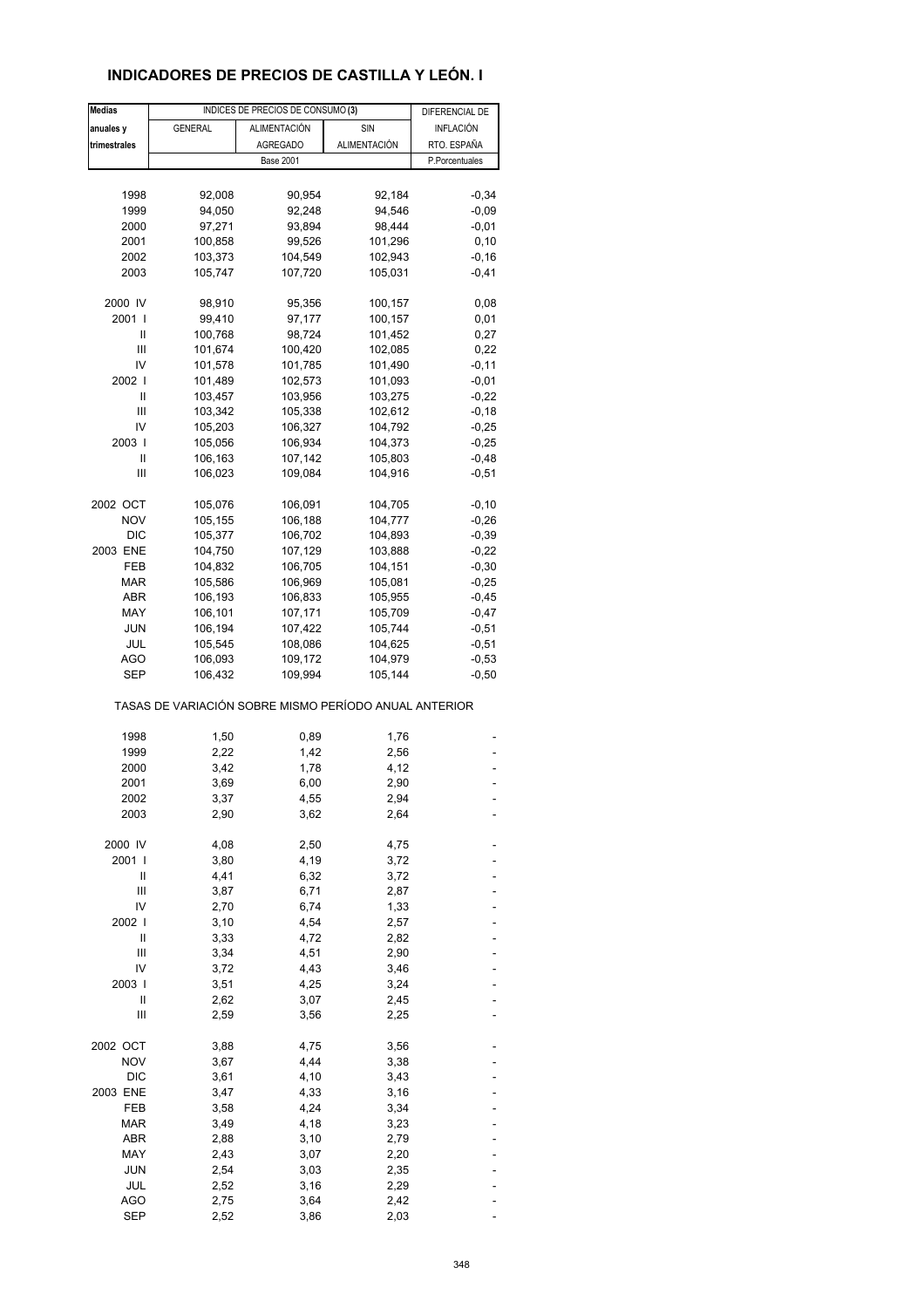## INDICADORES DE PRECIOS DE CASTILLA Y LEÓN. I

| Medias anuales y trimestrales | INDICES DE PRECIOS DE CONSUMO (3) | | | DIFERENCIAL DE INFLACIÓN RTO. ESPAÑA |
|---|---|---|---|---|
| | GENERAL | ALIMENTACIÓN AGREGADO | SIN ALIMENTACIÓN | |
| | Base 2001 | | | P.Porcentuales |
| 1998 | 92,008 | 90,954 | 92,184 | -0,34 |
| 1999 | 94,050 | 92,248 | 94,546 | -0,09 |
| 2000 | 97,271 | 93,894 | 98,444 | -0,01 |
| 2001 | 100,858 | 99,526 | 101,296 | 0,10 |
| 2002 | 103,373 | 104,549 | 102,943 | -0,16 |
| 2003 | 105,747 | 107,720 | 105,031 | -0,41 |
| 2000 IV | 98,910 | 95,356 | 100,157 | 0,08 |
| 2001 I | 99,410 | 97,177 | 100,157 | 0,01 |
| II | 100,768 | 98,724 | 101,452 | 0,27 |
| III | 101,674 | 100,420 | 102,085 | 0,22 |
| IV | 101,578 | 101,785 | 101,490 | -0,11 |
| 2002 I | 101,489 | 102,573 | 101,093 | -0,01 |
| II | 103,457 | 103,956 | 103,275 | -0,22 |
| III | 103,342 | 105,338 | 102,612 | -0,18 |
| IV | 105,203 | 106,327 | 104,792 | -0,25 |
| 2003 I | 105,056 | 106,934 | 104,373 | -0,25 |
| II | 106,163 | 107,142 | 105,803 | -0,48 |
| III | 106,023 | 109,084 | 104,916 | -0,51 |
| 2002 OCT | 105,076 | 106,091 | 104,705 | -0,10 |
| NOV | 105,155 | 106,188 | 104,777 | -0,26 |
| DIC | 105,377 | 106,702 | 104,893 | -0,39 |
| 2003 ENE | 104,750 | 107,129 | 103,888 | -0,22 |
| FEB | 104,832 | 106,705 | 104,151 | -0,30 |
| MAR | 105,586 | 106,969 | 105,081 | -0,25 |
| ABR | 106,193 | 106,833 | 105,955 | -0,45 |
| MAY | 106,101 | 107,171 | 105,709 | -0,47 |
| JUN | 106,194 | 107,422 | 105,744 | -0,51 |
| JUL | 105,545 | 108,086 | 104,625 | -0,51 |
| AGO | 106,093 | 109,172 | 104,979 | -0,53 |
| SEP | 106,432 | 109,994 | 105,144 | -0,50 |
| **TASAS DE VARIACIÓN SOBRE MISMO PERÍODO ANUAL ANTERIOR** | | | | |
| 1998 | 1,50 | 0,89 | 1,76 | - |
| 1999 | 2,22 | 1,42 | 2,56 | - |
| 2000 | 3,42 | 1,78 | 4,12 | - |
| 2001 | 3,69 | 6,00 | 2,90 | - |
| 2002 | 3,37 | 4,55 | 2,94 | - |
| 2003 | 2,90 | 3,62 | 2,64 | - |
| 2000 IV | 4,08 | 2,50 | 4,75 | - |
| 2001 I | 3,80 | 4,19 | 3,72 | - |
| II | 4,41 | 6,32 | 3,72 | - |
| III | 3,87 | 6,71 | 2,87 | - |
| IV | 2,70 | 6,74 | 1,33 | - |
| 2002 I | 3,10 | 4,54 | 2,57 | - |
| II | 3,33 | 4,72 | 2,82 | - |
| III | 3,34 | 4,51 | 2,90 | - |
| IV | 3,72 | 4,43 | 3,46 | - |
| 2003 I | 3,51 | 4,25 | 3,24 | - |
| II | 2,62 | 3,07 | 2,45 | - |
| III | 2,59 | 3,56 | 2,25 | - |
| 2002 OCT | 3,88 | 4,75 | 3,56 | - |
| NOV | 3,67 | 4,44 | 3,38 | - |
| DIC | 3,61 | 4,10 | 3,43 | - |
| 2003 ENE | 3,47 | 4,33 | 3,16 | - |
| FEB | 3,58 | 4,24 | 3,34 | - |
| MAR | 3,49 | 4,18 | 3,23 | - |
| ABR | 2,88 | 3,10 | 2,79 | - |
| MAY | 2,43 | 3,07 | 2,20 | - |
| JUN | 2,54 | 3,03 | 2,35 | - |
| JUL | 2,52 | 3,16 | 2,29 | - |
| AGO | 2,75 | 3,64 | 2,42 | - |
| SEP | 2,52 | 3,86 | 2,03 | - |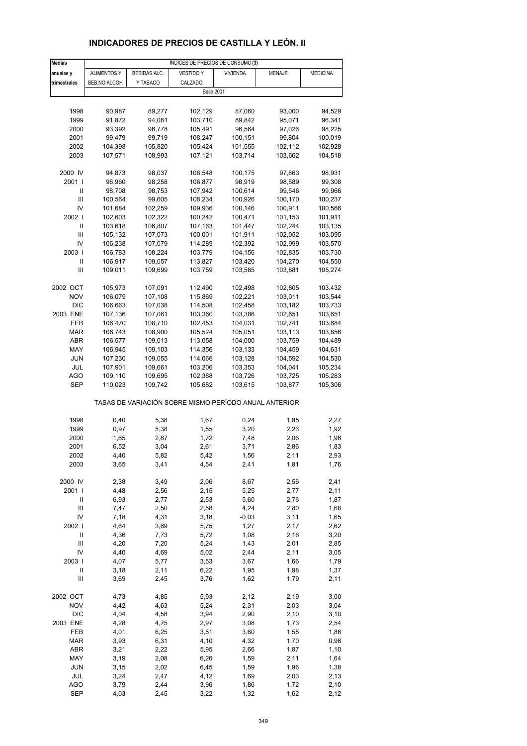## INDICADORES DE PRECIOS DE CASTILLA Y LEÓN. II

| Medias anuales y trimestrales | INDICES DE PRECIOS DE CONSUMO (3) | | | | | |
|---|---|---|---|---|---|---|
| | ALIMENTOS Y BEB.NO ALCOH. | BEBIDAS ALC. Y TABACO | VESTIDO Y CALZADO | VIVIENDA | MENAJE | MEDICINA |
| | Base 2001 | | | | | |
| 1998 | 90,987 | 89,277 | 102,129 | 87,060 | 93,000 | 94,529 |
| 1999 | 91,872 | 94,081 | 103,710 | 89,842 | 95,071 | 96,341 |
| 2000 | 93,392 | 96,778 | 105,491 | 96,564 | 97,026 | 98,225 |
| 2001 | 99,479 | 99,719 | 108,247 | 100,151 | 99,804 | 100,019 |
| 2002 | 104,398 | 105,820 | 105,424 | 101,555 | 102,112 | 102,928 |
| 2003 | 107,571 | 108,993 | 107,121 | 103,714 | 103,662 | 104,518 |
| 2000 IV | 94,873 | 98,037 | 106,548 | 100,175 | 97,863 | 98,931 |
| 2001 I | 96,960 | 98,258 | 106,877 | 98,919 | 98,589 | 99,308 |
| II | 98,708 | 98,753 | 107,942 | 100,614 | 99,546 | 99,966 |
| III | 100,564 | 99,605 | 108,234 | 100,926 | 100,170 | 100,237 |
| IV | 101,684 | 102,259 | 109,936 | 100,146 | 100,911 | 100,566 |
| 2002 I | 102,603 | 102,322 | 100,242 | 100,471 | 101,153 | 101,911 |
| II | 103,618 | 106,807 | 107,163 | 101,447 | 102,244 | 103,135 |
| III | 105,132 | 107,073 | 100,001 | 101,911 | 102,052 | 103,095 |
| IV | 106,238 | 107,079 | 114,289 | 102,392 | 102,999 | 103,570 |
| 2003 I | 106,783 | 108,224 | 103,779 | 104,156 | 102,835 | 103,730 |
| II | 106,917 | 109,057 | 113,827 | 103,420 | 104,270 | 104,550 |
| III | 109,011 | 109,699 | 103,759 | 103,565 | 103,881 | 105,274 |
| 2002 OCT | 105,973 | 107,091 | 112,490 | 102,498 | 102,805 | 103,432 |
| NOV | 106,079 | 107,108 | 115,869 | 102,221 | 103,011 | 103,544 |
| DIC | 106,663 | 107,038 | 114,508 | 102,458 | 103,182 | 103,733 |
| 2003 ENE | 107,136 | 107,061 | 103,360 | 103,386 | 102,651 | 103,651 |
| FEB | 106,470 | 108,710 | 102,453 | 104,031 | 102,741 | 103,684 |
| MAR | 106,743 | 108,900 | 105,524 | 105,051 | 103,113 | 103,856 |
| ABR | 106,577 | 109,013 | 113,058 | 104,000 | 103,759 | 104,489 |
| MAY | 106,945 | 109,103 | 114,356 | 103,133 | 104,459 | 104,631 |
| JUN | 107,230 | 109,055 | 114,066 | 103,128 | 104,592 | 104,530 |
| JUL | 107,901 | 109,661 | 103,206 | 103,353 | 104,041 | 105,234 |
| AGO | 109,110 | 109,695 | 102,388 | 103,726 | 103,725 | 105,283 |
| SEP | 110,023 | 109,742 | 105,682 | 103,615 | 103,877 | 105,306 |
| | TASAS DE VARIACIÓN SOBRE MISMO PERÍODO ANUAL ANTERIOR | | | | | |
| 1998 | 0,40 | 5,38 | 1,67 | 0,24 | 1,85 | 2,27 |
| 1999 | 0,97 | 5,38 | 1,55 | 3,20 | 2,23 | 1,92 |
| 2000 | 1,65 | 2,87 | 1,72 | 7,48 | 2,06 | 1,96 |
| 2001 | 6,52 | 3,04 | 2,61 | 3,71 | 2,86 | 1,83 |
| 2002 | 4,40 | 5,82 | 5,42 | 1,56 | 2,11 | 2,93 |
| 2003 | 3,65 | 3,41 | 4,54 | 2,41 | 1,81 | 1,76 |
| 2000 IV | 2,38 | 3,49 | 2,06 | 8,67 | 2,56 | 2,41 |
| 2001 I | 4,48 | 2,56 | 2,15 | 5,25 | 2,77 | 2,11 |
| II | 6,93 | 2,77 | 2,53 | 5,60 | 2,76 | 1,87 |
| III | 7,47 | 2,50 | 2,58 | 4,24 | 2,80 | 1,68 |
| IV | 7,18 | 4,31 | 3,18 | -0,03 | 3,11 | 1,65 |
| 2002 I | 4,64 | 3,69 | 5,75 | 1,27 | 2,17 | 2,62 |
| II | 4,36 | 7,73 | 5,72 | 1,08 | 2,16 | 3,20 |
| III | 4,20 | 7,20 | 5,24 | 1,43 | 2,01 | 2,85 |
| IV | 4,40 | 4,69 | 5,02 | 2,44 | 2,11 | 3,05 |
| 2003 I | 4,07 | 5,77 | 3,53 | 3,67 | 1,66 | 1,79 |
| II | 3,18 | 2,11 | 6,22 | 1,95 | 1,98 | 1,37 |
| III | 3,69 | 2,45 | 3,76 | 1,62 | 1,79 | 2,11 |
| 2002 OCT | 4,73 | 4,85 | 5,93 | 2,12 | 2,19 | 3,00 |
| NOV | 4,42 | 4,63 | 5,24 | 2,31 | 2,03 | 3,04 |
| DIC | 4,04 | 4,58 | 3,94 | 2,90 | 2,10 | 3,10 |
| 2003 ENE | 4,28 | 4,75 | 2,97 | 3,08 | 1,73 | 2,54 |
| FEB | 4,01 | 6,25 | 3,51 | 3,60 | 1,55 | 1,86 |
| MAR | 3,93 | 6,31 | 4,10 | 4,32 | 1,70 | 0,96 |
| ABR | 3,21 | 2,22 | 5,95 | 2,66 | 1,87 | 1,10 |
| MAY | 3,19 | 2,08 | 6,26 | 1,59 | 2,11 | 1,64 |
| JUN | 3,15 | 2,02 | 6,45 | 1,59 | 1,96 | 1,38 |
| JUL | 3,24 | 2,47 | 4,12 | 1,69 | 2,03 | 2,13 |
| AGO | 3,79 | 2,44 | 3,96 | 1,86 | 1,72 | 2,10 |
| SEP | 4,03 | 2,45 | 3,22 | 1,32 | 1,62 | 2,12 |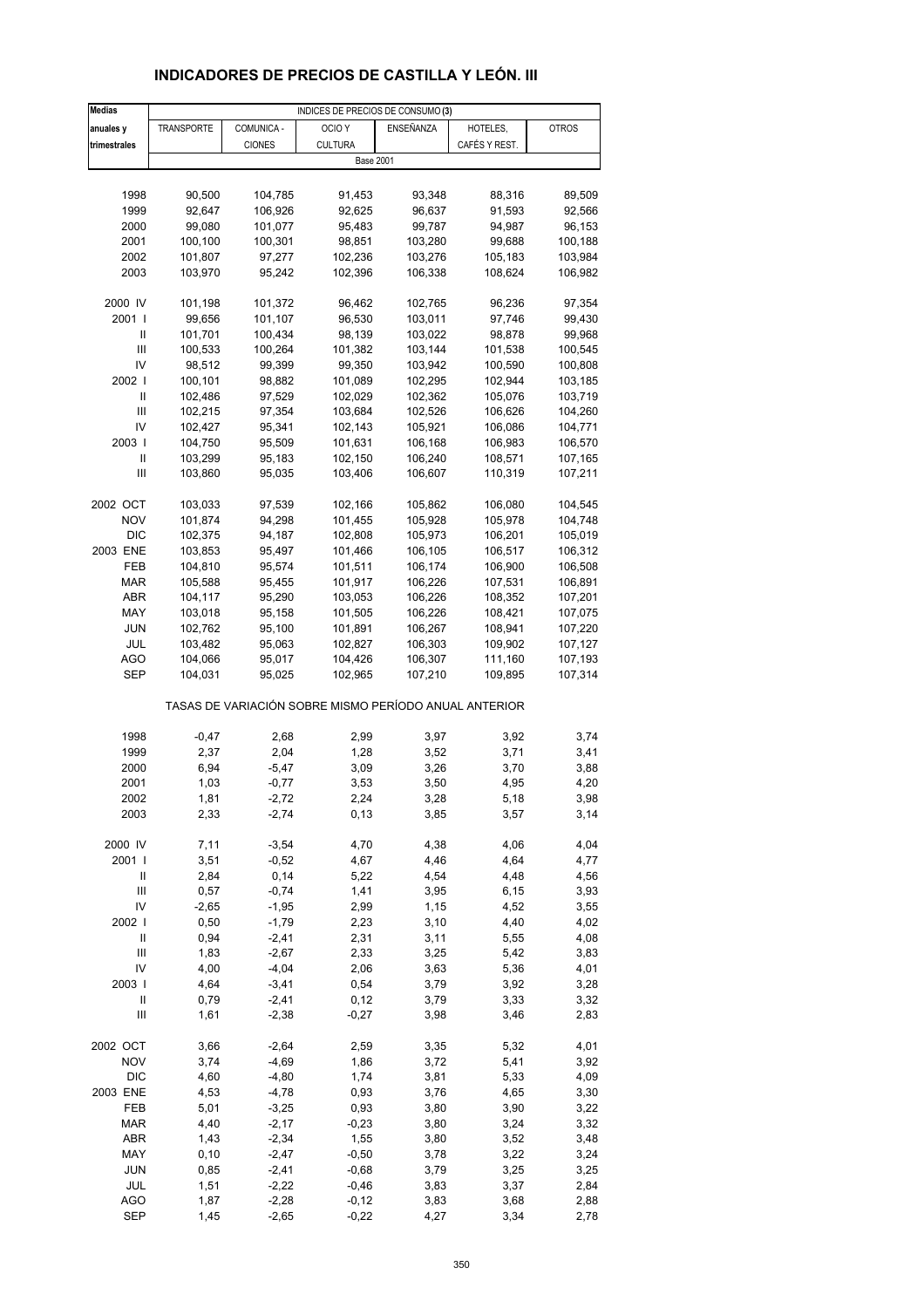## INDICADORES DE PRECIOS DE CASTILLA Y LEÓN. III

| Medias anuales y trimestrales | INDICES DE PRECIOS DE CONSUMO (3) | | | | | |
|---|---|---|---|---|---|---|
| | TRANSPORTE | COMUNICA - CIONES | OCIO Y CULTURA | ENSEÑANZA | HOTELES, CAFÉS Y REST. | OTROS |
| | Base 2001 | | | | | |
| 1998 | 90,500 | 104,785 | 91,453 | 93,348 | 88,316 | 89,509 |
| 1999 | 92,647 | 106,926 | 92,625 | 96,637 | 91,593 | 92,566 |
| 2000 | 99,080 | 101,077 | 95,483 | 99,787 | 94,987 | 96,153 |
| 2001 | 100,100 | 100,301 | 98,851 | 103,280 | 99,688 | 100,188 |
| 2002 | 101,807 | 97,277 | 102,236 | 103,276 | 105,183 | 103,984 |
| 2003 | 103,970 | 95,242 | 102,396 | 106,338 | 108,624 | 106,982 |
| 2000 IV | 101,198 | 101,372 | 96,462 | 102,765 | 96,236 | 97,354 |
| 2001 I | 99,656 | 101,107 | 96,530 | 103,011 | 97,746 | 99,430 |
| II | 101,701 | 100,434 | 98,139 | 103,022 | 98,878 | 99,968 |
| III | 100,533 | 100,264 | 101,382 | 103,144 | 101,538 | 100,545 |
| IV | 98,512 | 99,399 | 99,350 | 103,942 | 100,590 | 100,808 |
| 2002 I | 100,101 | 98,882 | 101,089 | 102,295 | 102,944 | 103,185 |
| II | 102,486 | 97,529 | 102,029 | 102,362 | 105,076 | 103,719 |
| III | 102,215 | 97,354 | 103,684 | 102,526 | 106,626 | 104,260 |
| IV | 102,427 | 95,341 | 102,143 | 105,921 | 106,086 | 104,771 |
| 2003 I | 104,750 | 95,509 | 101,631 | 106,168 | 106,983 | 106,570 |
| II | 103,299 | 95,183 | 102,150 | 106,240 | 108,571 | 107,165 |
| III | 103,860 | 95,035 | 103,406 | 106,607 | 110,319 | 107,211 |
| 2002 OCT | 103,033 | 97,539 | 102,166 | 105,862 | 106,080 | 104,545 |
| NOV | 101,874 | 94,298 | 101,455 | 105,928 | 105,978 | 104,748 |
| DIC | 102,375 | 94,187 | 102,808 | 105,973 | 106,201 | 105,019 |
| 2003 ENE | 103,853 | 95,497 | 101,466 | 106,105 | 106,517 | 106,312 |
| FEB | 104,810 | 95,574 | 101,511 | 106,174 | 106,900 | 106,508 |
| MAR | 105,588 | 95,455 | 101,917 | 106,226 | 107,531 | 106,891 |
| ABR | 104,117 | 95,290 | 103,053 | 106,226 | 108,352 | 107,201 |
| MAY | 103,018 | 95,158 | 101,505 | 106,226 | 108,421 | 107,075 |
| JUN | 102,762 | 95,100 | 101,891 | 106,267 | 108,941 | 107,220 |
| JUL | 103,482 | 95,063 | 102,827 | 106,303 | 109,902 | 107,127 |
| AGO | 104,066 | 95,017 | 104,426 | 106,307 | 111,160 | 107,193 |
| SEP | 104,031 | 95,025 | 102,965 | 107,210 | 109,895 | 107,314 |
| | TASAS DE VARIACIÓN SOBRE MISMO PERÍODO ANUAL ANTERIOR | | | | | |
| 1998 | -0,47 | 2,68 | 2,99 | 3,97 | 3,92 | 3,74 |
| 1999 | 2,37 | 2,04 | 1,28 | 3,52 | 3,71 | 3,41 |
| 2000 | 6,94 | -5,47 | 3,09 | 3,26 | 3,70 | 3,88 |
| 2001 | 1,03 | -0,77 | 3,53 | 3,50 | 4,95 | 4,20 |
| 2002 | 1,81 | -2,72 | 2,24 | 3,28 | 5,18 | 3,98 |
| 2003 | 2,33 | -2,74 | 0,13 | 3,85 | 3,57 | 3,14 |
| 2000 IV | 7,11 | -3,54 | 4,70 | 4,38 | 4,06 | 4,04 |
| 2001 I | 3,51 | -0,52 | 4,67 | 4,46 | 4,64 | 4,77 |
| II | 2,84 | 0,14 | 5,22 | 4,54 | 4,48 | 4,56 |
| III | 0,57 | -0,74 | 1,41 | 3,95 | 6,15 | 3,93 |
| IV | -2,65 | -1,95 | 2,99 | 1,15 | 4,52 | 3,55 |
| 2002 I | 0,50 | -1,79 | 2,23 | 3,10 | 4,40 | 4,02 |
| II | 0,94 | -2,41 | 2,31 | 3,11 | 5,55 | 4,08 |
| III | 1,83 | -2,67 | 2,33 | 3,25 | 5,42 | 3,83 |
| IV | 4,00 | -4,04 | 2,06 | 3,63 | 5,36 | 4,01 |
| 2003 I | 4,64 | -3,41 | 0,54 | 3,79 | 3,92 | 3,28 |
| II | 0,79 | -2,41 | 0,12 | 3,79 | 3,33 | 3,32 |
| III | 1,61 | -2,38 | -0,27 | 3,98 | 3,46 | 2,83 |
| 2002 OCT | 3,66 | -2,64 | 2,59 | 3,35 | 5,32 | 4,01 |
| NOV | 3,74 | -4,69 | 1,86 | 3,72 | 5,41 | 3,92 |
| DIC | 4,60 | -4,80 | 1,74 | 3,81 | 5,33 | 4,09 |
| 2003 ENE | 4,53 | -4,78 | 0,93 | 3,76 | 4,65 | 3,30 |
| FEB | 5,01 | -3,25 | 0,93 | 3,80 | 3,90 | 3,22 |
| MAR | 4,40 | -2,17 | -0,23 | 3,80 | 3,24 | 3,32 |
| ABR | 1,43 | -2,34 | 1,55 | 3,80 | 3,52 | 3,48 |
| MAY | 0,10 | -2,47 | -0,50 | 3,78 | 3,22 | 3,24 |
| JUN | 0,85 | -2,41 | -0,68 | 3,79 | 3,25 | 3,25 |
| JUL | 1,51 | -2,22 | -0,46 | 3,83 | 3,37 | 2,84 |
| AGO | 1,87 | -2,28 | -0,12 | 3,83 | 3,68 | 2,88 |
| SEP | 1,45 | -2,65 | -0,22 | 4,27 | 3,34 | 2,78 |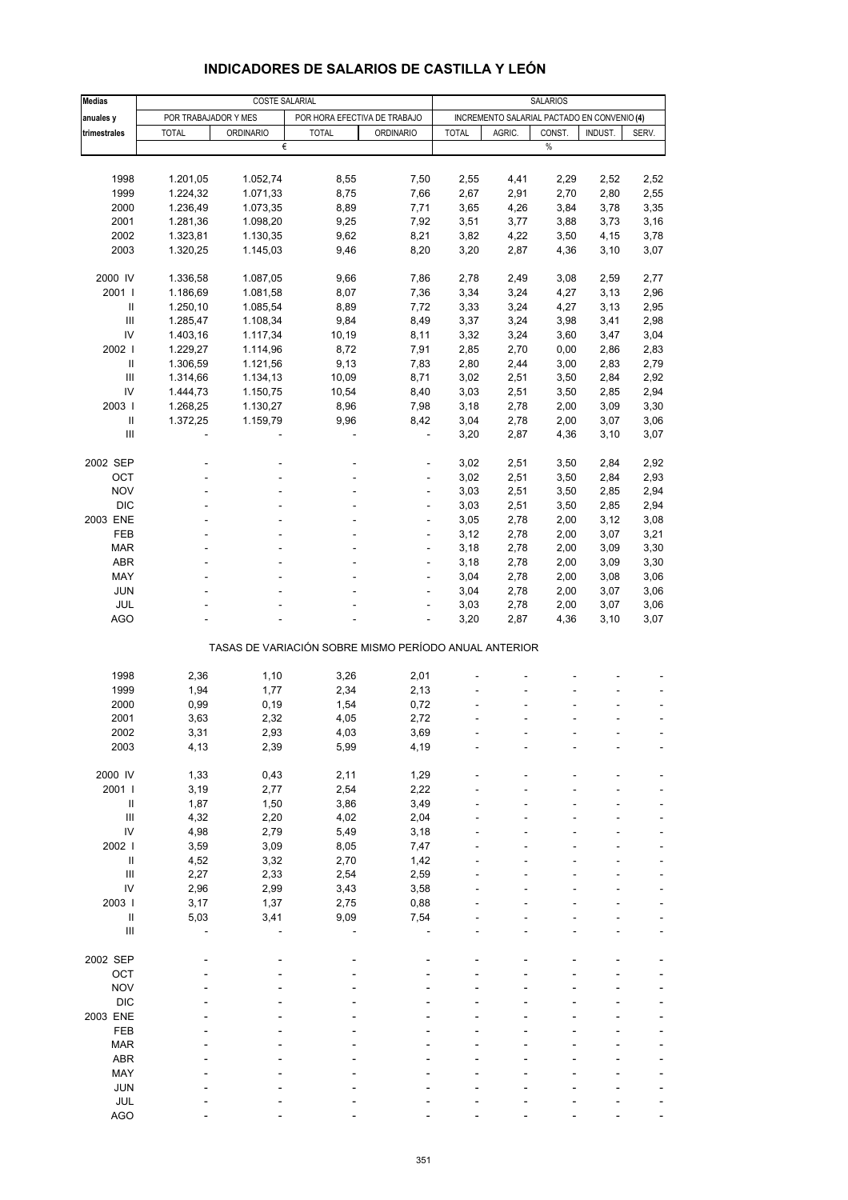# INDICADORES DE SALARIOS DE CASTILLA Y LEÓN

| Medias anuales y trimestrales | COSTE SALARIAL | | | | SALARIOS | | | | |
|---|---|---|---|---|---|---|---|---|---|
| | POR TRABAJADOR Y MES | | POR HORA EFECTIVA DE TRABAJO | | INCREMENTO SALARIAL PACTADO EN CONVENIO (4) | | | | |
| | TOTAL | ORDINARIO | TOTAL | ORDINARIO | TOTAL | AGRIC. | CONST. | INDUST. | SERV. |
| | € | | | | % | | | | |
| 1998 | 1.201,05 | 1.052,74 | 8,55 | 7,50 | 2,55 | 4,41 | 2,29 | 2,52 | 2,52 |
| 1999 | 1.224,32 | 1.071,33 | 8,75 | 7,66 | 2,67 | 2,91 | 2,70 | 2,80 | 2,55 |
| 2000 | 1.236,49 | 1.073,35 | 8,89 | 7,71 | 3,65 | 4,26 | 3,84 | 3,78 | 3,35 |
| 2001 | 1.281,36 | 1.098,20 | 9,25 | 7,92 | 3,51 | 3,77 | 3,88 | 3,73 | 3,16 |
| 2002 | 1.323,81 | 1.130,35 | 9,62 | 8,21 | 3,82 | 4,22 | 3,50 | 4,15 | 3,78 |
| 2003 | 1.320,25 | 1.145,03 | 9,46 | 8,20 | 3,20 | 2,87 | 4,36 | 3,10 | 3,07 |
| 2000 IV | 1.336,58 | 1.087,05 | 9,66 | 7,86 | 2,78 | 2,49 | 3,08 | 2,59 | 2,77 |
| 2001 I | 1.186,69 | 1.081,58 | 8,07 | 7,36 | 3,34 | 3,24 | 4,27 | 3,13 | 2,96 |
| II | 1.250,10 | 1.085,54 | 8,89 | 7,72 | 3,33 | 3,24 | 4,27 | 3,13 | 2,95 |
| III | 1.285,47 | 1.108,34 | 9,84 | 8,49 | 3,37 | 3,24 | 3,98 | 3,41 | 2,98 |
| IV | 1.403,16 | 1.117,34 | 10,19 | 8,11 | 3,32 | 3,24 | 3,60 | 3,47 | 3,04 |
| 2002 I | 1.229,27 | 1.114,96 | 8,72 | 7,91 | 2,85 | 2,70 | 0,00 | 2,86 | 2,83 |
| II | 1.306,59 | 1.121,56 | 9,13 | 7,83 | 2,80 | 2,44 | 3,00 | 2,83 | 2,79 |
| III | 1.314,66 | 1.134,13 | 10,09 | 8,71 | 3,02 | 2,51 | 3,50 | 2,84 | 2,92 |
| IV | 1.444,73 | 1.150,75 | 10,54 | 8,40 | 3,03 | 2,51 | 3,50 | 2,85 | 2,94 |
| 2003 I | 1.268,25 | 1.130,27 | 8,96 | 7,98 | 3,18 | 2,78 | 2,00 | 3,09 | 3,30 |
| II | 1.372,25 | 1.159,79 | 9,96 | 8,42 | 3,04 | 2,78 | 2,00 | 3,07 | 3,06 |
| III | - | - | - | - | 3,20 | 2,87 | 4,36 | 3,10 | 3,07 |
| 2002 SEP | - | - | - | - | 3,02 | 2,51 | 3,50 | 2,84 | 2,92 |
| OCT | - | - | - | - | 3,02 | 2,51 | 3,50 | 2,84 | 2,93 |
| NOV | - | - | - | - | 3,03 | 2,51 | 3,50 | 2,85 | 2,94 |
| DIC | - | - | - | - | 3,03 | 2,51 | 3,50 | 2,85 | 2,94 |
| 2003 ENE | - | - | - | - | 3,05 | 2,78 | 2,00 | 3,12 | 3,08 |
| FEB | - | - | - | - | 3,12 | 2,78 | 2,00 | 3,07 | 3,21 |
| MAR | - | - | - | - | 3,18 | 2,78 | 2,00 | 3,09 | 3,30 |
| ABR | - | - | - | - | 3,18 | 2,78 | 2,00 | 3,09 | 3,30 |
| MAY | - | - | - | - | 3,04 | 2,78 | 2,00 | 3,08 | 3,06 |
| JUN | - | - | - | - | 3,04 | 2,78 | 2,00 | 3,07 | 3,06 |
| JUL | - | - | - | - | 3,03 | 2,78 | 2,00 | 3,07 | 3,06 |
| AGO | - | - | - | - | 3,20 | 2,87 | 4,36 | 3,10 | 3,07 |
| TASAS DE VARIACIÓN SOBRE MISMO PERÍODO ANUAL ANTERIOR | | | | | | | | | |
| 1998 | 2,36 | 1,10 | 3,26 | 2,01 | - | - | - | - | - |
| 1999 | 1,94 | 1,77 | 2,34 | 2,13 | - | - | - | - | - |
| 2000 | 0,99 | 0,19 | 1,54 | 0,72 | - | - | - | - | - |
| 2001 | 3,63 | 2,32 | 4,05 | 2,72 | - | - | - | - | - |
| 2002 | 3,31 | 2,93 | 4,03 | 3,69 | - | - | - | - | - |
| 2003 | 4,13 | 2,39 | 5,99 | 4,19 | - | - | - | - | - |
| 2000 IV | 1,33 | 0,43 | 2,11 | 1,29 | - | - | - | - | - |
| 2001 I | 3,19 | 2,77 | 2,54 | 2,22 | - | - | - | - | - |
| II | 1,87 | 1,50 | 3,86 | 3,49 | - | - | - | - | - |
| III | 4,32 | 2,20 | 4,02 | 2,04 | - | - | - | - | - |
| IV | 4,98 | 2,79 | 5,49 | 3,18 | - | - | - | - | - |
| 2002 I | 3,59 | 3,09 | 8,05 | 7,47 | - | - | - | - | - |
| II | 4,52 | 3,32 | 2,70 | 1,42 | - | - | - | - | - |
| III | 2,27 | 2,33 | 2,54 | 2,59 | - | - | - | - | - |
| IV | 2,96 | 2,99 | 3,43 | 3,58 | - | - | - | - | - |
| 2003 I | 3,17 | 1,37 | 2,75 | 0,88 | - | - | - | - | - |
| II | 5,03 | 3,41 | 9,09 | 7,54 | - | - | - | - | - |
| III | - | - | - | - | - | - | - | - | - |
| 2002 SEP | - | - | - | - | - | - | - | - | - |
| OCT | - | - | - | - | - | - | - | - | - |
| NOV | - | - | - | - | - | - | - | - | - |
| DIC | - | - | - | - | - | - | - | - | - |
| 2003 ENE | - | - | - | - | - | - | - | - | - |
| FEB | - | - | - | - | - | - | - | - | - |
| MAR | - | - | - | - | - | - | - | - | - |
| ABR | - | - | - | - | - | - | - | - | - |
| MAY | - | - | - | - | - | - | - | - | - |
| JUN | - | - | - | - | - | - | - | - | - |
| JUL | - | - | - | - | - | - | - | - | - |
| AGO | - | - | - | - | - | - | - | - | - |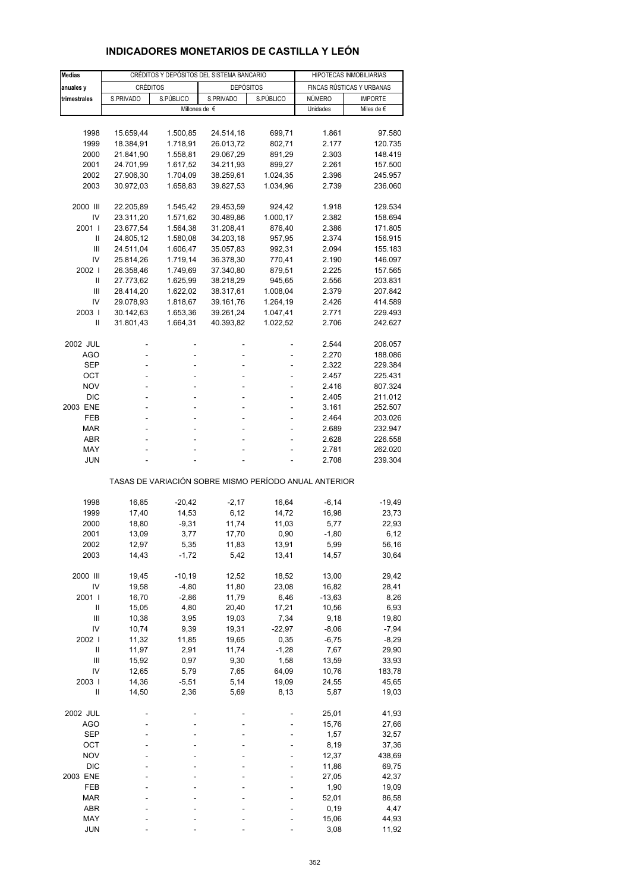## INDICADORES MONETARIOS DE CASTILLA Y LEÓN

| Medias anuales y trimestrales | CRÉDITOS Y DEPÓSITOS DEL SISTEMA BANCARIO | | | | HIPOTECAS INMOBILIARIAS | |
|---|---|---|---|---|---|---|
| | CRÉDITOS | | DEPÓSITOS | | FINCAS RÚSTICAS Y URBANAS | |
| | S.PRIVADO | S.PÚBLICO | S.PRIVADO | S.PÚBLICO | NÚMERO | IMPORTE |
| | Millones de € | | | | Unidades | Miles de € |
| 1998 | 15.659,44 | 1.500,85 | 24.514,18 | 699,71 | 1.861 | 97.580 |
| 1999 | 18.384,91 | 1.718,91 | 26.013,72 | 802,71 | 2.177 | 120.735 |
| 2000 | 21.841,90 | 1.558,81 | 29.067,29 | 891,29 | 2.303 | 148.419 |
| 2001 | 24.701,99 | 1.617,52 | 34.211,93 | 899,27 | 2.261 | 157.500 |
| 2002 | 27.906,30 | 1.704,09 | 38.259,61 | 1.024,35 | 2.396 | 245.957 |
| 2003 | 30.972,03 | 1.658,83 | 39.827,53 | 1.034,96 | 2.739 | 236.060 |
| 2000 III | 22.205,89 | 1.545,42 | 29.453,59 | 924,42 | 1.918 | 129.534 |
| IV | 23.311,20 | 1.571,62 | 30.489,86 | 1.000,17 | 2.382 | 158.694 |
| 2001 I | 23.677,54 | 1.564,38 | 31.208,41 | 876,40 | 2.386 | 171.805 |
| II | 24.805,12 | 1.580,08 | 34.203,18 | 957,95 | 2.374 | 156.915 |
| III | 24.511,04 | 1.606,47 | 35.057,83 | 992,31 | 2.094 | 155.183 |
| IV | 25.814,26 | 1.719,14 | 36.378,30 | 770,41 | 2.190 | 146.097 |
| 2002 I | 26.358,46 | 1.749,69 | 37.340,80 | 879,51 | 2.225 | 157.565 |
| II | 27.773,62 | 1.625,99 | 38.218,29 | 945,65 | 2.556 | 203.831 |
| III | 28.414,20 | 1.622,02 | 38.317,61 | 1.008,04 | 2.379 | 207.842 |
| IV | 29.078,93 | 1.818,67 | 39.161,76 | 1.264,19 | 2.426 | 414.589 |
| 2003 I | 30.142,63 | 1.653,36 | 39.261,24 | 1.047,41 | 2.771 | 229.493 |
| II | 31.801,43 | 1.664,31 | 40.393,82 | 1.022,52 | 2.706 | 242.627 |
| 2002 JUL | - | - | - | - | 2.544 | 206.057 |
| AGO | - | - | - | - | 2.270 | 188.086 |
| SEP | - | - | - | - | 2.322 | 229.384 |
| OCT | - | - | - | - | 2.457 | 225.431 |
| NOV | - | - | - | - | 2.416 | 807.324 |
| DIC | - | - | - | - | 2.405 | 211.012 |
| 2003 ENE | - | - | - | - | 3.161 | 252.507 |
| FEB | - | - | - | - | 2.464 | 203.026 |
| MAR | - | - | - | - | 2.689 | 232.947 |
| ABR | - | - | - | - | 2.628 | 226.558 |
| MAY | - | - | - | - | 2.781 | 262.020 |
| JUN | - | - | - | - | 2.708 | 239.304 |
| TASAS DE VARIACIÓN SOBRE MISMO PERÍODO ANUAL ANTERIOR | | | | | | |
| 1998 | 16,85 | -20,42 | -2,17 | 16,64 | -6,14 | -19,49 |
| 1999 | 17,40 | 14,53 | 6,12 | 14,72 | 16,98 | 23,73 |
| 2000 | 18,80 | -9,31 | 11,74 | 11,03 | 5,77 | 22,93 |
| 2001 | 13,09 | 3,77 | 17,70 | 0,90 | -1,80 | 6,12 |
| 2002 | 12,97 | 5,35 | 11,83 | 13,91 | 5,99 | 56,16 |
| 2003 | 14,43 | -1,72 | 5,42 | 13,41 | 14,57 | 30,64 |
| 2000 III | 19,45 | -10,19 | 12,52 | 18,52 | 13,00 | 29,42 |
| IV | 19,58 | -4,80 | 11,80 | 23,08 | 16,82 | 28,41 |
| 2001 I | 16,70 | -2,86 | 11,79 | 6,46 | -13,63 | 8,26 |
| II | 15,05 | 4,80 | 20,40 | 17,21 | 10,56 | 6,93 |
| III | 10,38 | 3,95 | 19,03 | 7,34 | 9,18 | 19,80 |
| IV | 10,74 | 9,39 | 19,31 | -22,97 | -8,06 | -7,94 |
| 2002 I | 11,32 | 11,85 | 19,65 | 0,35 | -6,75 | -8,29 |
| II | 11,97 | 2,91 | 11,74 | -1,28 | 7,67 | 29,90 |
| III | 15,92 | 0,97 | 9,30 | 1,58 | 13,59 | 33,93 |
| IV | 12,65 | 5,79 | 7,65 | 64,09 | 10,76 | 183,78 |
| 2003 I | 14,36 | -5,51 | 5,14 | 19,09 | 24,55 | 45,65 |
| II | 14,50 | 2,36 | 5,69 | 8,13 | 5,87 | 19,03 |
| 2002 JUL | - | - | - | - | 25,01 | 41,93 |
| AGO | - | - | - | - | 15,76 | 27,66 |
| SEP | - | - | - | - | 1,57 | 32,57 |
| OCT | - | - | - | - | 8,19 | 37,36 |
| NOV | - | - | - | - | 12,37 | 438,69 |
| DIC | - | - | - | - | 11,86 | 69,75 |
| 2003 ENE | - | - | - | - | 27,05 | 42,37 |
| FEB | - | - | - | - | 1,90 | 19,09 |
| MAR | - | - | - | - | 52,01 | 86,58 |
| ABR | - | - | - | - | 0,19 | 4,47 |
| MAY | - | - | - | - | 15,06 | 44,93 |
| JUN | - | - | - | - | 3,08 | 11,92 |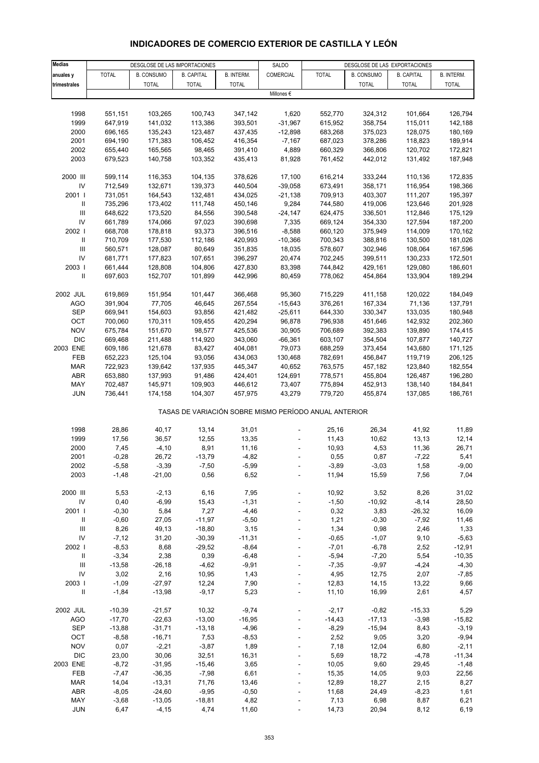# INDICADORES DE COMERCIO EXTERIOR DE CASTILLA Y LEÓN

| Medias anuales y trimestrales | DESGLOSE DE LAS IMPORTACIONES | | | | SALDO | DESGLOSE DE LAS EXPORTACIONES | | | |
|---|---|---|---|---|---|---|---|---|---|
| | TOTAL | B. CONSUMO TOTAL | B. CAPITAL TOTAL | B. INTERM. TOTAL | COMERCIAL | TOTAL | B. CONSUMO TOTAL | B. CAPITAL TOTAL | B. INTERM. TOTAL |
| | | | | | Millones € | | | | |
| 1998 | 551,151 | 103,265 | 100,743 | 347,142 | 1,620 | 552,770 | 324,312 | 101,664 | 126,794 |
| 1999 | 647,919 | 141,032 | 113,386 | 393,501 | -31,967 | 615,952 | 358,754 | 115,011 | 142,188 |
| 2000 | 696,165 | 135,243 | 123,487 | 437,435 | -12,898 | 683,268 | 375,023 | 128,075 | 180,169 |
| 2001 | 694,190 | 171,383 | 106,452 | 416,354 | -7,167 | 687,023 | 378,286 | 118,823 | 189,914 |
| 2002 | 655,440 | 165,565 | 98,465 | 391,410 | 4,889 | 660,329 | 366,806 | 120,702 | 172,821 |
| 2003 | 679,523 | 140,758 | 103,352 | 435,413 | 81,928 | 761,452 | 442,012 | 131,492 | 187,948 |
| 2000 III | 599,114 | 116,353 | 104,135 | 378,626 | 17,100 | 616,214 | 333,244 | 110,136 | 172,835 |
| IV | 712,549 | 132,671 | 139,373 | 440,504 | -39,058 | 673,491 | 358,171 | 116,954 | 198,366 |
| 2001 I | 731,051 | 164,543 | 132,481 | 434,025 | -21,138 | 709,913 | 403,307 | 111,207 | 195,397 |
| II | 735,296 | 173,402 | 111,748 | 450,146 | 9,284 | 744,580 | 419,006 | 123,646 | 201,928 |
| III | 648,622 | 173,520 | 84,556 | 390,548 | -24,147 | 624,475 | 336,501 | 112,846 | 175,129 |
| IV | 661,789 | 174,066 | 97,023 | 390,698 | 7,335 | 669,124 | 354,330 | 127,594 | 187,200 |
| 2002 I | 668,708 | 178,818 | 93,373 | 396,516 | -8,588 | 660,120 | 375,949 | 114,009 | 170,162 |
| II | 710,709 | 177,530 | 112,186 | 420,993 | -10,366 | 700,343 | 388,816 | 130,500 | 181,026 |
| III | 560,571 | 128,087 | 80,649 | 351,835 | 18,035 | 578,607 | 302,946 | 108,064 | 167,596 |
| IV | 681,771 | 177,823 | 107,651 | 396,297 | 20,474 | 702,245 | 399,511 | 130,233 | 172,501 |
| 2003 I | 661,444 | 128,808 | 104,806 | 427,830 | 83,398 | 744,842 | 429,161 | 129,080 | 186,601 |
| II | 697,603 | 152,707 | 101,899 | 442,996 | 80,459 | 778,062 | 454,864 | 133,904 | 189,294 |
| 2002 JUL | 619,869 | 151,954 | 101,447 | 366,468 | 95,360 | 715,229 | 411,158 | 120,022 | 184,049 |
| AGO | 391,904 | 77,705 | 46,645 | 267,554 | -15,643 | 376,261 | 167,334 | 71,136 | 137,791 |
| SEP | 669,941 | 154,603 | 93,856 | 421,482 | -25,611 | 644,330 | 330,347 | 133,035 | 180,948 |
| OCT | 700,060 | 170,311 | 109,455 | 420,294 | 96,878 | 796,938 | 451,646 | 142,932 | 202,360 |
| NOV | 675,784 | 151,670 | 98,577 | 425,536 | 30,905 | 706,689 | 392,383 | 139,890 | 174,415 |
| DIC | 669,468 | 211,488 | 114,920 | 343,060 | -66,361 | 603,107 | 354,504 | 107,877 | 140,727 |
| 2003 ENE | 609,186 | 121,678 | 83,427 | 404,081 | 79,073 | 688,259 | 373,454 | 143,680 | 171,125 |
| FEB | 652,223 | 125,104 | 93,056 | 434,063 | 130,468 | 782,691 | 456,847 | 119,719 | 206,125 |
| MAR | 722,923 | 139,642 | 137,935 | 445,347 | 40,652 | 763,575 | 457,182 | 123,840 | 182,554 |
| ABR | 653,880 | 137,993 | 91,486 | 424,401 | 124,691 | 778,571 | 455,804 | 126,487 | 196,280 |
| MAY | 702,487 | 145,971 | 109,903 | 446,612 | 73,407 | 775,894 | 452,913 | 138,140 | 184,841 |
| JUN | 736,441 | 174,158 | 104,307 | 457,975 | 43,279 | 779,720 | 455,874 | 137,085 | 186,761 |
| | TASAS DE VARIACIÓN SOBRE MISMO PERÍODO ANUAL ANTERIOR | | | | | | | | |
| 1998 | 28,86 | 40,17 | 13,14 | 31,01 | - | 25,16 | 26,34 | 41,92 | 11,89 |
| 1999 | 17,56 | 36,57 | 12,55 | 13,35 | - | 11,43 | 10,62 | 13,13 | 12,14 |
| 2000 | 7,45 | -4,10 | 8,91 | 11,16 | - | 10,93 | 4,53 | 11,36 | 26,71 |
| 2001 | -0,28 | 26,72 | -13,79 | -4,82 | - | 0,55 | 0,87 | -7,22 | 5,41 |
| 2002 | -5,58 | -3,39 | -7,50 | -5,99 | - | -3,89 | -3,03 | 1,58 | -9,00 |
| 2003 | -1,48 | -21,00 | 0,56 | 6,52 | - | 11,94 | 15,59 | 7,56 | 7,04 |
| 2000 III | 5,53 | -2,13 | 6,16 | 7,95 | - | 10,92 | 3,52 | 8,26 | 31,02 |
| IV | 0,40 | -6,99 | 15,43 | -1,31 | - | -1,50 | -10,92 | -8,14 | 28,50 |
| 2001 I | -0,30 | 5,84 | 7,27 | -4,46 | - | 0,32 | 3,83 | -26,32 | 16,09 |
| II | -0,60 | 27,05 | -11,97 | -5,50 | - | 1,21 | -0,30 | -7,92 | 11,46 |
| III | 8,26 | 49,13 | -18,80 | 3,15 | - | 1,34 | 0,98 | 2,46 | 1,33 |
| IV | -7,12 | 31,20 | -30,39 | -11,31 | - | -0,65 | -1,07 | 9,10 | -5,63 |
| 2002 I | -8,53 | 8,68 | -29,52 | -8,64 | - | -7,01 | -6,78 | 2,52 | -12,91 |
| II | -3,34 | 2,38 | 0,39 | -6,48 | - | -5,94 | -7,20 | 5,54 | -10,35 |
| III | -13,58 | -26,18 | -4,62 | -9,91 | - | -7,35 | -9,97 | -4,24 | -4,30 |
| IV | 3,02 | 2,16 | 10,95 | 1,43 | - | 4,95 | 12,75 | 2,07 | -7,85 |
| 2003 I | -1,09 | -27,97 | 12,24 | 7,90 | - | 12,83 | 14,15 | 13,22 | 9,66 |
| II | -1,84 | -13,98 | -9,17 | 5,23 | - | 11,10 | 16,99 | 2,61 | 4,57 |
| 2002 JUL | -10,39 | -21,57 | 10,32 | -9,74 | - | -2,17 | -0,82 | -15,33 | 5,29 |
| AGO | -17,70 | -22,63 | -13,00 | -16,95 | - | -14,43 | -17,13 | -3,98 | -15,82 |
| SEP | -13,88 | -31,71 | -13,18 | -4,96 | - | -8,29 | -15,94 | 8,43 | -3,19 |
| OCT | -8,58 | -16,71 | 7,53 | -8,53 | - | 2,52 | 9,05 | 3,20 | -9,94 |
| NOV | 0,07 | -2,21 | -3,87 | 1,89 | - | 7,18 | 12,04 | 6,80 | -2,11 |
| DIC | 23,00 | 30,06 | 32,51 | 16,31 | - | 5,69 | 18,72 | -4,78 | -11,34 |
| 2003 ENE | -8,72 | -31,95 | -15,46 | 3,65 | - | 10,05 | 9,60 | 29,45 | -1,48 |
| FEB | -7,47 | -36,35 | -7,98 | 6,61 | - | 15,35 | 14,05 | 9,03 | 22,56 |
| MAR | 14,04 | -13,31 | 71,76 | 13,46 | - | 12,89 | 18,27 | 2,15 | 8,27 |
| ABR | -8,05 | -24,60 | -9,95 | -0,50 | - | 11,68 | 24,49 | -8,23 | 1,61 |
| MAY | -3,68 | -13,05 | -18,81 | 4,82 | - | 7,13 | 6,98 | 8,87 | 6,21 |
| JUN | 6,47 | -4,15 | 4,74 | 11,60 | - | 14,73 | 20,94 | 8,12 | 6,19 |